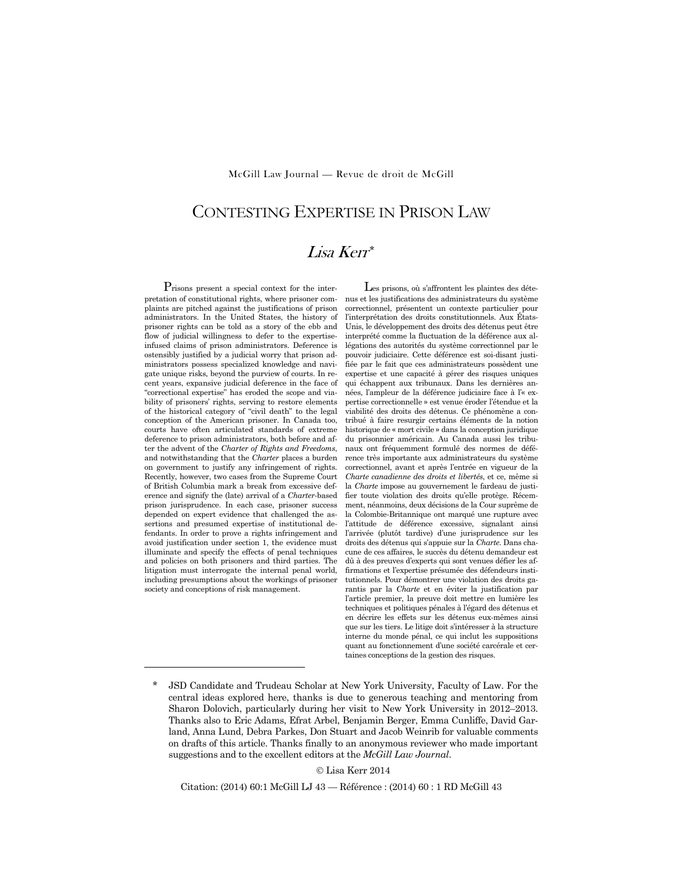McGill Law Journal — Revue de droit de McGill

# CONTESTING EXPERTISE IN PRISON LAW

## *Lisa Kerr*[*]

Prisons present a special context for the interpretation of constitutional rights, where prisoner complaints are pitched against the justifications of prison administrators. In the United States, the history of prisoner rights can be told as a story of the ebb and flow of judicial willingness to defer to the expertise-infused claims of prison administrators. Deference is ostensibly justified by a judicial worry that prison administrators possess specialized knowledge and navigate unique risks, beyond the purview of courts. In recent years, expansive judicial deference in the face of "correctional expertise" has eroded the scope and viability of prisoners' rights, serving to restore elements of the historical category of "civil death" to the legal conception of the American prisoner. In Canada too, courts have often articulated standards of extreme deference to prison administrators, both before and after the advent of the *Charter of Rights and Freedoms*, and notwithstanding that the *Charter* places a burden on government to justify any infringement of rights. Recently, however, two cases from the Supreme Court of British Columbia mark a break from excessive deference and signify the (late) arrival of a *Charter*-based prison jurisprudence. In each case, prisoner success depended on expert evidence that challenged the assertions and presumed expertise of institutional defendants. In order to prove a rights infringement and avoid justification under section 1, the evidence must illuminate and specify the effects of penal techniques and policies on both prisoners and third parties. The litigation must interrogate the internal penal world, including presumptions about the workings of prisoner society and conceptions of risk management.

Les prisons, où s'affrontent les plaintes des détenus et les justifications des administrateurs du système correctionnel, présentent un contexte particulier pour l'interprétation des droits constitutionnels. Aux États-Unis, le développement des droits des détenus peut être interprété comme la fluctuation de la déférence aux allégations des autorités du système correctionnel par le pouvoir judiciaire. Cette déférence est soi-disant justifiée par le fait que ces administrateurs possèdent une expertise et une capacité à gérer des risques uniques qui échappent aux tribunaux. Dans les dernières années, l'ampleur de la déférence judiciaire face à l'« expertise correctionnelle » est venue éroder l'étendue et la viabilité des droits des détenus. Ce phénomène a contribué à faire resurgir certains éléments de la notion historique de « mort civile » dans la conception juridique du prisonnier américain. Au Canada aussi les tribunaux ont fréquemment formulé des normes de déférence très importante aux administrateurs du système correctionnel, avant et après l'entrée en vigueur de la *Charte canadienne des droits et libertés*, et ce, même si la *Charte* impose au gouvernement le fardeau de justifier toute violation des droits qu'elle protège. Récemment, néanmoins, deux décisions de la Cour suprême de la Colombie-Britannique ont marqué une rupture avec l'attitude de déférence excessive, signalant ainsi l'arrivée (plutôt tardive) d'une jurisprudence sur les droits des détenus qui s'appuie sur la *Charte*. Dans chacune de ces affaires, le succès du détenu demandeur est dû à des preuves d'experts qui sont venues défier les affirmations et l'expertise présumée des défendeurs institutionnels. Pour démontrer une violation des droits garantis par la *Charte* et en éviter la justification par l'article premier, la preuve doit mettre en lumière les techniques et politiques pénales à l'égard des détenus et en décrire les effets sur les détenus eux-mêmes ainsi que sur les tiers. Le litige doit s'intéresser à la structure interne du monde pénal, ce qui inclut les suppositions quant au fonctionnement d'une société carcérale et certaines conceptions de la gestion des risques.

---

[*] JSD Candidate and Trudeau Scholar at New York University, Faculty of Law. For the central ideas explored here, thanks is due to generous teaching and mentoring from Sharon Dolovich, particularly during her visit to New York University in 2012–2013. Thanks also to Eric Adams, Efrat Arbel, Benjamin Berger, Emma Cunliffe, David Garland, Anna Lund, Debra Parkes, Don Stuart and Jacob Weinrib for valuable comments on drafts of this article. Thanks finally to an anonymous reviewer who made important suggestions and to the excellent editors at the *McGill Law Journal*.

© Lisa Kerr 2014

Citation: (2014) 60:1 McGill LJ 43 — Référence : (2014) 60 : 1 RD McGill 43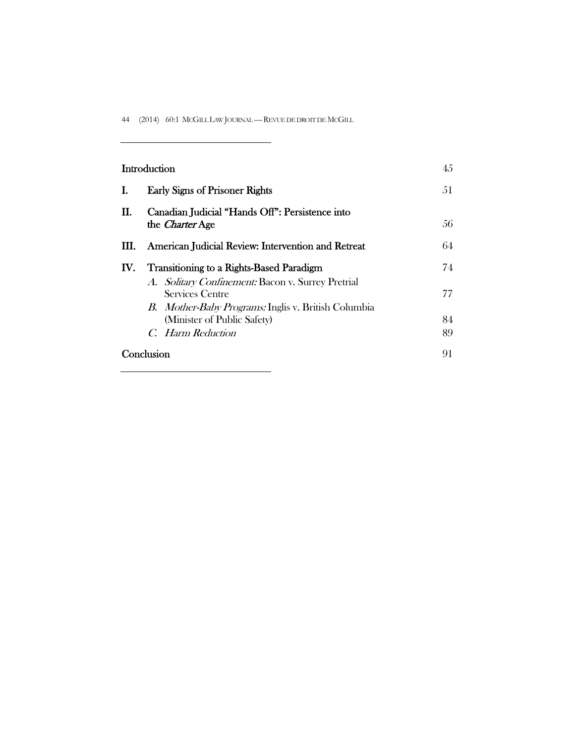| | | |
|---|---|---|
| **Introduction** | | 45 |
| **I.** | **Early Signs of Prisoner Rights** | 51 |
| **II.** | **Canadian Judicial "Hands Off": Persistence into the *Charter* Age** | 56 |
| **III.** | **American Judicial Review: Intervention and Retreat** | 64 |
| **IV.** | **Transitioning to a Rights-Based Paradigm** | 74 |
| | *A. Solitary Confinement:* Bacon v. Surrey Pretrial Services Centre | 77 |
| | *B. Mother-Baby Programs:* Inglis v. British Columbia (Minister of Public Safety) | 84 |
| | *C. Harm Reduction* | 89 |
| **Conclusion** | | 91 |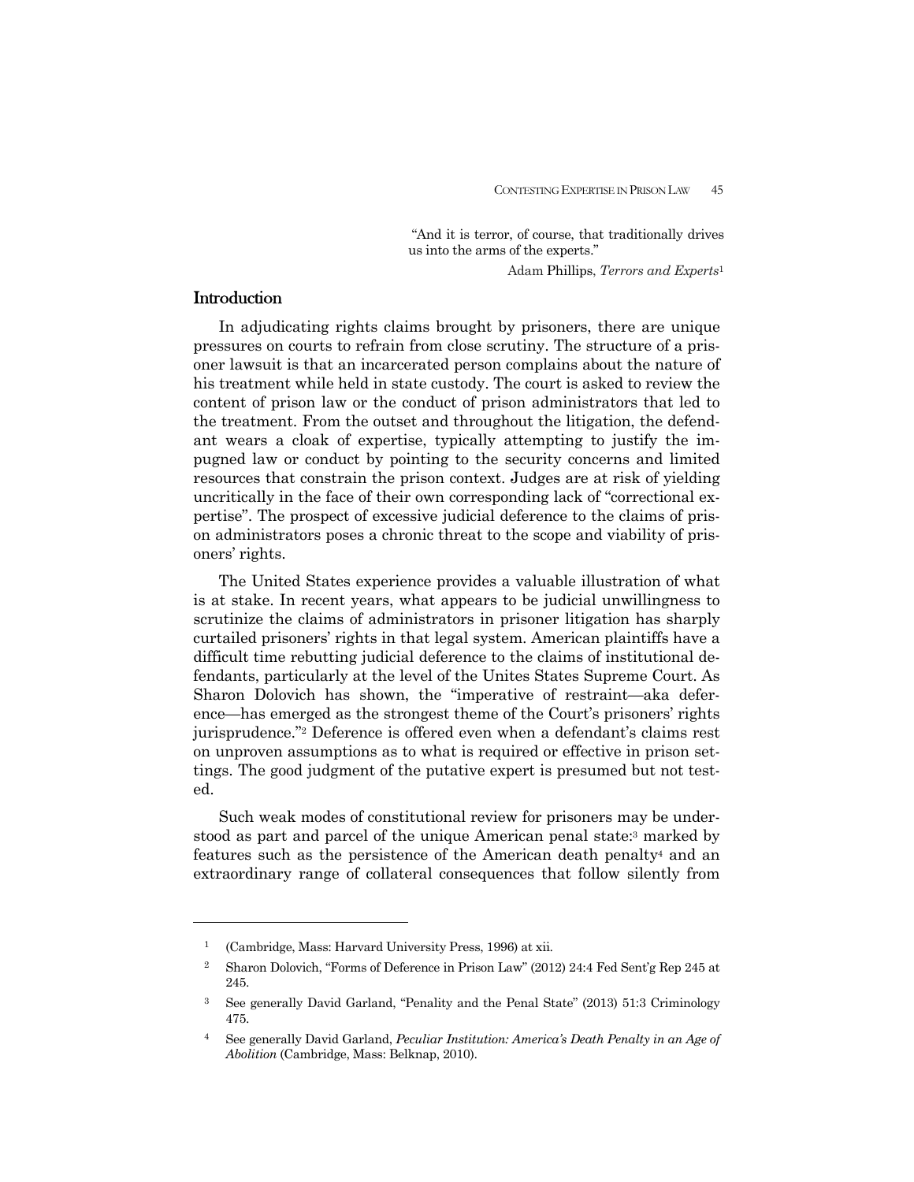> "And it is terror, of course, that traditionally drives us into the arms of the experts."
>
> Adam Phillips, *Terrors and Experts*[1]

## Introduction

In adjudicating rights claims brought by prisoners, there are unique pressures on courts to refrain from close scrutiny. The structure of a prisoner lawsuit is that an incarcerated person complains about the nature of his treatment while held in state custody. The court is asked to review the content of prison law or the conduct of prison administrators that led to the treatment. From the outset and throughout the litigation, the defendant wears a cloak of expertise, typically attempting to justify the impugned law or conduct by pointing to the security concerns and limited resources that constrain the prison context. Judges are at risk of yielding uncritically in the face of their own corresponding lack of "correctional expertise". The prospect of excessive judicial deference to the claims of prison administrators poses a chronic threat to the scope and viability of prisoners' rights.

The United States experience provides a valuable illustration of what is at stake. In recent years, what appears to be judicial unwillingness to scrutinize the claims of administrators in prisoner litigation has sharply curtailed prisoners' rights in that legal system. American plaintiffs have a difficult time rebutting judicial deference to the claims of institutional defendants, particularly at the level of the Unites States Supreme Court. As Sharon Dolovich has shown, the "imperative of restraint—aka deference—has emerged as the strongest theme of the Court's prisoners' rights jurisprudence."[2] Deference is offered even when a defendant's claims rest on unproven assumptions as to what is required or effective in prison settings. The good judgment of the putative expert is presumed but not tested.

Such weak modes of constitutional review for prisoners may be understood as part and parcel of the unique American penal state:[3] marked by features such as the persistence of the American death penalty[4] and an extraordinary range of collateral consequences that follow silently from

---

[1] (Cambridge, Mass: Harvard University Press, 1996) at xii.

[2] Sharon Dolovich, "Forms of Deference in Prison Law" (2012) 24:4 Fed Sent'g Rep 245 at 245.

[3] See generally David Garland, "Penality and the Penal State" (2013) 51:3 Criminology 475.

[4] See generally David Garland, *Peculiar Institution: America's Death Penalty in an Age of Abolition* (Cambridge, Mass: Belknap, 2010).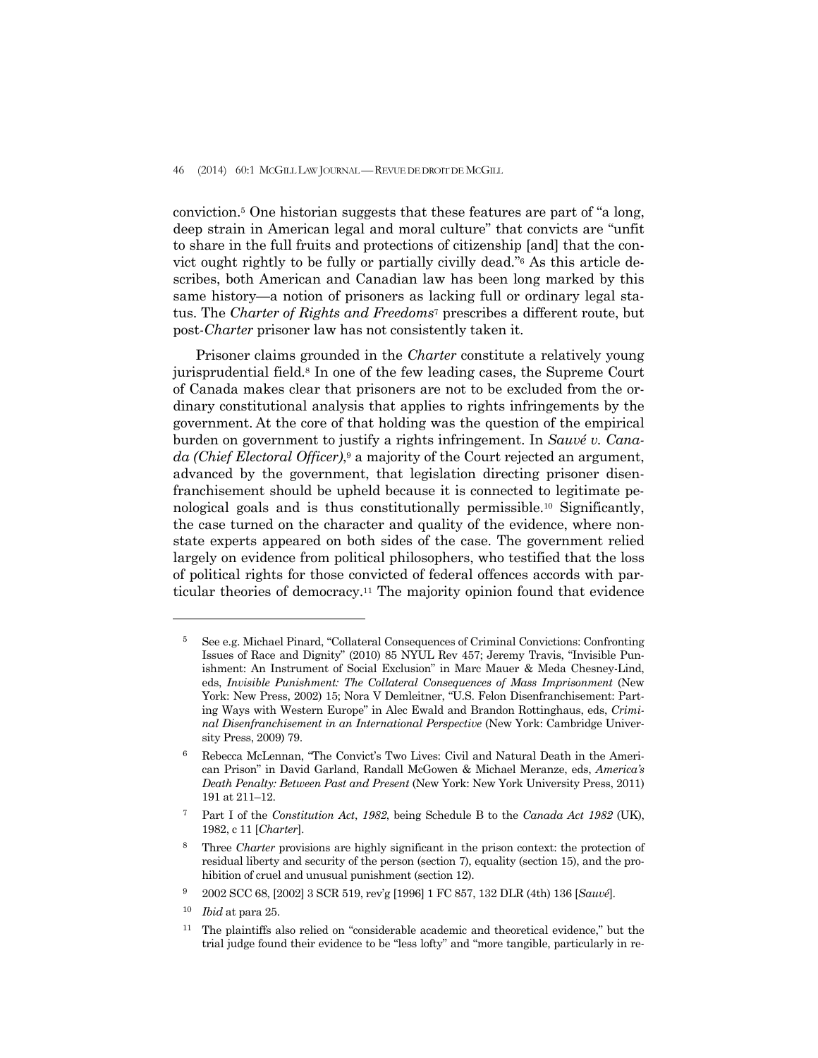conviction.[5] One historian suggests that these features are part of "a long, deep strain in American legal and moral culture" that convicts are "unfit to share in the full fruits and protections of citizenship [and] that the convict ought rightly to be fully or partially civilly dead."[6] As this article describes, both American and Canadian law has been long marked by this same history—a notion of prisoners as lacking full or ordinary legal status. The *Charter of Rights and Freedoms*[7] prescribes a different route, but post-*Charter* prisoner law has not consistently taken it.

Prisoner claims grounded in the *Charter* constitute a relatively young jurisprudential field.[8] In one of the few leading cases, the Supreme Court of Canada makes clear that prisoners are not to be excluded from the ordinary constitutional analysis that applies to rights infringements by the government. At the core of that holding was the question of the empirical burden on government to justify a rights infringement. In *Sauvé v. Canada (Chief Electoral Officer)*,[9] a majority of the Court rejected an argument, advanced by the government, that legislation directing prisoner disenfranchisement should be upheld because it is connected to legitimate penological goals and is thus constitutionally permissible.[10] Significantly, the case turned on the character and quality of the evidence, where non-state experts appeared on both sides of the case. The government relied largely on evidence from political philosophers, who testified that the loss of political rights for those convicted of federal offences accords with particular theories of democracy.[11] The majority opinion found that evidence

---

[5] See e.g. Michael Pinard, "Collateral Consequences of Criminal Convictions: Confronting Issues of Race and Dignity" (2010) 85 NYUL Rev 457; Jeremy Travis, "Invisible Punishment: An Instrument of Social Exclusion" in Marc Mauer & Meda Chesney-Lind, eds, *Invisible Punishment: The Collateral Consequences of Mass Imprisonment* (New York: New Press, 2002) 15; Nora V Demleitner, "U.S. Felon Disenfranchisement: Parting Ways with Western Europe" in Alec Ewald and Brandon Rottinghaus, eds, *Criminal Disenfranchisement in an International Perspective* (New York: Cambridge University Press, 2009) 79.

[6] Rebecca McLennan, "The Convict's Two Lives: Civil and Natural Death in the American Prison" in David Garland, Randall McGowen & Michael Meranze, eds, *America's Death Penalty: Between Past and Present* (New York: New York University Press, 2011) 191 at 211–12.

[7] Part I of the *Constitution Act, 1982*, being Schedule B to the *Canada Act 1982* (UK), 1982, c 11 [*Charter*].

[8] Three *Charter* provisions are highly significant in the prison context: the protection of residual liberty and security of the person (section 7), equality (section 15), and the prohibition of cruel and unusual punishment (section 12).

[9] 2002 SCC 68, [2002] 3 SCR 519, rev'g [1996] 1 FC 857, 132 DLR (4th) 136 [*Sauvé*].

[10] *Ibid* at para 25.

[11] The plaintiffs also relied on "considerable academic and theoretical evidence," but the trial judge found their evidence to be "less lofty" and "more tangible, particularly in re-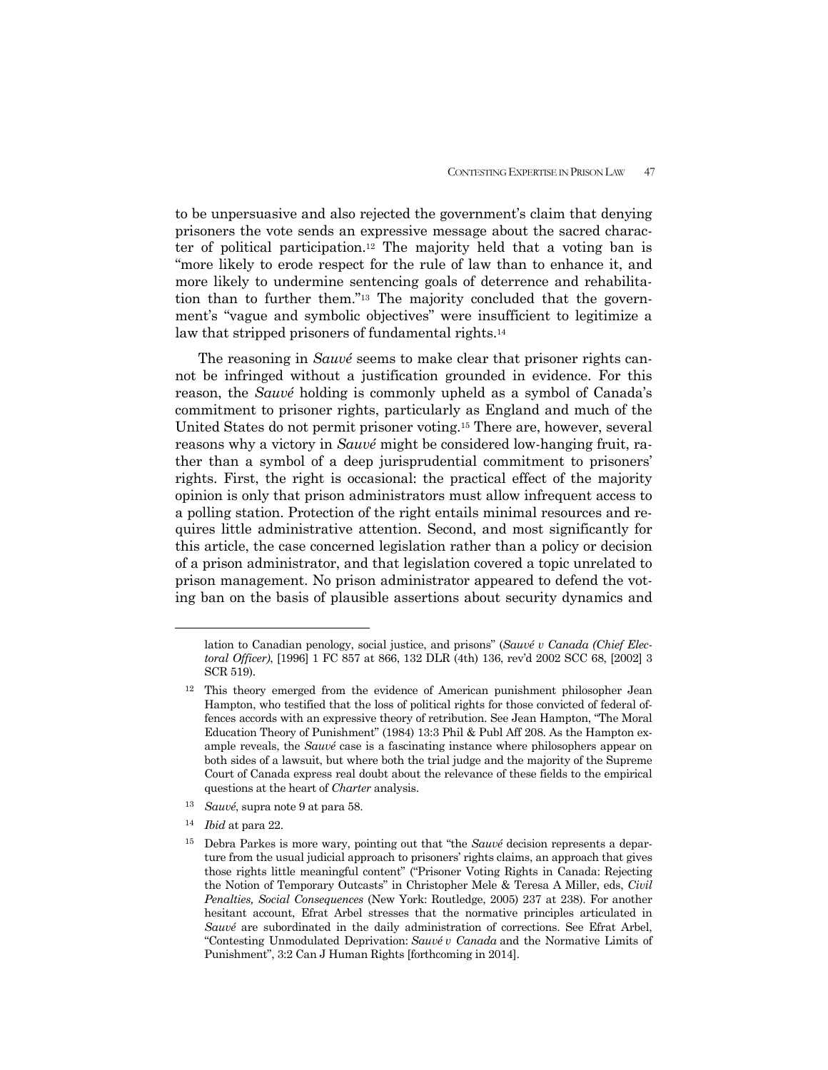to be unpersuasive and also rejected the government's claim that denying prisoners the vote sends an expressive message about the sacred character of political participation.[12] The majority held that a voting ban is "more likely to erode respect for the rule of law than to enhance it, and more likely to undermine sentencing goals of deterrence and rehabilitation than to further them."[13] The majority concluded that the government's "vague and symbolic objectives" were insufficient to legitimize a law that stripped prisoners of fundamental rights.[14]

The reasoning in *Sauvé* seems to make clear that prisoner rights cannot be infringed without a justification grounded in evidence. For this reason, the *Sauvé* holding is commonly upheld as a symbol of Canada's commitment to prisoner rights, particularly as England and much of the United States do not permit prisoner voting.[15] There are, however, several reasons why a victory in *Sauvé* might be considered low-hanging fruit, rather than a symbol of a deep jurisprudential commitment to prisoners' rights. First, the right is occasional: the practical effect of the majority opinion is only that prison administrators must allow infrequent access to a polling station. Protection of the right entails minimal resources and requires little administrative attention. Second, and most significantly for this article, the case concerned legislation rather than a policy or decision of a prison administrator, and that legislation covered a topic unrelated to prison management. No prison administrator appeared to defend the voting ban on the basis of plausible assertions about security dynamics and

---

lation to Canadian penology, social justice, and prisons" (*Sauvé v Canada (Chief Electoral Officer)*, [1996] 1 FC 857 at 866, 132 DLR (4th) 136, rev'd 2002 SCC 68, [2002] 3 SCR 519).

[12] This theory emerged from the evidence of American punishment philosopher Jean Hampton, who testified that the loss of political rights for those convicted of federal offences accords with an expressive theory of retribution. See Jean Hampton, "The Moral Education Theory of Punishment" (1984) 13:3 Phil & Publ Aff 208. As the Hampton example reveals, the *Sauvé* case is a fascinating instance where philosophers appear on both sides of a lawsuit, but where both the trial judge and the majority of the Supreme Court of Canada express real doubt about the relevance of these fields to the empirical questions at the heart of *Charter* analysis.

[13] *Sauvé*, supra note 9 at para 58.

[14] *Ibid* at para 22.

[15] Debra Parkes is more wary, pointing out that "the *Sauvé* decision represents a departure from the usual judicial approach to prisoners' rights claims, an approach that gives those rights little meaningful content" ("Prisoner Voting Rights in Canada: Rejecting the Notion of Temporary Outcasts" in Christopher Mele & Teresa A Miller, eds, *Civil Penalties, Social Consequences* (New York: Routledge, 2005) 237 at 238). For another hesitant account, Efrat Arbel stresses that the normative principles articulated in *Sauvé* are subordinated in the daily administration of corrections. See Efrat Arbel, "Contesting Unmodulated Deprivation: *Sauvé v Canada* and the Normative Limits of Punishment", 3:2 Can J Human Rights [forthcoming in 2014].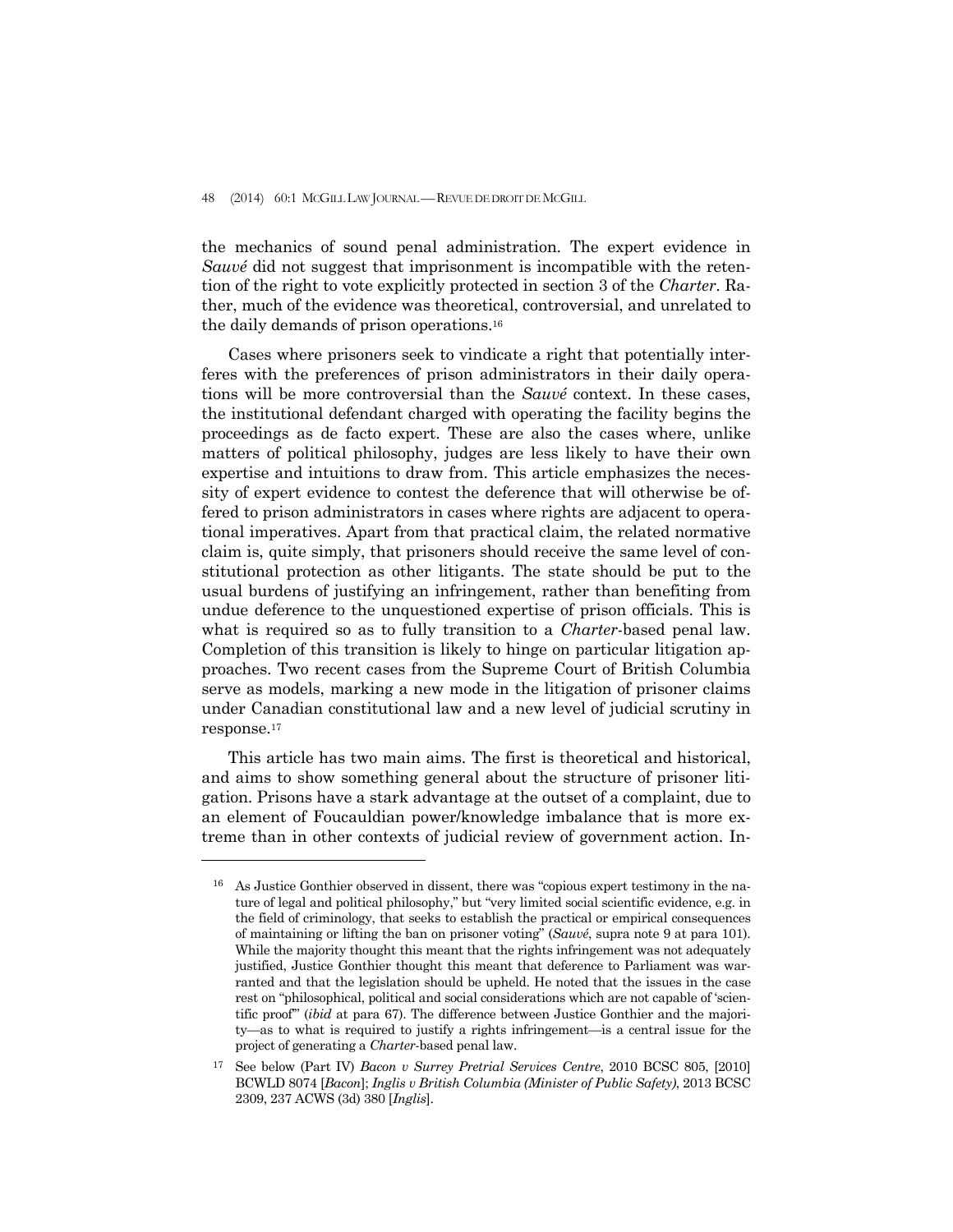the mechanics of sound penal administration. The expert evidence in *Sauvé* did not suggest that imprisonment is incompatible with the retention of the right to vote explicitly protected in section 3 of the *Charter*. Rather, much of the evidence was theoretical, controversial, and unrelated to the daily demands of prison operations.[16]

Cases where prisoners seek to vindicate a right that potentially interferes with the preferences of prison administrators in their daily operations will be more controversial than the *Sauvé* context. In these cases, the institutional defendant charged with operating the facility begins the proceedings as de facto expert. These are also the cases where, unlike matters of political philosophy, judges are less likely to have their own expertise and intuitions to draw from. This article emphasizes the necessity of expert evidence to contest the deference that will otherwise be offered to prison administrators in cases where rights are adjacent to operational imperatives. Apart from that practical claim, the related normative claim is, quite simply, that prisoners should receive the same level of constitutional protection as other litigants. The state should be put to the usual burdens of justifying an infringement, rather than benefiting from undue deference to the unquestioned expertise of prison officials. This is what is required so as to fully transition to a *Charter*-based penal law. Completion of this transition is likely to hinge on particular litigation approaches. Two recent cases from the Supreme Court of British Columbia serve as models, marking a new mode in the litigation of prisoner claims under Canadian constitutional law and a new level of judicial scrutiny in response.[17]

This article has two main aims. The first is theoretical and historical, and aims to show something general about the structure of prisoner litigation. Prisons have a stark advantage at the outset of a complaint, due to an element of Foucauldian power/knowledge imbalance that is more extreme than in other contexts of judicial review of government action. In-

---

[16] As Justice Gonthier observed in dissent, there was "copious expert testimony in the nature of legal and political philosophy," but "very limited social scientific evidence, e.g. in the field of criminology, that seeks to establish the practical or empirical consequences of maintaining or lifting the ban on prisoner voting" (*Sauvé*, supra note 9 at para 101). While the majority thought this meant that the rights infringement was not adequately justified, Justice Gonthier thought this meant that deference to Parliament was warranted and that the legislation should be upheld. He noted that the issues in the case rest on "philosophical, political and social considerations which are not capable of 'scientific proof'" (*ibid* at para 67). The difference between Justice Gonthier and the majority—as to what is required to justify a rights infringement—is a central issue for the project of generating a *Charter*-based penal law.

[17] See below (Part IV) *Bacon v Surrey Pretrial Services Centre*, 2010 BCSC 805, [2010] BCWLD 8074 [*Bacon*]; *Inglis v British Columbia (Minister of Public Safety)*, 2013 BCSC 2309, 237 ACWS (3d) 380 [*Inglis*].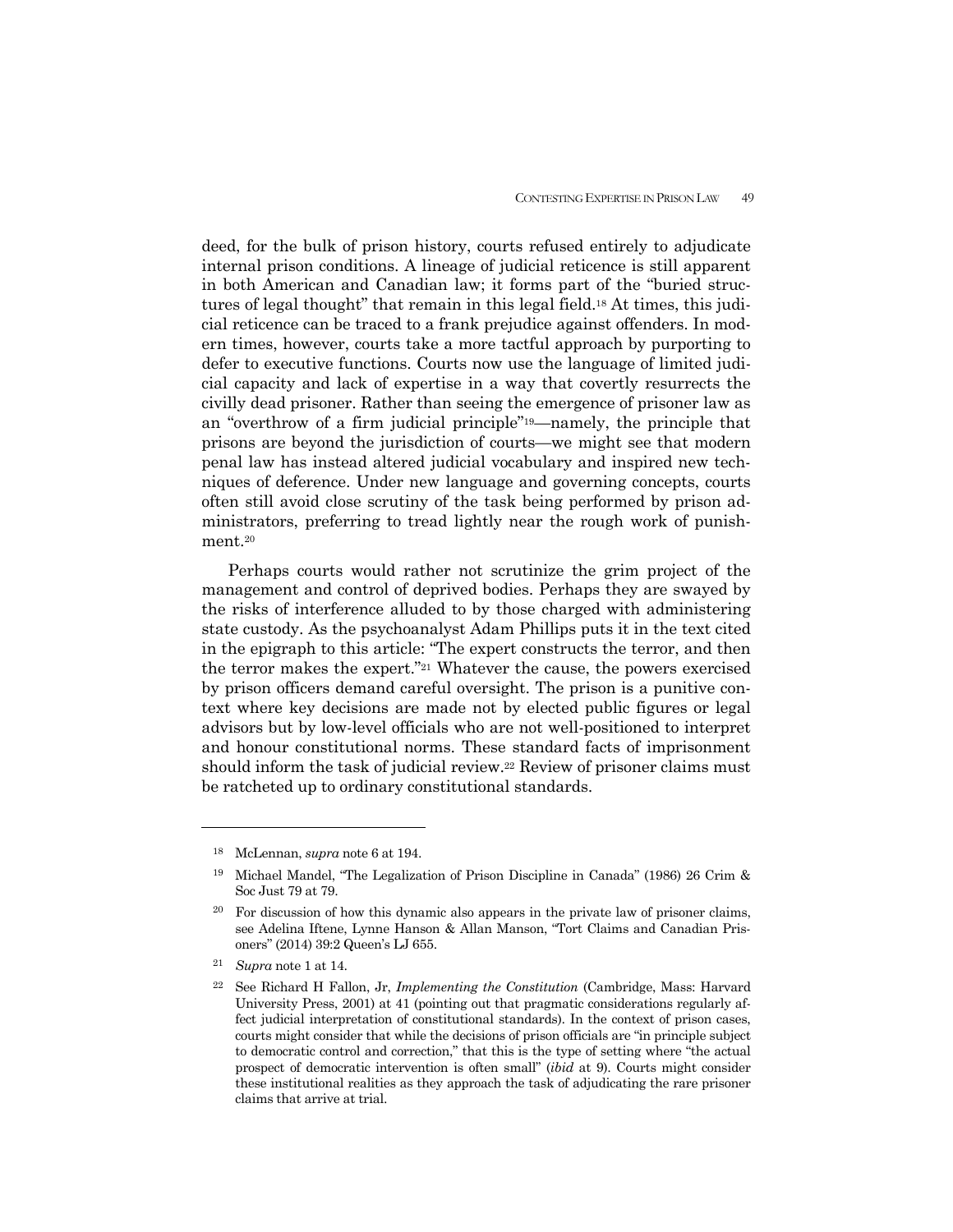deed, for the bulk of prison history, courts refused entirely to adjudicate internal prison conditions. A lineage of judicial reticence is still apparent in both American and Canadian law; it forms part of the "buried structures of legal thought" that remain in this legal field.[18] At times, this judicial reticence can be traced to a frank prejudice against offenders. In modern times, however, courts take a more tactful approach by purporting to defer to executive functions. Courts now use the language of limited judicial capacity and lack of expertise in a way that covertly resurrects the civilly dead prisoner. Rather than seeing the emergence of prisoner law as an "overthrow of a firm judicial principle"[19]—namely, the principle that prisons are beyond the jurisdiction of courts—we might see that modern penal law has instead altered judicial vocabulary and inspired new techniques of deference. Under new language and governing concepts, courts often still avoid close scrutiny of the task being performed by prison administrators, preferring to tread lightly near the rough work of punishment.[20]

Perhaps courts would rather not scrutinize the grim project of the management and control of deprived bodies. Perhaps they are swayed by the risks of interference alluded to by those charged with administering state custody. As the psychoanalyst Adam Phillips puts it in the text cited in the epigraph to this article: "The expert constructs the terror, and then the terror makes the expert."[21] Whatever the cause, the powers exercised by prison officers demand careful oversight. The prison is a punitive context where key decisions are made not by elected public figures or legal advisors but by low-level officials who are not well-positioned to interpret and honour constitutional norms. These standard facts of imprisonment should inform the task of judicial review.[22] Review of prisoner claims must be ratcheted up to ordinary constitutional standards.

---

[18] McLennan, *supra* note 6 at 194.

[19] Michael Mandel, "The Legalization of Prison Discipline in Canada" (1986) 26 Crim & Soc Just 79 at 79.

[20] For discussion of how this dynamic also appears in the private law of prisoner claims, see Adelina Iftene, Lynne Hanson & Allan Manson, "Tort Claims and Canadian Prisoners" (2014) 39:2 Queen's LJ 655.

[21] *Supra* note 1 at 14.

[22] See Richard H Fallon, Jr, *Implementing the Constitution* (Cambridge, Mass: Harvard University Press, 2001) at 41 (pointing out that pragmatic considerations regularly affect judicial interpretation of constitutional standards). In the context of prison cases, courts might consider that while the decisions of prison officials are "in principle subject to democratic control and correction," that this is the type of setting where "the actual prospect of democratic intervention is often small" (*ibid* at 9). Courts might consider these institutional realities as they approach the task of adjudicating the rare prisoner claims that arrive at trial.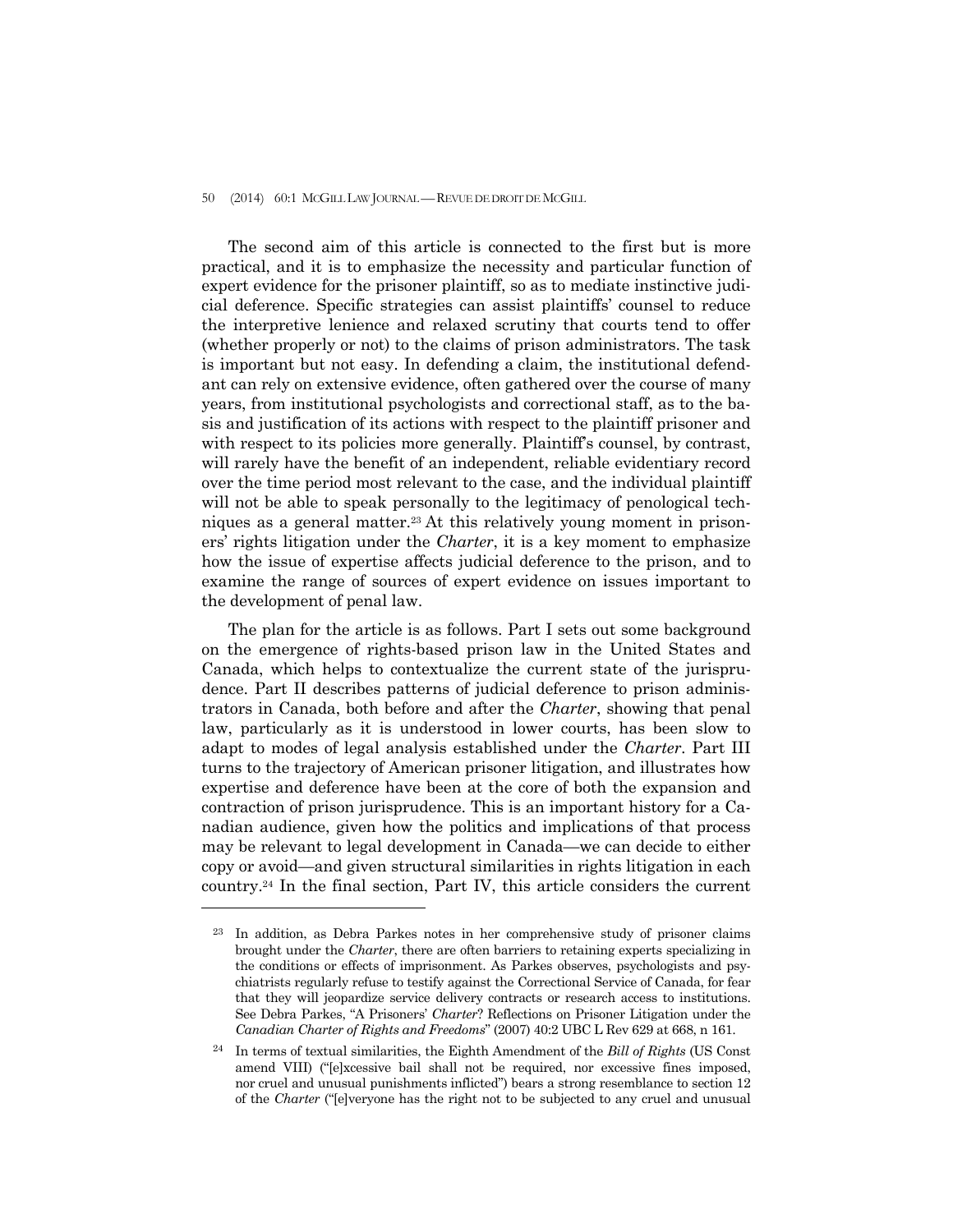The second aim of this article is connected to the first but is more practical, and it is to emphasize the necessity and particular function of expert evidence for the prisoner plaintiff, so as to mediate instinctive judicial deference. Specific strategies can assist plaintiffs' counsel to reduce the interpretive lenience and relaxed scrutiny that courts tend to offer (whether properly or not) to the claims of prison administrators. The task is important but not easy. In defending a claim, the institutional defendant can rely on extensive evidence, often gathered over the course of many years, from institutional psychologists and correctional staff, as to the basis and justification of its actions with respect to the plaintiff prisoner and with respect to its policies more generally. Plaintiff's counsel, by contrast, will rarely have the benefit of an independent, reliable evidentiary record over the time period most relevant to the case, and the individual plaintiff will not be able to speak personally to the legitimacy of penological techniques as a general matter.[23] At this relatively young moment in prisoners' rights litigation under the *Charter*, it is a key moment to emphasize how the issue of expertise affects judicial deference to the prison, and to examine the range of sources of expert evidence on issues important to the development of penal law.

The plan for the article is as follows. Part I sets out some background on the emergence of rights-based prison law in the United States and Canada, which helps to contextualize the current state of the jurisprudence. Part II describes patterns of judicial deference to prison administrators in Canada, both before and after the *Charter*, showing that penal law, particularly as it is understood in lower courts, has been slow to adapt to modes of legal analysis established under the *Charter*. Part III turns to the trajectory of American prisoner litigation, and illustrates how expertise and deference have been at the core of both the expansion and contraction of prison jurisprudence. This is an important history for a Canadian audience, given how the politics and implications of that process may be relevant to legal development in Canada—we can decide to either copy or avoid—and given structural similarities in rights litigation in each country.[24] In the final section, Part IV, this article considers the current

---

[23] In addition, as Debra Parkes notes in her comprehensive study of prisoner claims brought under the *Charter*, there are often barriers to retaining experts specializing in the conditions or effects of imprisonment. As Parkes observes, psychologists and psychiatrists regularly refuse to testify against the Correctional Service of Canada, for fear that they will jeopardize service delivery contracts or research access to institutions. See Debra Parkes, "A Prisoners' *Charter*? Reflections on Prisoner Litigation under the *Canadian Charter of Rights and Freedoms*" (2007) 40:2 UBC L Rev 629 at 668, n 161.

[24] In terms of textual similarities, the Eighth Amendment of the *Bill of Rights* (US Const amend VIII) ("[e]xcessive bail shall not be required, nor excessive fines imposed, nor cruel and unusual punishments inflicted") bears a strong resemblance to section 12 of the *Charter* ("[e]veryone has the right not to be subjected to any cruel and unusual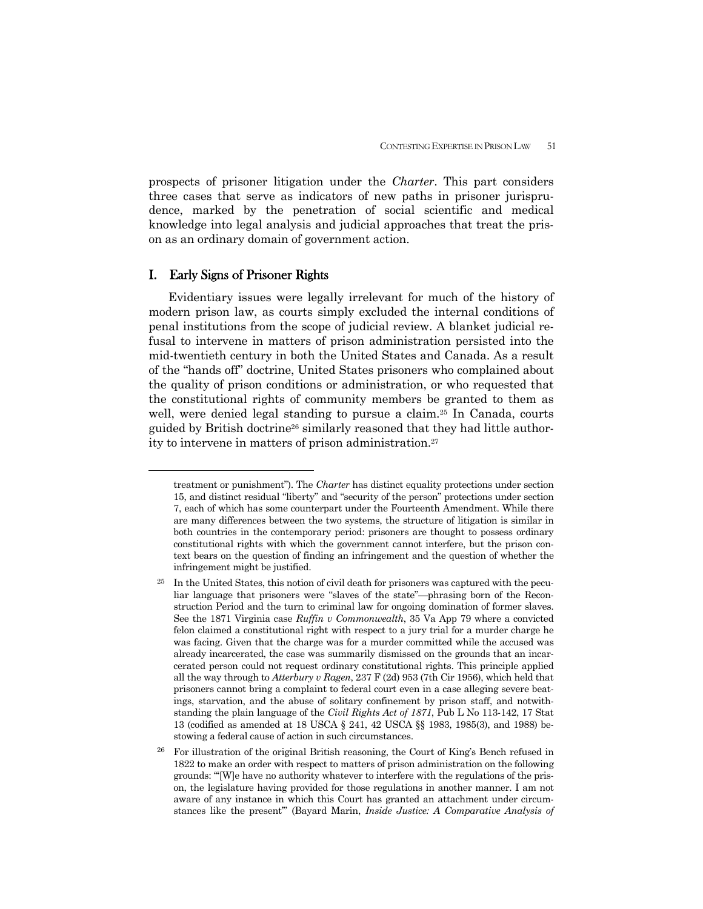prospects of prisoner litigation under the *Charter*. This part considers three cases that serve as indicators of new paths in prisoner jurisprudence, marked by the penetration of social scientific and medical knowledge into legal analysis and judicial approaches that treat the prison as an ordinary domain of government action.

## I. Early Signs of Prisoner Rights

Evidentiary issues were legally irrelevant for much of the history of modern prison law, as courts simply excluded the internal conditions of penal institutions from the scope of judicial review. A blanket judicial refusal to intervene in matters of prison administration persisted into the mid-twentieth century in both the United States and Canada. As a result of the "hands off" doctrine, United States prisoners who complained about the quality of prison conditions or administration, or who requested that the constitutional rights of community members be granted to them as well, were denied legal standing to pursue a claim.[25] In Canada, courts guided by British doctrine[26] similarly reasoned that they had little authority to intervene in matters of prison administration.[27]

---

treatment or punishment"). The *Charter* has distinct equality protections under section 15, and distinct residual "liberty" and "security of the person" protections under section 7, each of which has some counterpart under the Fourteenth Amendment. While there are many differences between the two systems, the structure of litigation is similar in both countries in the contemporary period: prisoners are thought to possess ordinary constitutional rights with which the government cannot interfere, but the prison context bears on the question of finding an infringement and the question of whether the infringement might be justified.

[25] In the United States, this notion of civil death for prisoners was captured with the peculiar language that prisoners were "slaves of the state"—phrasing born of the Reconstruction Period and the turn to criminal law for ongoing domination of former slaves. See the 1871 Virginia case *Ruffin v Commonwealth*, 35 Va App 79 where a convicted felon claimed a constitutional right with respect to a jury trial for a murder charge he was facing. Given that the charge was for a murder committed while the accused was already incarcerated, the case was summarily dismissed on the grounds that an incarcerated person could not request ordinary constitutional rights. This principle applied all the way through to *Atterbury v Ragen*, 237 F (2d) 953 (7th Cir 1956), which held that prisoners cannot bring a complaint to federal court even in a case alleging severe beatings, starvation, and the abuse of solitary confinement by prison staff, and notwithstanding the plain language of the *Civil Rights Act of 1871*, Pub L No 113-142, 17 Stat 13 (codified as amended at 18 USCA § 241, 42 USCA §§ 1983, 1985(3), and 1988) bestowing a federal cause of action in such circumstances.

[26] For illustration of the original British reasoning, the Court of King's Bench refused in 1822 to make an order with respect to matters of prison administration on the following grounds: "'[W]e have no authority whatever to interfere with the regulations of the prison, the legislature having provided for those regulations in another manner. I am not aware of any instance in which this Court has granted an attachment under circumstances like the present'" (Bayard Marin, *Inside Justice: A Comparative Analysis of*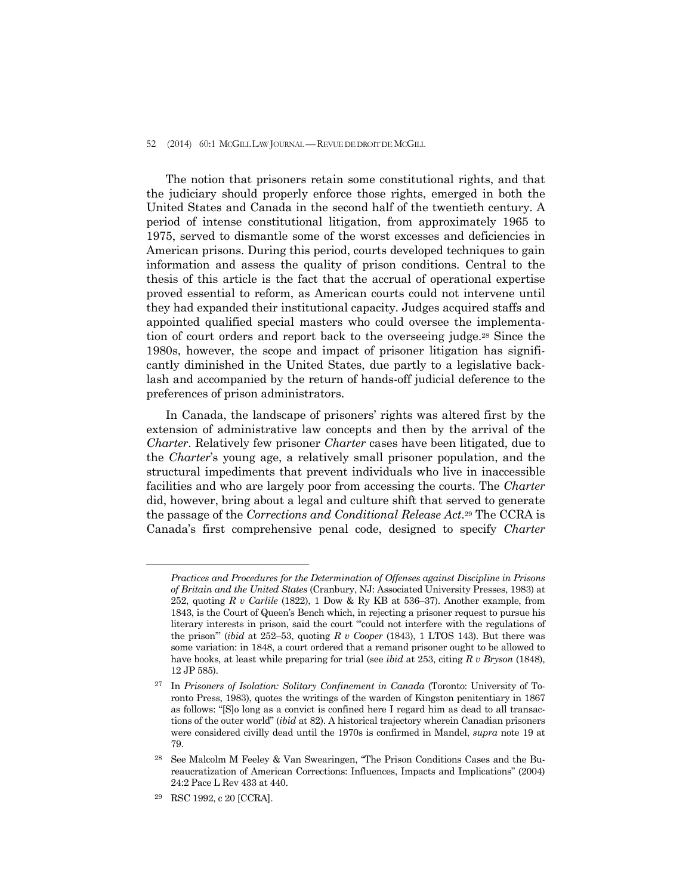The notion that prisoners retain some constitutional rights, and that the judiciary should properly enforce those rights, emerged in both the United States and Canada in the second half of the twentieth century. A period of intense constitutional litigation, from approximately 1965 to 1975, served to dismantle some of the worst excesses and deficiencies in American prisons. During this period, courts developed techniques to gain information and assess the quality of prison conditions. Central to the thesis of this article is the fact that the accrual of operational expertise proved essential to reform, as American courts could not intervene until they had expanded their institutional capacity. Judges acquired staffs and appointed qualified special masters who could oversee the implementation of court orders and report back to the overseeing judge.[28] Since the 1980s, however, the scope and impact of prisoner litigation has significantly diminished in the United States, due partly to a legislative backlash and accompanied by the return of hands-off judicial deference to the preferences of prison administrators.

In Canada, the landscape of prisoners' rights was altered first by the extension of administrative law concepts and then by the arrival of the *Charter*. Relatively few prisoner *Charter* cases have been litigated, due to the *Charter*'s young age, a relatively small prisoner population, and the structural impediments that prevent individuals who live in inaccessible facilities and who are largely poor from accessing the courts. The *Charter* did, however, bring about a legal and culture shift that served to generate the passage of the *Corrections and Conditional Release Act*.[29] The CCRA is Canada's first comprehensive penal code, designed to specify *Charter*

---

*Practices and Procedures for the Determination of Offenses against Discipline in Prisons of Britain and the United States* (Cranbury, NJ: Associated University Presses, 1983) at 252, quoting *R v Carlile* (1822), 1 Dow & Ry KB at 536–37). Another example, from 1843, is the Court of Queen's Bench which, in rejecting a prisoner request to pursue his literary interests in prison, said the court "'could not interfere with the regulations of the prison'" (*ibid* at 252–53, quoting *R v Cooper* (1843), 1 LTOS 143). But there was some variation: in 1848, a court ordered that a remand prisoner ought to be allowed to have books, at least while preparing for trial (see *ibid* at 253, citing *R v Bryson* (1848), 12 JP 585).

[27] In *Prisoners of Isolation: Solitary Confinement in Canada* (Toronto: University of Toronto Press, 1983), quotes the writings of the warden of Kingston penitentiary in 1867 as follows: "[S]o long as a convict is confined here I regard him as dead to all transactions of the outer world" (*ibid* at 82). A historical trajectory wherein Canadian prisoners were considered civilly dead until the 1970s is confirmed in Mandel, *supra* note 19 at 79.

[28] See Malcolm M Feeley & Van Swearingen, "The Prison Conditions Cases and the Bureaucratization of American Corrections: Influences, Impacts and Implications" (2004) 24:2 Pace L Rev 433 at 440.

[29] RSC 1992, c 20 [CCRA].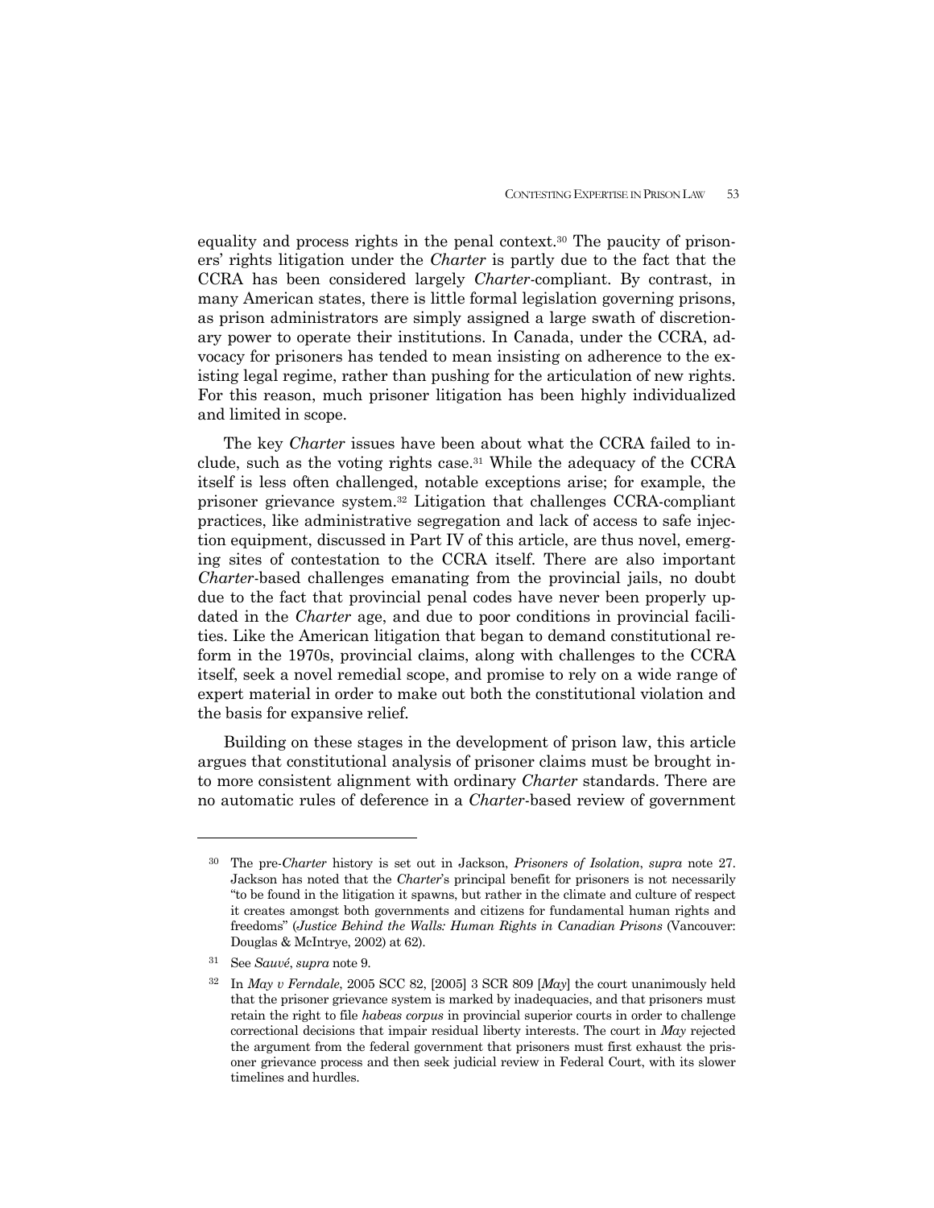equality and process rights in the penal context.[30] The paucity of prisoners' rights litigation under the *Charter* is partly due to the fact that the CCRA has been considered largely *Charter*-compliant. By contrast, in many American states, there is little formal legislation governing prisons, as prison administrators are simply assigned a large swath of discretionary power to operate their institutions. In Canada, under the CCRA, advocacy for prisoners has tended to mean insisting on adherence to the existing legal regime, rather than pushing for the articulation of new rights. For this reason, much prisoner litigation has been highly individualized and limited in scope.

The key *Charter* issues have been about what the CCRA failed to include, such as the voting rights case.[31] While the adequacy of the CCRA itself is less often challenged, notable exceptions arise; for example, the prisoner grievance system.[32] Litigation that challenges CCRA-compliant practices, like administrative segregation and lack of access to safe injection equipment, discussed in Part IV of this article, are thus novel, emerging sites of contestation to the CCRA itself. There are also important *Charter*-based challenges emanating from the provincial jails, no doubt due to the fact that provincial penal codes have never been properly updated in the *Charter* age, and due to poor conditions in provincial facilities. Like the American litigation that began to demand constitutional reform in the 1970s, provincial claims, along with challenges to the CCRA itself, seek a novel remedial scope, and promise to rely on a wide range of expert material in order to make out both the constitutional violation and the basis for expansive relief.

Building on these stages in the development of prison law, this article argues that constitutional analysis of prisoner claims must be brought into more consistent alignment with ordinary *Charter* standards. There are no automatic rules of deference in a *Charter*-based review of government

---

[30] The pre-*Charter* history is set out in Jackson, *Prisoners of Isolation*, *supra* note 27. Jackson has noted that the *Charter*'s principal benefit for prisoners is not necessarily "to be found in the litigation it spawns, but rather in the climate and culture of respect it creates amongst both governments and citizens for fundamental human rights and freedoms" (*Justice Behind the Walls: Human Rights in Canadian Prisons* (Vancouver: Douglas & McIntrye, 2002) at 62).

[31] See *Sauvé*, *supra* note 9.

[32] In *May v Ferndale*, 2005 SCC 82, [2005] 3 SCR 809 [*May*] the court unanimously held that the prisoner grievance system is marked by inadequacies, and that prisoners must retain the right to file *habeas corpus* in provincial superior courts in order to challenge correctional decisions that impair residual liberty interests. The court in *May* rejected the argument from the federal government that prisoners must first exhaust the prisoner grievance process and then seek judicial review in Federal Court, with its slower timelines and hurdles.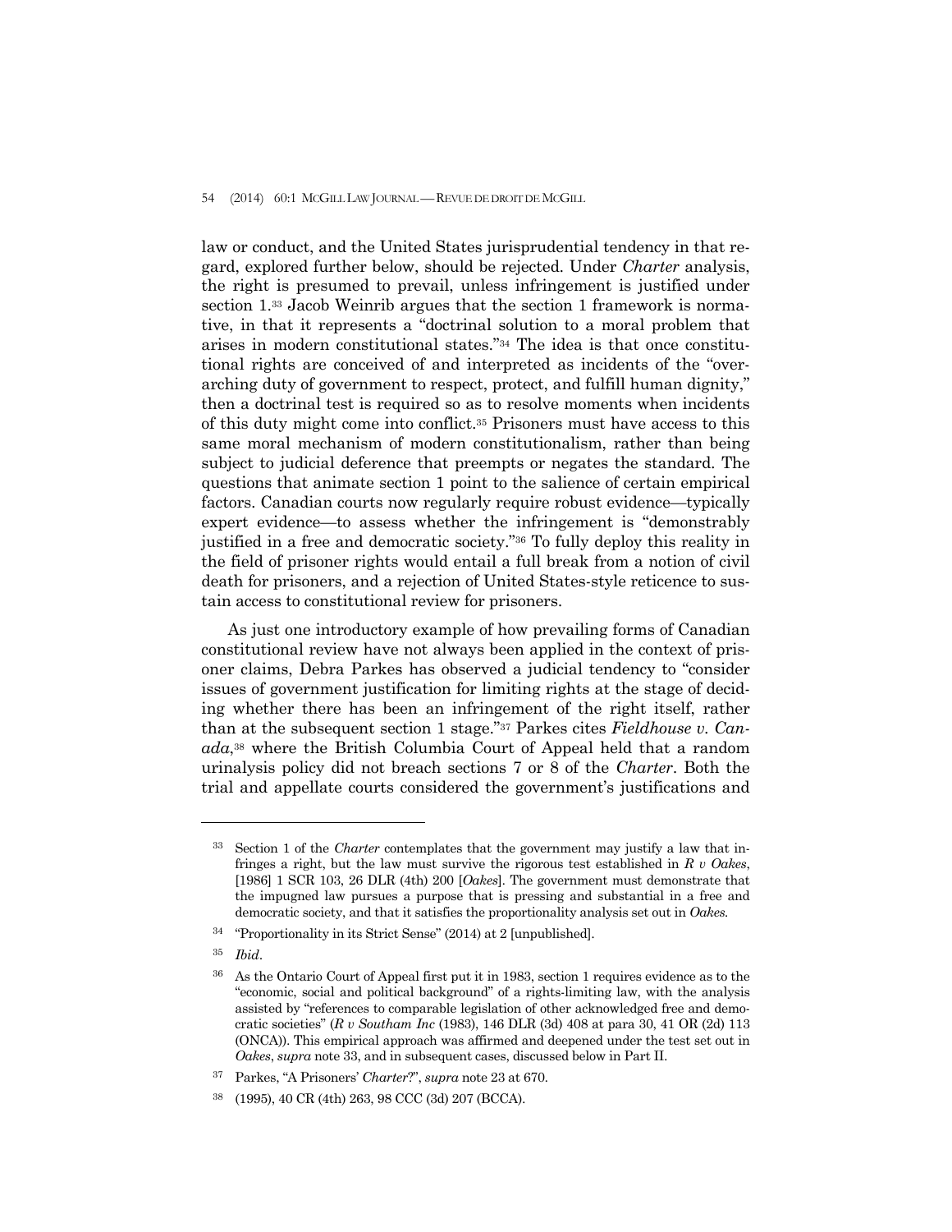law or conduct, and the United States jurisprudential tendency in that regard, explored further below, should be rejected. Under *Charter* analysis, the right is presumed to prevail, unless infringement is justified under section 1.[33] Jacob Weinrib argues that the section 1 framework is normative, in that it represents a "doctrinal solution to a moral problem that arises in modern constitutional states."[34] The idea is that once constitutional rights are conceived of and interpreted as incidents of the "overarching duty of government to respect, protect, and fulfill human dignity," then a doctrinal test is required so as to resolve moments when incidents of this duty might come into conflict.[35] Prisoners must have access to this same moral mechanism of modern constitutionalism, rather than being subject to judicial deference that preempts or negates the standard. The questions that animate section 1 point to the salience of certain empirical factors. Canadian courts now regularly require robust evidence—typically expert evidence—to assess whether the infringement is "demonstrably justified in a free and democratic society."[36] To fully deploy this reality in the field of prisoner rights would entail a full break from a notion of civil death for prisoners, and a rejection of United States-style reticence to sustain access to constitutional review for prisoners.

As just one introductory example of how prevailing forms of Canadian constitutional review have not always been applied in the context of prisoner claims, Debra Parkes has observed a judicial tendency to "consider issues of government justification for limiting rights at the stage of deciding whether there has been an infringement of the right itself, rather than at the subsequent section 1 stage."[37] Parkes cites *Fieldhouse v. Canada*,[38] where the British Columbia Court of Appeal held that a random urinalysis policy did not breach sections 7 or 8 of the *Charter*. Both the trial and appellate courts considered the government's justifications and

---

[33] Section 1 of the *Charter* contemplates that the government may justify a law that infringes a right, but the law must survive the rigorous test established in *R v Oakes*, [1986] 1 SCR 103, 26 DLR (4th) 200 [*Oakes*]. The government must demonstrate that the impugned law pursues a purpose that is pressing and substantial in a free and democratic society, and that it satisfies the proportionality analysis set out in *Oakes*.

[34] "Proportionality in its Strict Sense" (2014) at 2 [unpublished].

[35] *Ibid*.

[36] As the Ontario Court of Appeal first put it in 1983, section 1 requires evidence as to the "economic, social and political background" of a rights-limiting law, with the analysis assisted by "references to comparable legislation of other acknowledged free and democratic societies" (*R v Southam Inc* (1983), 146 DLR (3d) 408 at para 30, 41 OR (2d) 113 (ONCA)). This empirical approach was affirmed and deepened under the test set out in *Oakes*, *supra* note 33, and in subsequent cases, discussed below in Part II.

[37] Parkes, "A Prisoners' *Charter*?", *supra* note 23 at 670.

[38] (1995), 40 CR (4th) 263, 98 CCC (3d) 207 (BCCA).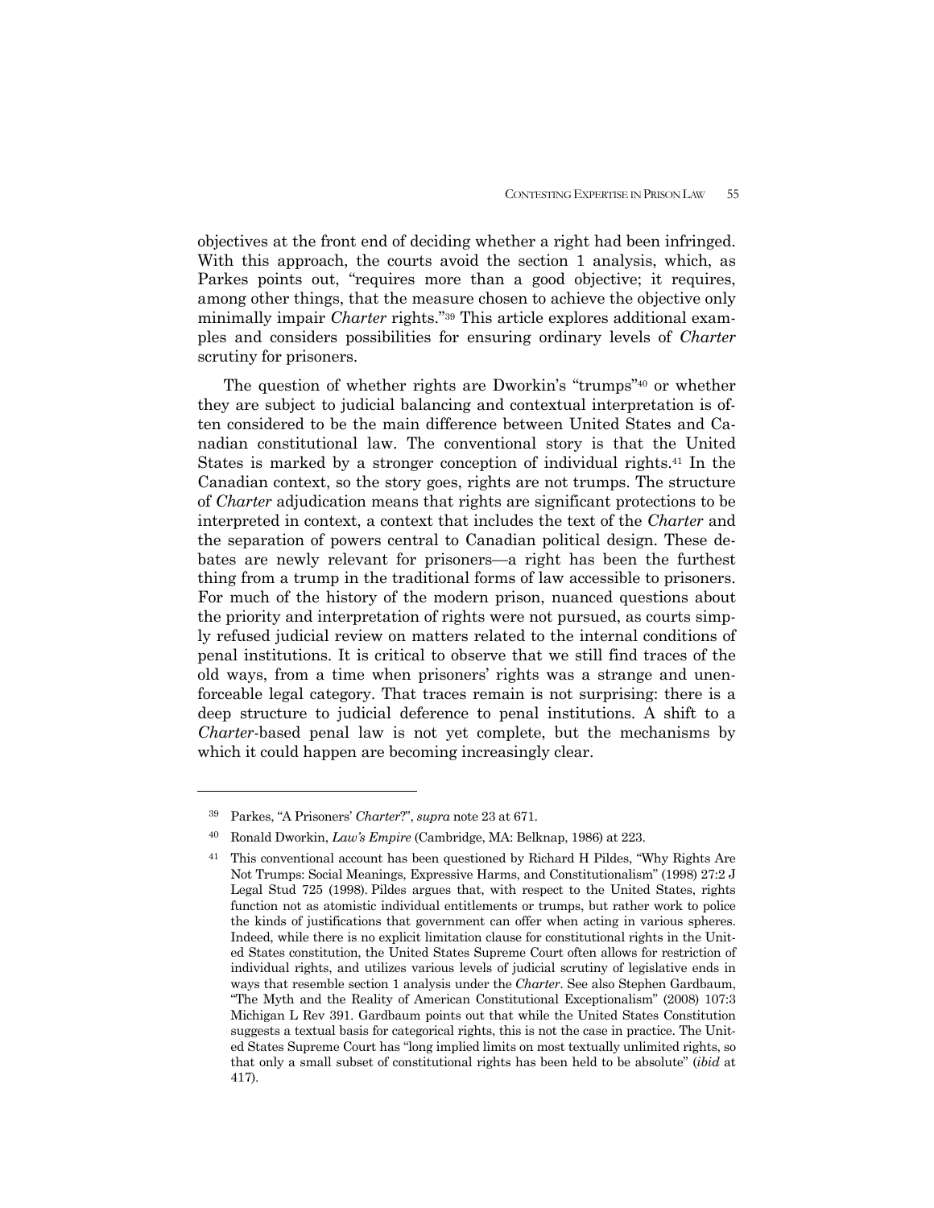objectives at the front end of deciding whether a right had been infringed. With this approach, the courts avoid the section 1 analysis, which, as Parkes points out, "requires more than a good objective; it requires, among other things, that the measure chosen to achieve the objective only minimally impair *Charter* rights."[39] This article explores additional examples and considers possibilities for ensuring ordinary levels of *Charter* scrutiny for prisoners.

The question of whether rights are Dworkin's "trumps"[40] or whether they are subject to judicial balancing and contextual interpretation is often considered to be the main difference between United States and Canadian constitutional law. The conventional story is that the United States is marked by a stronger conception of individual rights.[41] In the Canadian context, so the story goes, rights are not trumps. The structure of *Charter* adjudication means that rights are significant protections to be interpreted in context, a context that includes the text of the *Charter* and the separation of powers central to Canadian political design. These debates are newly relevant for prisoners—a right has been the furthest thing from a trump in the traditional forms of law accessible to prisoners. For much of the history of the modern prison, nuanced questions about the priority and interpretation of rights were not pursued, as courts simply refused judicial review on matters related to the internal conditions of penal institutions. It is critical to observe that we still find traces of the old ways, from a time when prisoners' rights was a strange and unenforceable legal category. That traces remain is not surprising: there is a deep structure to judicial deference to penal institutions. A shift to a *Charter*-based penal law is not yet complete, but the mechanisms by which it could happen are becoming increasingly clear.

---

[39] Parkes, "A Prisoners' *Charter*?", *supra* note 23 at 671.

[40] Ronald Dworkin, *Law's Empire* (Cambridge, MA: Belknap, 1986) at 223.

[41] This conventional account has been questioned by Richard H Pildes, "Why Rights Are Not Trumps: Social Meanings, Expressive Harms, and Constitutionalism" (1998) 27:2 J Legal Stud 725 (1998). Pildes argues that, with respect to the United States, rights function not as atomistic individual entitlements or trumps, but rather work to police the kinds of justifications that government can offer when acting in various spheres. Indeed, while there is no explicit limitation clause for constitutional rights in the United States constitution, the United States Supreme Court often allows for restriction of individual rights, and utilizes various levels of judicial scrutiny of legislative ends in ways that resemble section 1 analysis under the *Charter*. See also Stephen Gardbaum, "The Myth and the Reality of American Constitutional Exceptionalism" (2008) 107:3 Michigan L Rev 391. Gardbaum points out that while the United States Constitution suggests a textual basis for categorical rights, this is not the case in practice. The United States Supreme Court has "long implied limits on most textually unlimited rights, so that only a small subset of constitutional rights has been held to be absolute" (*ibid* at 417).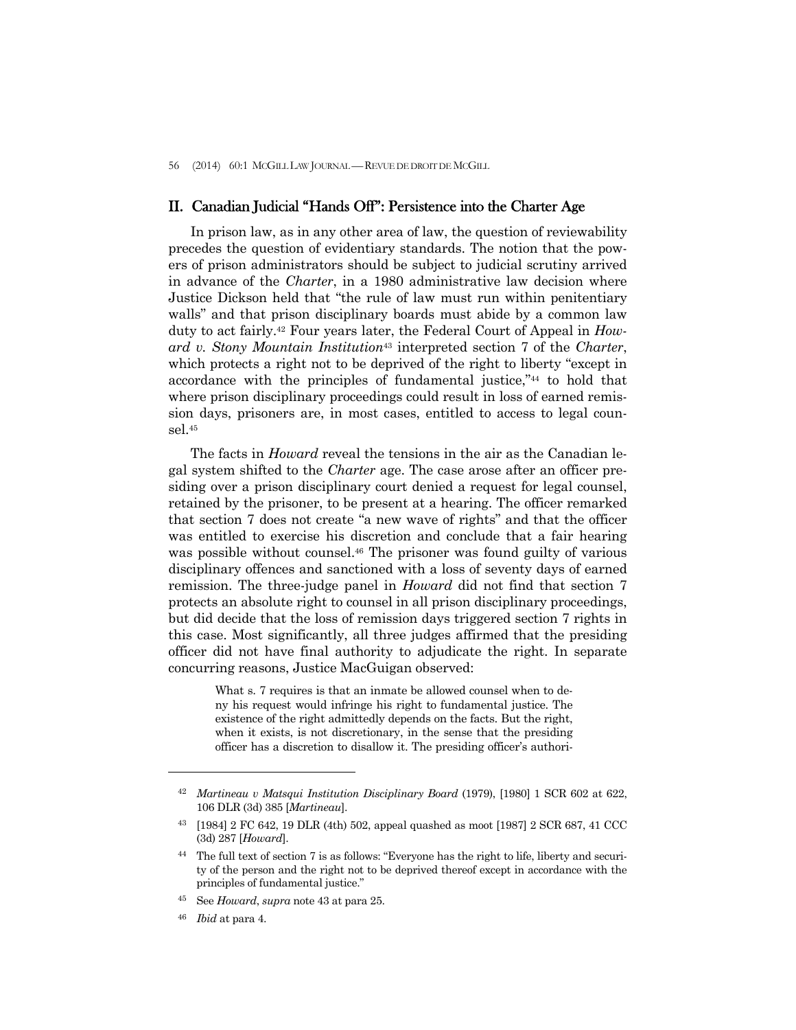## II. Canadian Judicial "Hands Off": Persistence into the Charter Age

In prison law, as in any other area of law, the question of reviewability precedes the question of evidentiary standards. The notion that the powers of prison administrators should be subject to judicial scrutiny arrived in advance of the *Charter*, in a 1980 administrative law decision where Justice Dickson held that "the rule of law must run within penitentiary walls" and that prison disciplinary boards must abide by a common law duty to act fairly.[42] Four years later, the Federal Court of Appeal in *Howard v. Stony Mountain Institution*[43] interpreted section 7 of the *Charter*, which protects a right not to be deprived of the right to liberty "except in accordance with the principles of fundamental justice,"[44] to hold that where prison disciplinary proceedings could result in loss of earned remission days, prisoners are, in most cases, entitled to access to legal counsel.[45]

The facts in *Howard* reveal the tensions in the air as the Canadian legal system shifted to the *Charter* age. The case arose after an officer presiding over a prison disciplinary court denied a request for legal counsel, retained by the prisoner, to be present at a hearing. The officer remarked that section 7 does not create "a new wave of rights" and that the officer was entitled to exercise his discretion and conclude that a fair hearing was possible without counsel.[46] The prisoner was found guilty of various disciplinary offences and sanctioned with a loss of seventy days of earned remission. The three-judge panel in *Howard* did not find that section 7 protects an absolute right to counsel in all prison disciplinary proceedings, but did decide that the loss of remission days triggered section 7 rights in this case. Most significantly, all three judges affirmed that the presiding officer did not have final authority to adjudicate the right. In separate concurring reasons, Justice MacGuigan observed:

> What s. 7 requires is that an inmate be allowed counsel when to deny his request would infringe his right to fundamental justice. The existence of the right admittedly depends on the facts. But the right, when it exists, is not discretionary, in the sense that the presiding officer has a discretion to disallow it. The presiding officer's authori-

---

[42] *Martineau v Matsqui Institution Disciplinary Board* (1979), [1980] 1 SCR 602 at 622, 106 DLR (3d) 385 [*Martineau*].

[43] [1984] 2 FC 642, 19 DLR (4th) 502, appeal quashed as moot [1987] 2 SCR 687, 41 CCC (3d) 287 [*Howard*].

[44] The full text of section 7 is as follows: "Everyone has the right to life, liberty and security of the person and the right not to be deprived thereof except in accordance with the principles of fundamental justice."

[45] See *Howard*, *supra* note 43 at para 25.

[46] *Ibid* at para 4.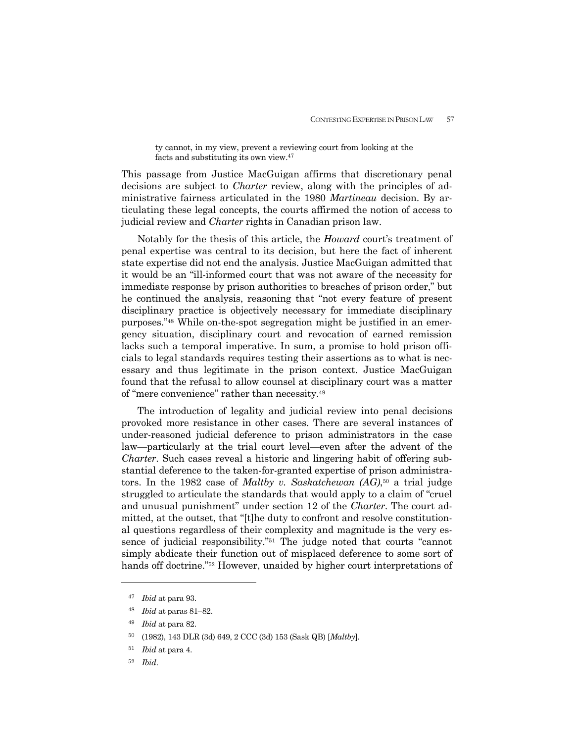> ty cannot, in my view, prevent a reviewing court from looking at the facts and substituting its own view.[47]

This passage from Justice MacGuigan affirms that discretionary penal decisions are subject to *Charter* review, along with the principles of administrative fairness articulated in the 1980 *Martineau* decision. By articulating these legal concepts, the courts affirmed the notion of access to judicial review and *Charter* rights in Canadian prison law.

Notably for the thesis of this article, the *Howard* court's treatment of penal expertise was central to its decision, but here the fact of inherent state expertise did not end the analysis. Justice MacGuigan admitted that it would be an "ill-informed court that was not aware of the necessity for immediate response by prison authorities to breaches of prison order," but he continued the analysis, reasoning that "not every feature of present disciplinary practice is objectively necessary for immediate disciplinary purposes."[48] While on-the-spot segregation might be justified in an emergency situation, disciplinary court and revocation of earned remission lacks such a temporal imperative. In sum, a promise to hold prison officials to legal standards requires testing their assertions as to what is necessary and thus legitimate in the prison context. Justice MacGuigan found that the refusal to allow counsel at disciplinary court was a matter of "mere convenience" rather than necessity.[49]

The introduction of legality and judicial review into penal decisions provoked more resistance in other cases. There are several instances of under-reasoned judicial deference to prison administrators in the case law—particularly at the trial court level—even after the advent of the *Charter*. Such cases reveal a historic and lingering habit of offering substantial deference to the taken-for-granted expertise of prison administrators. In the 1982 case of *Maltby v. Saskatchewan (AG)*,[50] a trial judge struggled to articulate the standards that would apply to a claim of "cruel and unusual punishment" under section 12 of the *Charter*. The court admitted, at the outset, that "[t]he duty to confront and resolve constitutional questions regardless of their complexity and magnitude is the very essence of judicial responsibility."[51] The judge noted that courts "cannot simply abdicate their function out of misplaced deference to some sort of hands off doctrine."[52] However, unaided by higher court interpretations of

---

[47] *Ibid* at para 93.

[48] *Ibid* at paras 81–82.

[49] *Ibid* at para 82.

[50] (1982), 143 DLR (3d) 649, 2 CCC (3d) 153 (Sask QB) [*Maltby*].

[51] *Ibid* at para 4.

[52] *Ibid*.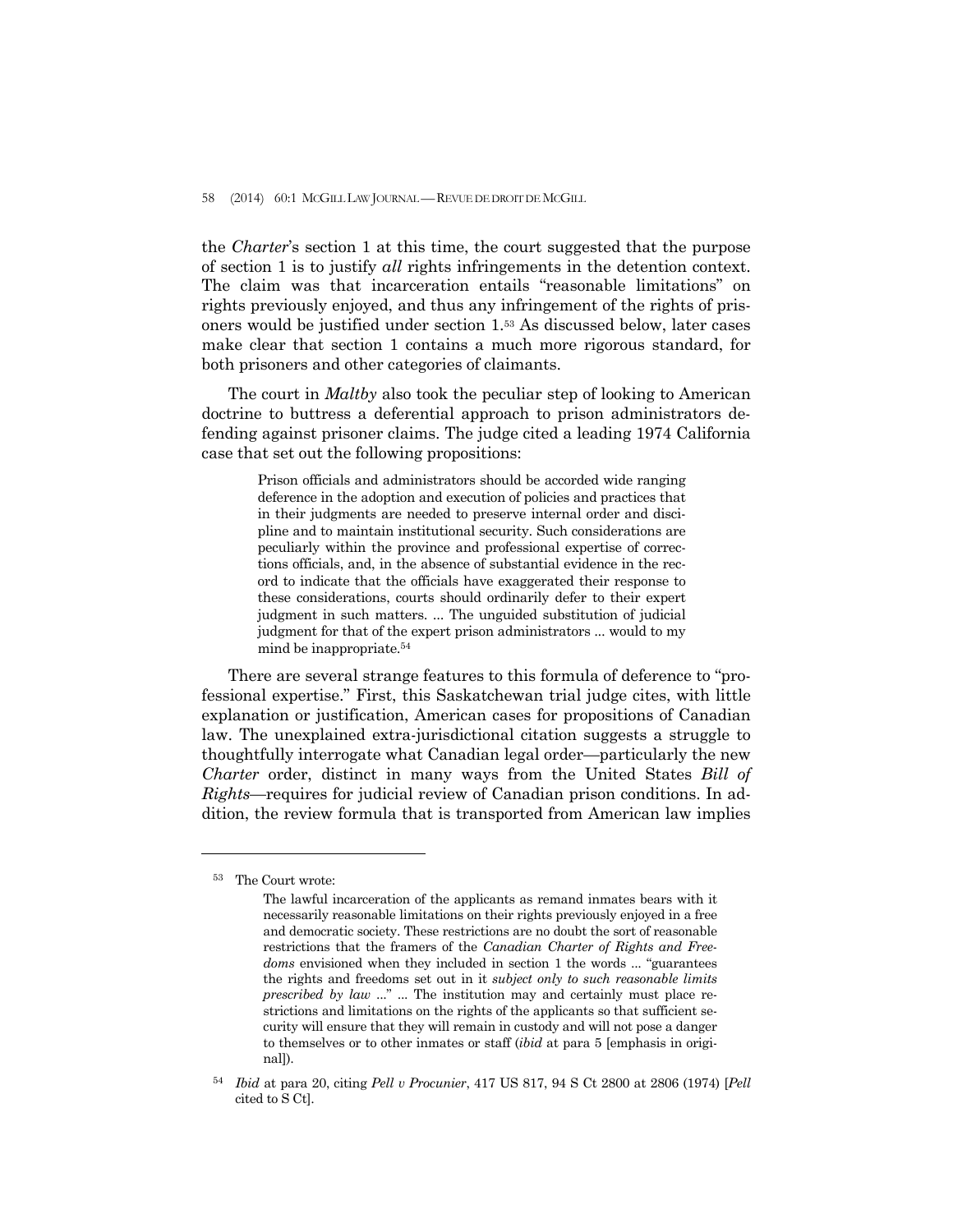the *Charter*'s section 1 at this time, the court suggested that the purpose of section 1 is to justify *all* rights infringements in the detention context. The claim was that incarceration entails "reasonable limitations" on rights previously enjoyed, and thus any infringement of the rights of prisoners would be justified under section 1.[53] As discussed below, later cases make clear that section 1 contains a much more rigorous standard, for both prisoners and other categories of claimants.

The court in *Maltby* also took the peculiar step of looking to American doctrine to buttress a deferential approach to prison administrators defending against prisoner claims. The judge cited a leading 1974 California case that set out the following propositions:

> Prison officials and administrators should be accorded wide ranging deference in the adoption and execution of policies and practices that in their judgments are needed to preserve internal order and discipline and to maintain institutional security. Such considerations are peculiarly within the province and professional expertise of corrections officials, and, in the absence of substantial evidence in the record to indicate that the officials have exaggerated their response to these considerations, courts should ordinarily defer to their expert judgment in such matters. ... The unguided substitution of judicial judgment for that of the expert prison administrators ... would to my mind be inappropriate.[54]

There are several strange features to this formula of deference to "professional expertise." First, this Saskatchewan trial judge cites, with little explanation or justification, American cases for propositions of Canadian law. The unexplained extra-jurisdictional citation suggests a struggle to thoughtfully interrogate what Canadian legal order—particularly the new *Charter* order, distinct in many ways from the United States *Bill of Rights*—requires for judicial review of Canadian prison conditions. In addition, the review formula that is transported from American law implies

---

[53] The Court wrote:

> The lawful incarceration of the applicants as remand inmates bears with it necessarily reasonable limitations on their rights previously enjoyed in a free and democratic society. These restrictions are no doubt the sort of reasonable restrictions that the framers of the *Canadian Charter of Rights and Freedoms* envisioned when they included in section 1 the words ... "guarantees the rights and freedoms set out in it *subject only to such reasonable limits prescribed by law* ..." ... The institution may and certainly must place restrictions and limitations on the rights of the applicants so that sufficient security will ensure that they will remain in custody and will not pose a danger to themselves or to other inmates or staff (*ibid* at para 5 [emphasis in original]).

[54] *Ibid* at para 20, citing *Pell v Procunier*, 417 US 817, 94 S Ct 2800 at 2806 (1974) [*Pell* cited to S Ct].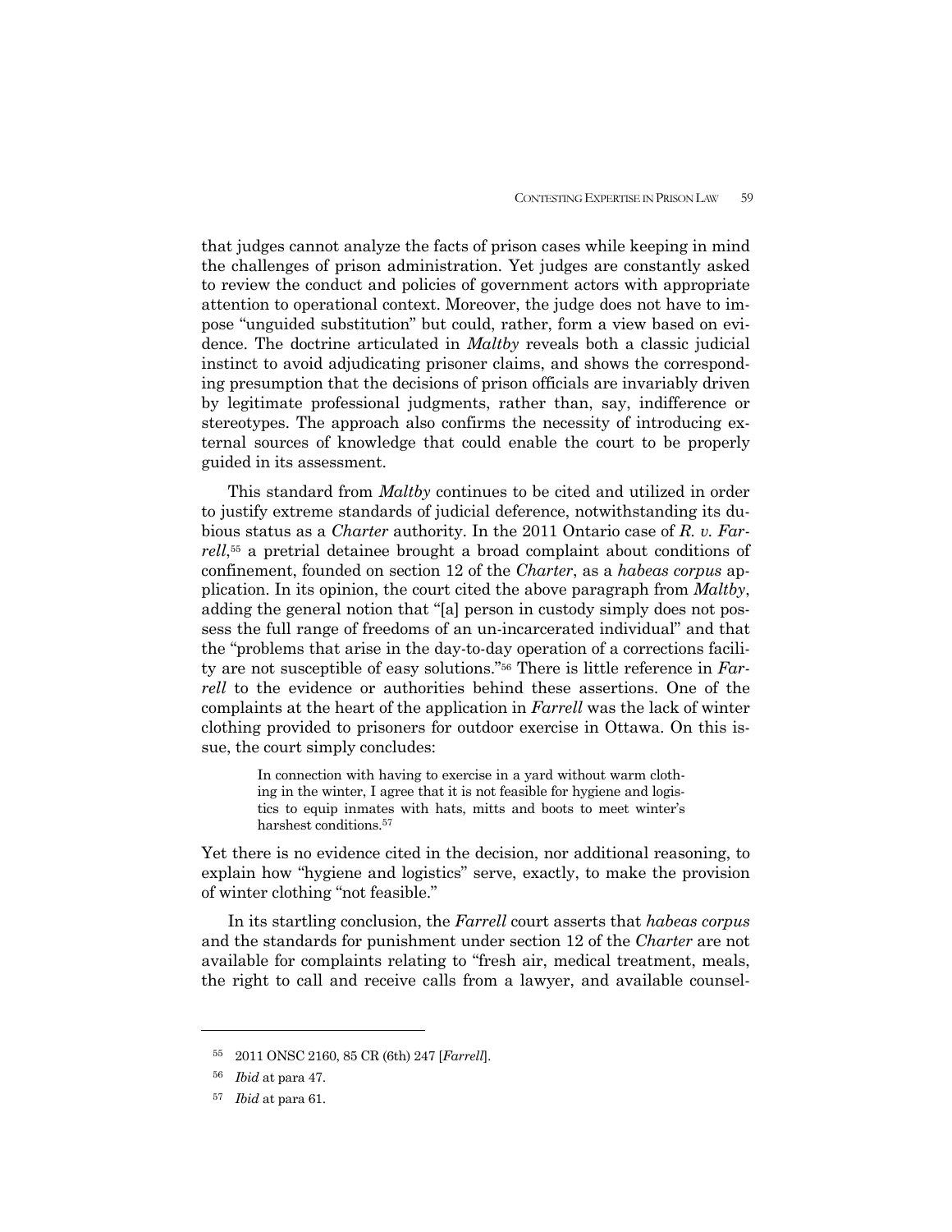that judges cannot analyze the facts of prison cases while keeping in mind the challenges of prison administration. Yet judges are constantly asked to review the conduct and policies of government actors with appropriate attention to operational context. Moreover, the judge does not have to impose "unguided substitution" but could, rather, form a view based on evidence. The doctrine articulated in *Maltby* reveals both a classic judicial instinct to avoid adjudicating prisoner claims, and shows the corresponding presumption that the decisions of prison officials are invariably driven by legitimate professional judgments, rather than, say, indifference or stereotypes. The approach also confirms the necessity of introducing external sources of knowledge that could enable the court to be properly guided in its assessment.

This standard from *Maltby* continues to be cited and utilized in order to justify extreme standards of judicial deference, notwithstanding its dubious status as a *Charter* authority. In the 2011 Ontario case of *R. v. Farrell*,[55] a pretrial detainee brought a broad complaint about conditions of confinement, founded on section 12 of the *Charter*, as a *habeas corpus* application. In its opinion, the court cited the above paragraph from *Maltby*, adding the general notion that "[a] person in custody simply does not possess the full range of freedoms of an un-incarcerated individual" and that the "problems that arise in the day-to-day operation of a corrections facility are not susceptible of easy solutions."[56] There is little reference in *Farrell* to the evidence or authorities behind these assertions. One of the complaints at the heart of the application in *Farrell* was the lack of winter clothing provided to prisoners for outdoor exercise in Ottawa. On this issue, the court simply concludes:

> In connection with having to exercise in a yard without warm clothing in the winter, I agree that it is not feasible for hygiene and logistics to equip inmates with hats, mitts and boots to meet winter's harshest conditions.[57]

Yet there is no evidence cited in the decision, nor additional reasoning, to explain how "hygiene and logistics" serve, exactly, to make the provision of winter clothing "not feasible."

In its startling conclusion, the *Farrell* court asserts that *habeas corpus* and the standards for punishment under section 12 of the *Charter* are not available for complaints relating to "fresh air, medical treatment, meals, the right to call and receive calls from a lawyer, and available counsel-

---

[55] 2011 ONSC 2160, 85 CR (6th) 247 [*Farrell*].

[56] *Ibid* at para 47.

[57] *Ibid* at para 61.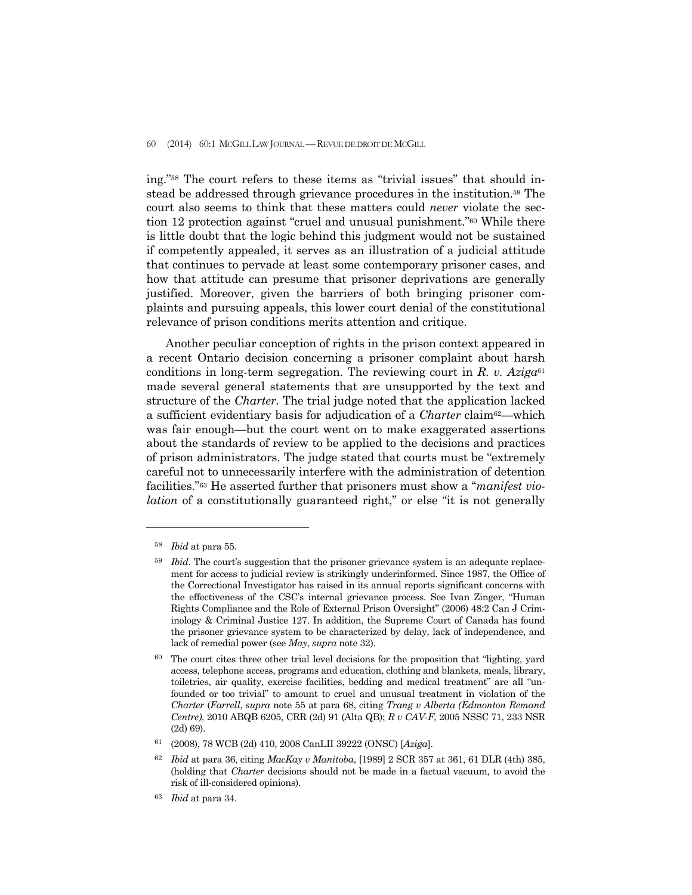ing."[58] The court refers to these items as "trivial issues" that should instead be addressed through grievance procedures in the institution.[59] The court also seems to think that these matters could *never* violate the section 12 protection against "cruel and unusual punishment."[60] While there is little doubt that the logic behind this judgment would not be sustained if competently appealed, it serves as an illustration of a judicial attitude that continues to pervade at least some contemporary prisoner cases, and how that attitude can presume that prisoner deprivations are generally justified. Moreover, given the barriers of both bringing prisoner complaints and pursuing appeals, this lower court denial of the constitutional relevance of prison conditions merits attention and critique.

Another peculiar conception of rights in the prison context appeared in a recent Ontario decision concerning a prisoner complaint about harsh conditions in long-term segregation. The reviewing court in *R. v. Aziga*[61] made several general statements that are unsupported by the text and structure of the *Charter*. The trial judge noted that the application lacked a sufficient evidentiary basis for adjudication of a *Charter* claim[62]—which was fair enough—but the court went on to make exaggerated assertions about the standards of review to be applied to the decisions and practices of prison administrators. The judge stated that courts must be "extremely careful not to unnecessarily interfere with the administration of detention facilities."[63] He asserted further that prisoners must show a "*manifest violation* of a constitutionally guaranteed right," or else "it is not generally

---

[58] *Ibid* at para 55.

[59] *Ibid*. The court's suggestion that the prisoner grievance system is an adequate replacement for access to judicial review is strikingly underinformed. Since 1987, the Office of the Correctional Investigator has raised in its annual reports significant concerns with the effectiveness of the CSC's internal grievance process. See Ivan Zinger, "Human Rights Compliance and the Role of External Prison Oversight" (2006) 48:2 Can J Criminology & Criminal Justice 127. In addition, the Supreme Court of Canada has found the prisoner grievance system to be characterized by delay, lack of independence, and lack of remedial power (see *May*, *supra* note 32).

[60] The court cites three other trial level decisions for the proposition that "lighting, yard access, telephone access, programs and education, clothing and blankets, meals, library, toiletries, air quality, exercise facilities, bedding and medical treatment" are all "unfounded or too trivial" to amount to cruel and unusual treatment in violation of the *Charter* (*Farrell*, *supra* note 55 at para 68, citing *Trang v Alberta (Edmonton Remand Centre)*, 2010 ABQB 6205, CRR (2d) 91 (Alta QB); *R v CAV-F*, 2005 NSSC 71, 233 NSR (2d) 69).

[61] (2008), 78 WCB (2d) 410, 2008 CanLII 39222 (ONSC) [*Aziga*].

[62] *Ibid* at para 36, citing *MacKay v Manitoba*, [1989] 2 SCR 357 at 361, 61 DLR (4th) 385, (holding that *Charter* decisions should not be made in a factual vacuum, to avoid the risk of ill-considered opinions).

[63] *Ibid* at para 34.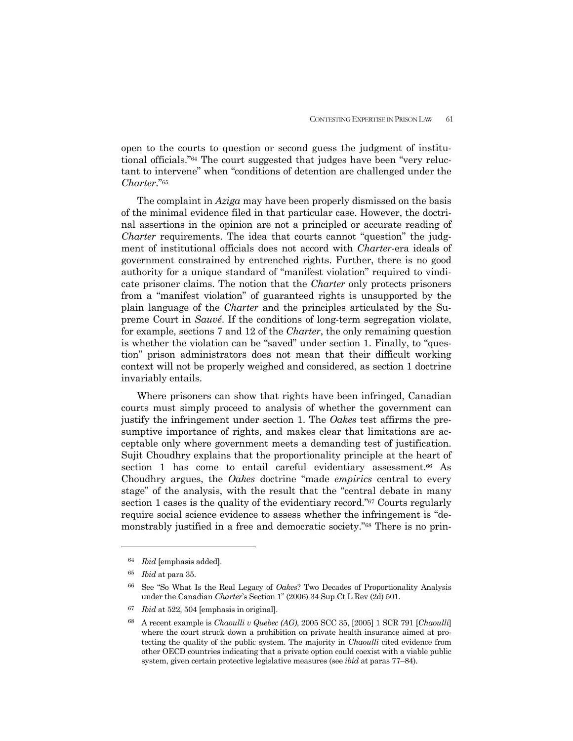open to the courts to question or second guess the judgment of institutional officials."[64] The court suggested that judges have been "very reluctant to intervene" when "conditions of detention are challenged under the *Charter*."[65]

The complaint in *Aziga* may have been properly dismissed on the basis of the minimal evidence filed in that particular case. However, the doctrinal assertions in the opinion are not a principled or accurate reading of *Charter* requirements. The idea that courts cannot "question" the judgment of institutional officials does not accord with *Charter*-era ideals of government constrained by entrenched rights. Further, there is no good authority for a unique standard of "manifest violation" required to vindicate prisoner claims. The notion that the *Charter* only protects prisoners from a "manifest violation" of guaranteed rights is unsupported by the plain language of the *Charter* and the principles articulated by the Supreme Court in *Sauvé*. If the conditions of long-term segregation violate, for example, sections 7 and 12 of the *Charter*, the only remaining question is whether the violation can be "saved" under section 1. Finally, to "question" prison administrators does not mean that their difficult working context will not be properly weighed and considered, as section 1 doctrine invariably entails.

Where prisoners can show that rights have been infringed, Canadian courts must simply proceed to analysis of whether the government can justify the infringement under section 1. The *Oakes* test affirms the presumptive importance of rights, and makes clear that limitations are acceptable only where government meets a demanding test of justification. Sujit Choudhry explains that the proportionality principle at the heart of section 1 has come to entail careful evidentiary assessment.[66] As Choudhry argues, the *Oakes* doctrine "made *empirics* central to every stage" of the analysis, with the result that the "central debate in many section 1 cases is the quality of the evidentiary record."[67] Courts regularly require social science evidence to assess whether the infringement is "demonstrably justified in a free and democratic society."[68] There is no prin-

---

[64] *Ibid* [emphasis added].

[65] *Ibid* at para 35.

[66] See "So What Is the Real Legacy of *Oakes*? Two Decades of Proportionality Analysis under the Canadian *Charter*'s Section 1" (2006) 34 Sup Ct L Rev (2d) 501.

[67] *Ibid* at 522, 504 [emphasis in original].

[68] A recent example is *Chaoulli v Quebec (AG)*, 2005 SCC 35, [2005] 1 SCR 791 [*Chaoulli*] where the court struck down a prohibition on private health insurance aimed at protecting the quality of the public system. The majority in *Chaoulli* cited evidence from other OECD countries indicating that a private option could coexist with a viable public system, given certain protective legislative measures (see *ibid* at paras 77–84).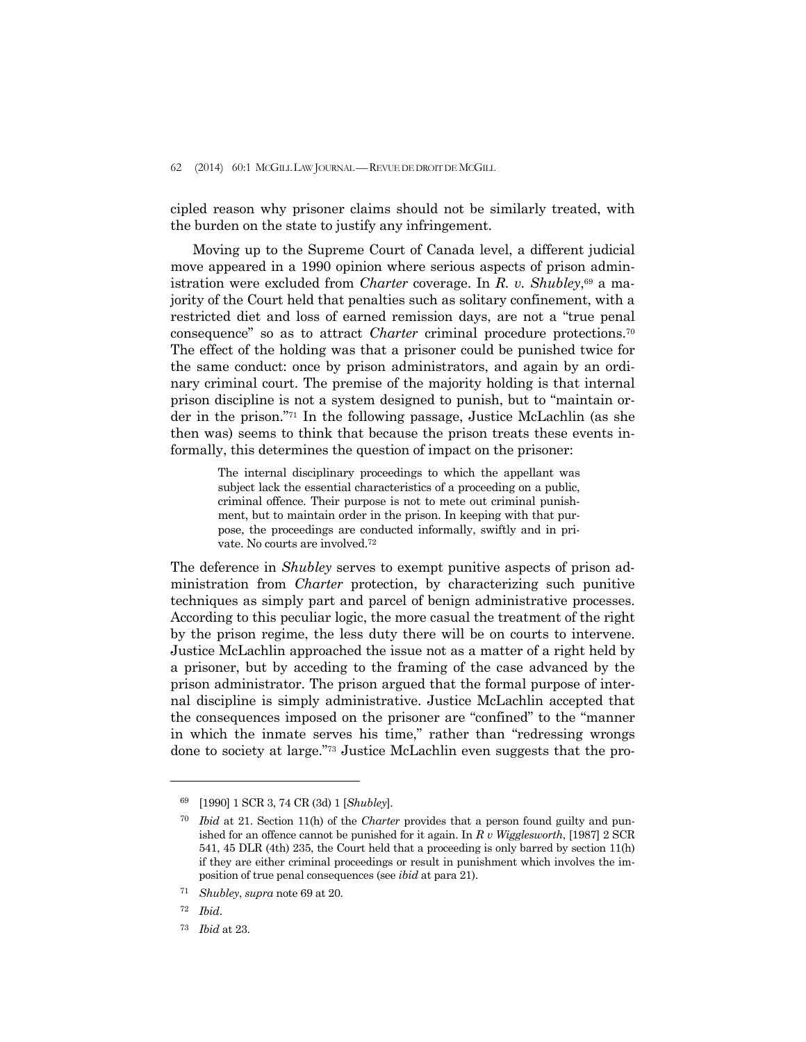cipled reason why prisoner claims should not be similarly treated, with the burden on the state to justify any infringement.

Moving up to the Supreme Court of Canada level, a different judicial move appeared in a 1990 opinion where serious aspects of prison administration were excluded from *Charter* coverage. In *R. v. Shubley*,[69] a majority of the Court held that penalties such as solitary confinement, with a restricted diet and loss of earned remission days, are not a "true penal consequence" so as to attract *Charter* criminal procedure protections.[70] The effect of the holding was that a prisoner could be punished twice for the same conduct: once by prison administrators, and again by an ordinary criminal court. The premise of the majority holding is that internal prison discipline is not a system designed to punish, but to "maintain order in the prison."[71] In the following passage, Justice McLachlin (as she then was) seems to think that because the prison treats these events informally, this determines the question of impact on the prisoner:

> The internal disciplinary proceedings to which the appellant was subject lack the essential characteristics of a proceeding on a public, criminal offence. Their purpose is not to mete out criminal punishment, but to maintain order in the prison. In keeping with that purpose, the proceedings are conducted informally, swiftly and in private. No courts are involved.[72]

The deference in *Shubley* serves to exempt punitive aspects of prison administration from *Charter* protection, by characterizing such punitive techniques as simply part and parcel of benign administrative processes. According to this peculiar logic, the more casual the treatment of the right by the prison regime, the less duty there will be on courts to intervene. Justice McLachlin approached the issue not as a matter of a right held by a prisoner, but by acceding to the framing of the case advanced by the prison administrator. The prison argued that the formal purpose of internal discipline is simply administrative. Justice McLachlin accepted that the consequences imposed on the prisoner are "confined" to the "manner in which the inmate serves his time," rather than "redressing wrongs done to society at large."[73] Justice McLachlin even suggests that the pro-

---

[69] [1990] 1 SCR 3, 74 CR (3d) 1 [*Shubley*].

[70] *Ibid* at 21. Section 11(h) of the *Charter* provides that a person found guilty and punished for an offence cannot be punished for it again. In *R v Wigglesworth*, [1987] 2 SCR 541, 45 DLR (4th) 235, the Court held that a proceeding is only barred by section 11(h) if they are either criminal proceedings or result in punishment which involves the imposition of true penal consequences (see *ibid* at para 21).

[71] *Shubley*, *supra* note 69 at 20.

[72] *Ibid*.

[73] *Ibid* at 23.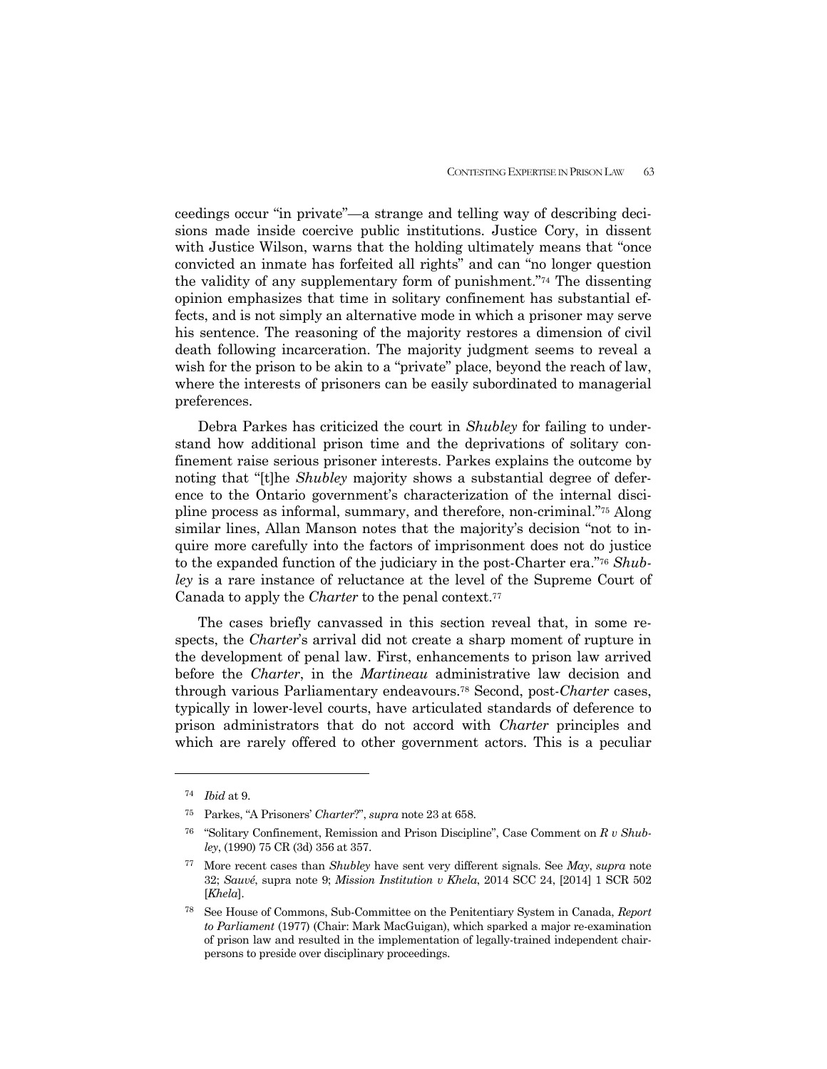ceedings occur "in private"—a strange and telling way of describing decisions made inside coercive public institutions. Justice Cory, in dissent with Justice Wilson, warns that the holding ultimately means that "once convicted an inmate has forfeited all rights" and can "no longer question the validity of any supplementary form of punishment."[74] The dissenting opinion emphasizes that time in solitary confinement has substantial effects, and is not simply an alternative mode in which a prisoner may serve his sentence. The reasoning of the majority restores a dimension of civil death following incarceration. The majority judgment seems to reveal a wish for the prison to be akin to a "private" place, beyond the reach of law, where the interests of prisoners can be easily subordinated to managerial preferences.

Debra Parkes has criticized the court in *Shubley* for failing to understand how additional prison time and the deprivations of solitary confinement raise serious prisoner interests. Parkes explains the outcome by noting that "[t]he *Shubley* majority shows a substantial degree of deference to the Ontario government's characterization of the internal discipline process as informal, summary, and therefore, non-criminal."[75] Along similar lines, Allan Manson notes that the majority's decision "not to inquire more carefully into the factors of imprisonment does not do justice to the expanded function of the judiciary in the post-Charter era."[76] *Shubley* is a rare instance of reluctance at the level of the Supreme Court of Canada to apply the *Charter* to the penal context.[77]

The cases briefly canvassed in this section reveal that, in some respects, the *Charter*'s arrival did not create a sharp moment of rupture in the development of penal law. First, enhancements to prison law arrived before the *Charter*, in the *Martineau* administrative law decision and through various Parliamentary endeavours.[78] Second, post-*Charter* cases, typically in lower-level courts, have articulated standards of deference to prison administrators that do not accord with *Charter* principles and which are rarely offered to other government actors. This is a peculiar

---

[74] *Ibid* at 9.

[75] Parkes, "A Prisoners' *Charter*?", *supra* note 23 at 658.

[76] "Solitary Confinement, Remission and Prison Discipline", Case Comment on *R v Shubley*, (1990) 75 CR (3d) 356 at 357.

[77] More recent cases than *Shubley* have sent very different signals. See *May*, *supra* note 32; *Sauvé*, supra note 9; *Mission Institution v Khela*, 2014 SCC 24, [2014] 1 SCR 502 [*Khela*].

[78] See House of Commons, Sub-Committee on the Penitentiary System in Canada, *Report to Parliament* (1977) (Chair: Mark MacGuigan), which sparked a major re-examination of prison law and resulted in the implementation of legally-trained independent chairpersons to preside over disciplinary proceedings.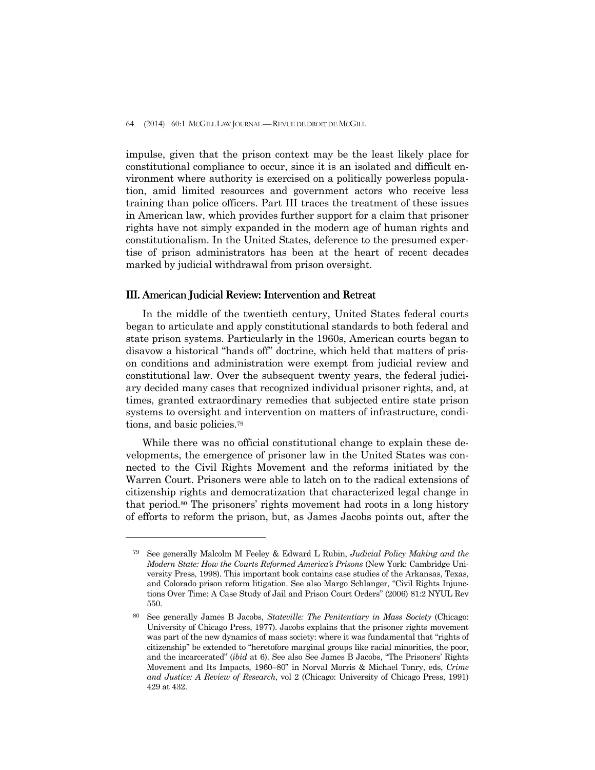impulse, given that the prison context may be the least likely place for constitutional compliance to occur, since it is an isolated and difficult environment where authority is exercised on a politically powerless population, amid limited resources and government actors who receive less training than police officers. Part III traces the treatment of these issues in American law, which provides further support for a claim that prisoner rights have not simply expanded in the modern age of human rights and constitutionalism. In the United States, deference to the presumed expertise of prison administrators has been at the heart of recent decades marked by judicial withdrawal from prison oversight.

## III. American Judicial Review: Intervention and Retreat

In the middle of the twentieth century, United States federal courts began to articulate and apply constitutional standards to both federal and state prison systems. Particularly in the 1960s, American courts began to disavow a historical "hands off" doctrine, which held that matters of prison conditions and administration were exempt from judicial review and constitutional law. Over the subsequent twenty years, the federal judiciary decided many cases that recognized individual prisoner rights, and, at times, granted extraordinary remedies that subjected entire state prison systems to oversight and intervention on matters of infrastructure, conditions, and basic policies.[79]

While there was no official constitutional change to explain these developments, the emergence of prisoner law in the United States was connected to the Civil Rights Movement and the reforms initiated by the Warren Court. Prisoners were able to latch on to the radical extensions of citizenship rights and democratization that characterized legal change in that period.[80] The prisoners' rights movement had roots in a long history of efforts to reform the prison, but, as James Jacobs points out, after the

---

[79] See generally Malcolm M Feeley & Edward L Rubin, *Judicial Policy Making and the Modern State: How the Courts Reformed America's Prisons* (New York: Cambridge University Press, 1998). This important book contains case studies of the Arkansas, Texas, and Colorado prison reform litigation. See also Margo Schlanger, "Civil Rights Injunctions Over Time: A Case Study of Jail and Prison Court Orders" (2006) 81:2 NYUL Rev 550.

[80] See generally James B Jacobs, *Stateville: The Penitentiary in Mass Society* (Chicago: University of Chicago Press, 1977). Jacobs explains that the prisoner rights movement was part of the new dynamics of mass society: where it was fundamental that "rights of citizenship" be extended to "heretofore marginal groups like racial minorities, the poor, and the incarcerated" (*ibid* at 6). See also See James B Jacobs, "The Prisoners' Rights Movement and Its Impacts, 1960–80" in Norval Morris & Michael Tonry, eds, *Crime and Justice: A Review of Research*, vol 2 (Chicago: University of Chicago Press, 1991) 429 at 432.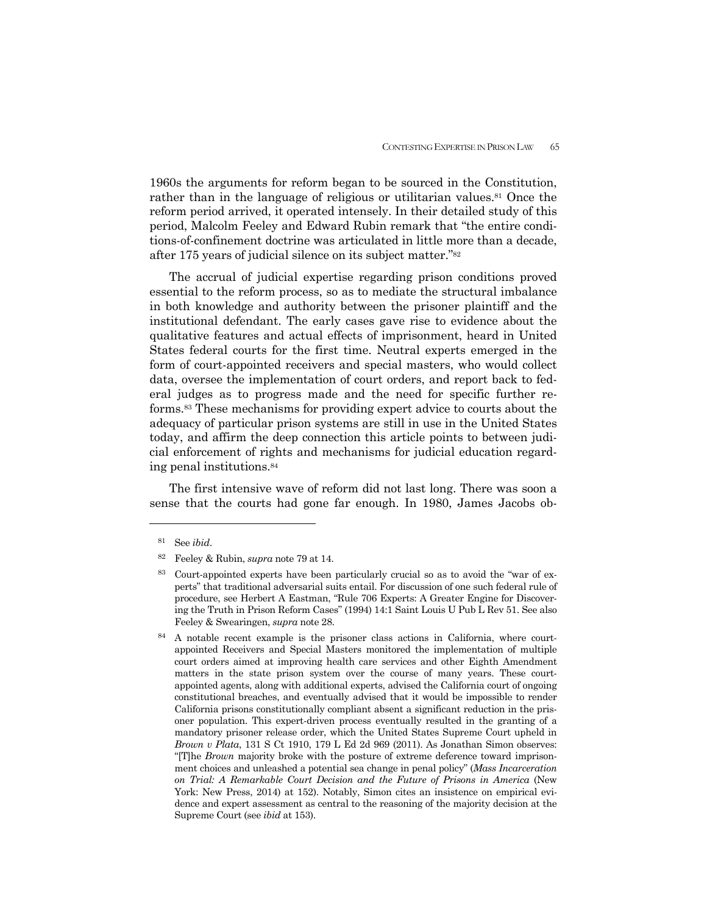1960s the arguments for reform began to be sourced in the Constitution, rather than in the language of religious or utilitarian values.[81] Once the reform period arrived, it operated intensely. In their detailed study of this period, Malcolm Feeley and Edward Rubin remark that "the entire conditions-of-confinement doctrine was articulated in little more than a decade, after 175 years of judicial silence on its subject matter."[82]

The accrual of judicial expertise regarding prison conditions proved essential to the reform process, so as to mediate the structural imbalance in both knowledge and authority between the prisoner plaintiff and the institutional defendant. The early cases gave rise to evidence about the qualitative features and actual effects of imprisonment, heard in United States federal courts for the first time. Neutral experts emerged in the form of court-appointed receivers and special masters, who would collect data, oversee the implementation of court orders, and report back to federal judges as to progress made and the need for specific further reforms.[83] These mechanisms for providing expert advice to courts about the adequacy of particular prison systems are still in use in the United States today, and affirm the deep connection this article points to between judicial enforcement of rights and mechanisms for judicial education regarding penal institutions.[84]

The first intensive wave of reform did not last long. There was soon a sense that the courts had gone far enough. In 1980, James Jacobs ob-

---

[81] See *ibid*.

[82] Feeley & Rubin, *supra* note 79 at 14.

[83] Court-appointed experts have been particularly crucial so as to avoid the "war of experts" that traditional adversarial suits entail. For discussion of one such federal rule of procedure, see Herbert A Eastman, "Rule 706 Experts: A Greater Engine for Discovering the Truth in Prison Reform Cases" (1994) 14:1 Saint Louis U Pub L Rev 51. See also Feeley & Swearingen, *supra* note 28.

[84] A notable recent example is the prisoner class actions in California, where court-appointed Receivers and Special Masters monitored the implementation of multiple court orders aimed at improving health care services and other Eighth Amendment matters in the state prison system over the course of many years. These court-appointed agents, along with additional experts, advised the California court of ongoing constitutional breaches, and eventually advised that it would be impossible to render California prisons constitutionally compliant absent a significant reduction in the prisoner population. This expert-driven process eventually resulted in the granting of a mandatory prisoner release order, which the United States Supreme Court upheld in *Brown v Plata*, 131 S Ct 1910, 179 L Ed 2d 969 (2011). As Jonathan Simon observes: "[T]he *Brown* majority broke with the posture of extreme deference toward imprisonment choices and unleashed a potential sea change in penal policy" (*Mass Incarceration on Trial: A Remarkable Court Decision and the Future of Prisons in America* (New York: New Press, 2014) at 152). Notably, Simon cites an insistence on empirical evidence and expert assessment as central to the reasoning of the majority decision at the Supreme Court (see *ibid* at 153).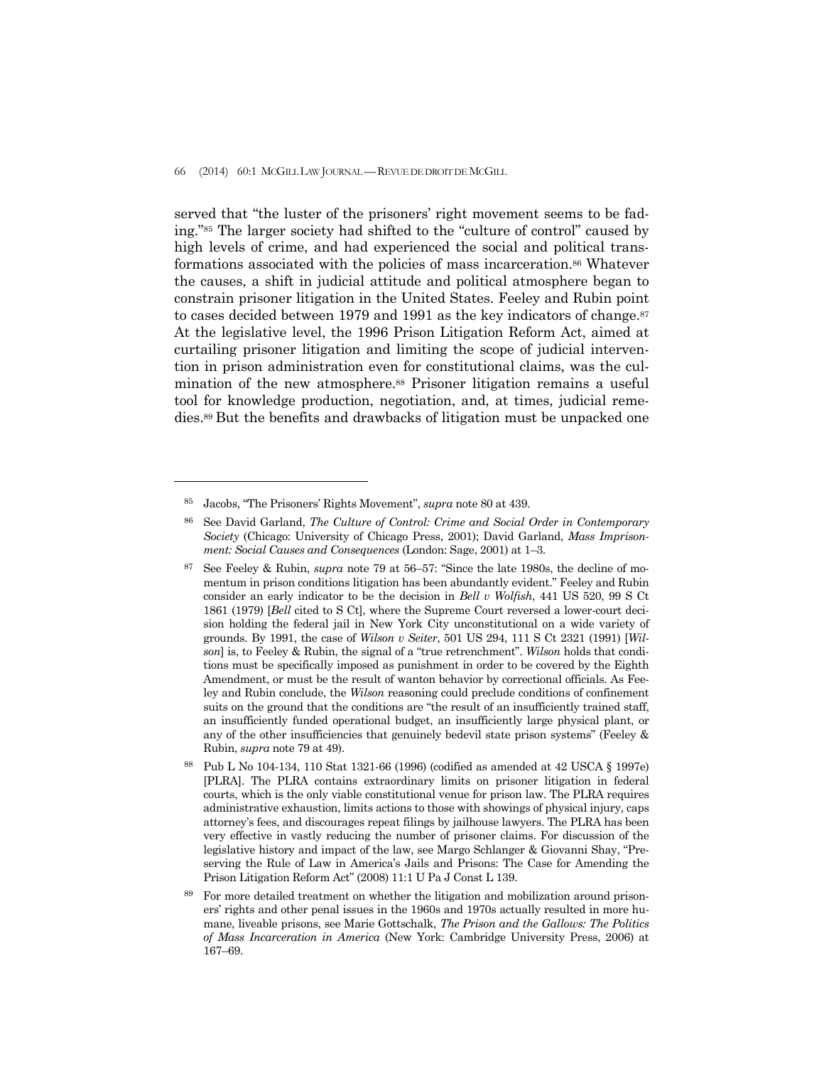served that "the luster of the prisoners' right movement seems to be fading."[85] The larger society had shifted to the "culture of control" caused by high levels of crime, and had experienced the social and political transformations associated with the policies of mass incarceration.[86] Whatever the causes, a shift in judicial attitude and political atmosphere began to constrain prisoner litigation in the United States. Feeley and Rubin point to cases decided between 1979 and 1991 as the key indicators of change.[87] At the legislative level, the 1996 Prison Litigation Reform Act, aimed at curtailing prisoner litigation and limiting the scope of judicial intervention in prison administration even for constitutional claims, was the culmination of the new atmosphere.[88] Prisoner litigation remains a useful tool for knowledge production, negotiation, and, at times, judicial remedies.[89] But the benefits and drawbacks of litigation must be unpacked one

---

[85] Jacobs, "The Prisoners' Rights Movement", *supra* note 80 at 439.

[86] See David Garland, *The Culture of Control: Crime and Social Order in Contemporary Society* (Chicago: University of Chicago Press, 2001); David Garland, *Mass Imprisonment: Social Causes and Consequences* (London: Sage, 2001) at 1–3.

[87] See Feeley & Rubin, *supra* note 79 at 56–57: "Since the late 1980s, the decline of momentum in prison conditions litigation has been abundantly evident." Feeley and Rubin consider an early indicator to be the decision in *Bell v Wolfish*, 441 US 520, 99 S Ct 1861 (1979) [*Bell* cited to S Ct], where the Supreme Court reversed a lower-court decision holding the federal jail in New York City unconstitutional on a wide variety of grounds. By 1991, the case of *Wilson v Seiter*, 501 US 294, 111 S Ct 2321 (1991) [*Wilson*] is, to Feeley & Rubin, the signal of a "true retrenchment". *Wilson* holds that conditions must be specifically imposed as punishment in order to be covered by the Eighth Amendment, or must be the result of wanton behavior by correctional officials. As Feeley and Rubin conclude, the *Wilson* reasoning could preclude conditions of confinement suits on the ground that the conditions are "the result of an insufficiently trained staff, an insufficiently funded operational budget, an insufficiently large physical plant, or any of the other insufficiencies that genuinely bedevil state prison systems" (Feeley & Rubin, *supra* note 79 at 49).

[88] Pub L No 104-134, 110 Stat 1321-66 (1996) (codified as amended at 42 USCA § 1997e) [PLRA]. The PLRA contains extraordinary limits on prisoner litigation in federal courts, which is the only viable constitutional venue for prison law. The PLRA requires administrative exhaustion, limits actions to those with showings of physical injury, caps attorney's fees, and discourages repeat filings by jailhouse lawyers. The PLRA has been very effective in vastly reducing the number of prisoner claims. For discussion of the legislative history and impact of the law, see Margo Schlanger & Giovanni Shay, "Preserving the Rule of Law in America's Jails and Prisons: The Case for Amending the Prison Litigation Reform Act" (2008) 11:1 U Pa J Const L 139.

[89] For more detailed treatment on whether the litigation and mobilization around prisoners' rights and other penal issues in the 1960s and 1970s actually resulted in more humane, liveable prisons, see Marie Gottschalk, *The Prison and the Gallows: The Politics of Mass Incarceration in America* (New York: Cambridge University Press, 2006) at 167–69.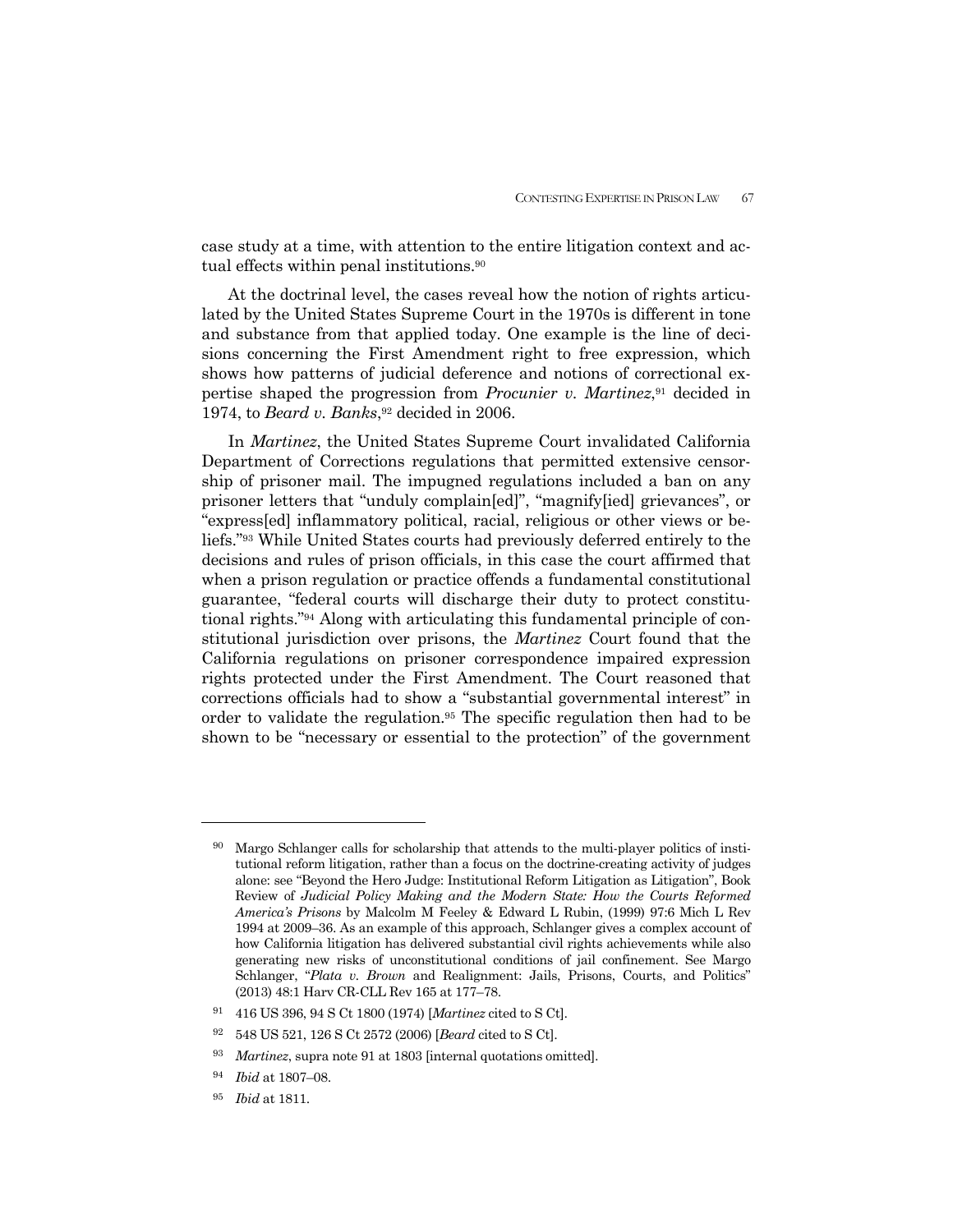case study at a time, with attention to the entire litigation context and actual effects within penal institutions.[90]

At the doctrinal level, the cases reveal how the notion of rights articulated by the United States Supreme Court in the 1970s is different in tone and substance from that applied today. One example is the line of decisions concerning the First Amendment right to free expression, which shows how patterns of judicial deference and notions of correctional expertise shaped the progression from *Procunier v. Martinez*,[91] decided in 1974, to *Beard v. Banks*,[92] decided in 2006.

In *Martinez*, the United States Supreme Court invalidated California Department of Corrections regulations that permitted extensive censorship of prisoner mail. The impugned regulations included a ban on any prisoner letters that "unduly complain[ed]", "magnify[ied] grievances", or "express[ed] inflammatory political, racial, religious or other views or beliefs."[93] While United States courts had previously deferred entirely to the decisions and rules of prison officials, in this case the court affirmed that when a prison regulation or practice offends a fundamental constitutional guarantee, "federal courts will discharge their duty to protect constitutional rights."[94] Along with articulating this fundamental principle of constitutional jurisdiction over prisons, the *Martinez* Court found that the California regulations on prisoner correspondence impaired expression rights protected under the First Amendment. The Court reasoned that corrections officials had to show a "substantial governmental interest" in order to validate the regulation.[95] The specific regulation then had to be shown to be "necessary or essential to the protection" of the government

---

[90] Margo Schlanger calls for scholarship that attends to the multi-player politics of institutional reform litigation, rather than a focus on the doctrine-creating activity of judges alone: see "Beyond the Hero Judge: Institutional Reform Litigation as Litigation", Book Review of *Judicial Policy Making and the Modern State: How the Courts Reformed America's Prisons* by Malcolm M Feeley & Edward L Rubin, (1999) 97:6 Mich L Rev 1994 at 2009–36. As an example of this approach, Schlanger gives a complex account of how California litigation has delivered substantial civil rights achievements while also generating new risks of unconstitutional conditions of jail confinement. See Margo Schlanger, "*Plata v. Brown* and Realignment: Jails, Prisons, Courts, and Politics" (2013) 48:1 Harv CR-CLL Rev 165 at 177–78.

[91] 416 US 396, 94 S Ct 1800 (1974) [*Martinez* cited to S Ct].

[92] 548 US 521, 126 S Ct 2572 (2006) [*Beard* cited to S Ct].

[93] *Martinez*, supra note 91 at 1803 [internal quotations omitted].

[94] *Ibid* at 1807–08.

[95] *Ibid* at 1811.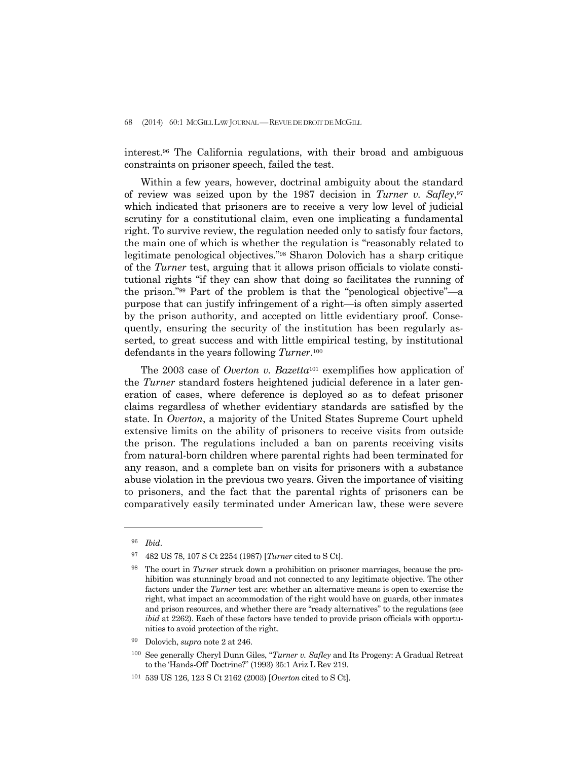interest.[96] The California regulations, with their broad and ambiguous constraints on prisoner speech, failed the test.

Within a few years, however, doctrinal ambiguity about the standard of review was seized upon by the 1987 decision in *Turner v. Safley*,[97] which indicated that prisoners are to receive a very low level of judicial scrutiny for a constitutional claim, even one implicating a fundamental right. To survive review, the regulation needed only to satisfy four factors, the main one of which is whether the regulation is "reasonably related to legitimate penological objectives."[98] Sharon Dolovich has a sharp critique of the *Turner* test, arguing that it allows prison officials to violate constitutional rights "if they can show that doing so facilitates the running of the prison."[99] Part of the problem is that the "penological objective"—a purpose that can justify infringement of a right—is often simply asserted by the prison authority, and accepted on little evidentiary proof. Consequently, ensuring the security of the institution has been regularly asserted, to great success and with little empirical testing, by institutional defendants in the years following *Turner*.[100]

The 2003 case of *Overton v. Bazetta*[101] exemplifies how application of the *Turner* standard fosters heightened judicial deference in a later generation of cases, where deference is deployed so as to defeat prisoner claims regardless of whether evidentiary standards are satisfied by the state. In *Overton*, a majority of the United States Supreme Court upheld extensive limits on the ability of prisoners to receive visits from outside the prison. The regulations included a ban on parents receiving visits from natural-born children where parental rights had been terminated for any reason, and a complete ban on visits for prisoners with a substance abuse violation in the previous two years. Given the importance of visiting to prisoners, and the fact that the parental rights of prisoners can be comparatively easily terminated under American law, these were severe

---

[96] *Ibid*.

[97] 482 US 78, 107 S Ct 2254 (1987) [*Turner* cited to S Ct].

[98] The court in *Turner* struck down a prohibition on prisoner marriages, because the prohibition was stunningly broad and not connected to any legitimate objective. The other factors under the *Turner* test are: whether an alternative means is open to exercise the right, what impact an accommodation of the right would have on guards, other inmates and prison resources, and whether there are "ready alternatives" to the regulations (see *ibid* at 2262). Each of these factors have tended to provide prison officials with opportunities to avoid protection of the right.

[99] Dolovich, *supra* note 2 at 246.

[100] See generally Cheryl Dunn Giles, "*Turner v. Safley* and Its Progeny: A Gradual Retreat to the 'Hands-Off' Doctrine?" (1993) 35:1 Ariz L Rev 219.

[101] 539 US 126, 123 S Ct 2162 (2003) [*Overton* cited to S Ct].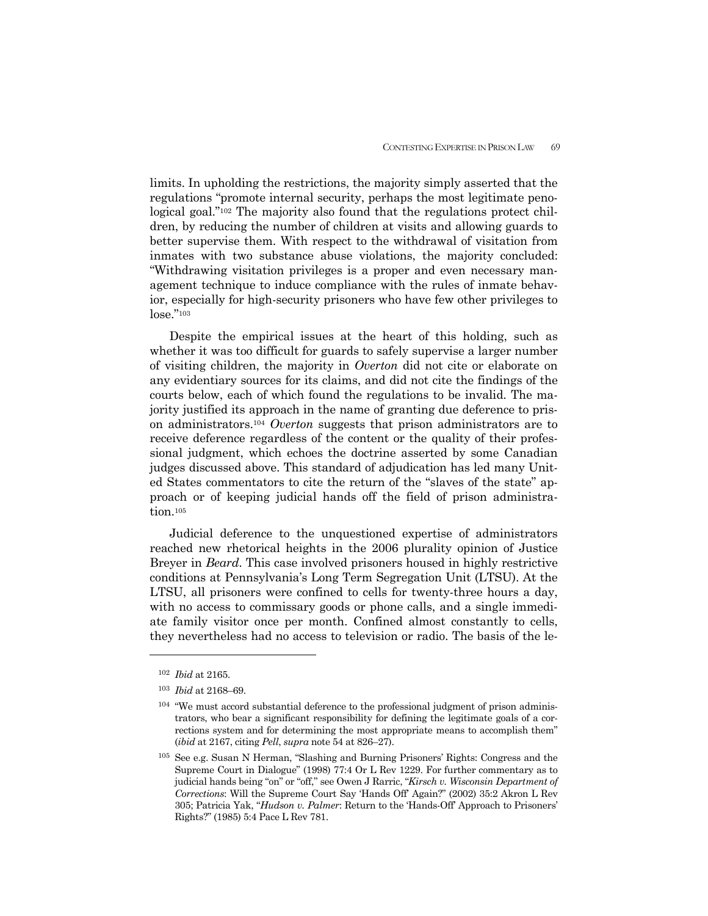limits. In upholding the restrictions, the majority simply asserted that the regulations "promote internal security, perhaps the most legitimate penological goal."[102] The majority also found that the regulations protect children, by reducing the number of children at visits and allowing guards to better supervise them. With respect to the withdrawal of visitation from inmates with two substance abuse violations, the majority concluded: "Withdrawing visitation privileges is a proper and even necessary management technique to induce compliance with the rules of inmate behavior, especially for high-security prisoners who have few other privileges to lose."[103]

Despite the empirical issues at the heart of this holding, such as whether it was too difficult for guards to safely supervise a larger number of visiting children, the majority in *Overton* did not cite or elaborate on any evidentiary sources for its claims, and did not cite the findings of the courts below, each of which found the regulations to be invalid. The majority justified its approach in the name of granting due deference to prison administrators.[104] *Overton* suggests that prison administrators are to receive deference regardless of the content or the quality of their professional judgment, which echoes the doctrine asserted by some Canadian judges discussed above. This standard of adjudication has led many United States commentators to cite the return of the "slaves of the state" approach or of keeping judicial hands off the field of prison administration.[105]

Judicial deference to the unquestioned expertise of administrators reached new rhetorical heights in the 2006 plurality opinion of Justice Breyer in *Beard*. This case involved prisoners housed in highly restrictive conditions at Pennsylvania's Long Term Segregation Unit (LTSU). At the LTSU, all prisoners were confined to cells for twenty-three hours a day, with no access to commissary goods or phone calls, and a single immediate family visitor once per month. Confined almost constantly to cells, they nevertheless had no access to television or radio. The basis of the le-

---

[102] *Ibid* at 2165.

[103] *Ibid* at 2168–69.

[104] "We must accord substantial deference to the professional judgment of prison administrators, who bear a significant responsibility for defining the legitimate goals of a corrections system and for determining the most appropriate means to accomplish them" (*ibid* at 2167, citing *Pell*, *supra* note 54 at 826–27).

[105] See e.g. Susan N Herman, "Slashing and Burning Prisoners' Rights: Congress and the Supreme Court in Dialogue" (1998) 77:4 Or L Rev 1229. For further commentary as to judicial hands being "on" or "off," see Owen J Rarric, "*Kirsch v. Wisconsin Department of Corrections*: Will the Supreme Court Say 'Hands Off' Again?" (2002) 35:2 Akron L Rev 305; Patricia Yak, "*Hudson v. Palmer*: Return to the 'Hands-Off' Approach to Prisoners' Rights?" (1985) 5:4 Pace L Rev 781.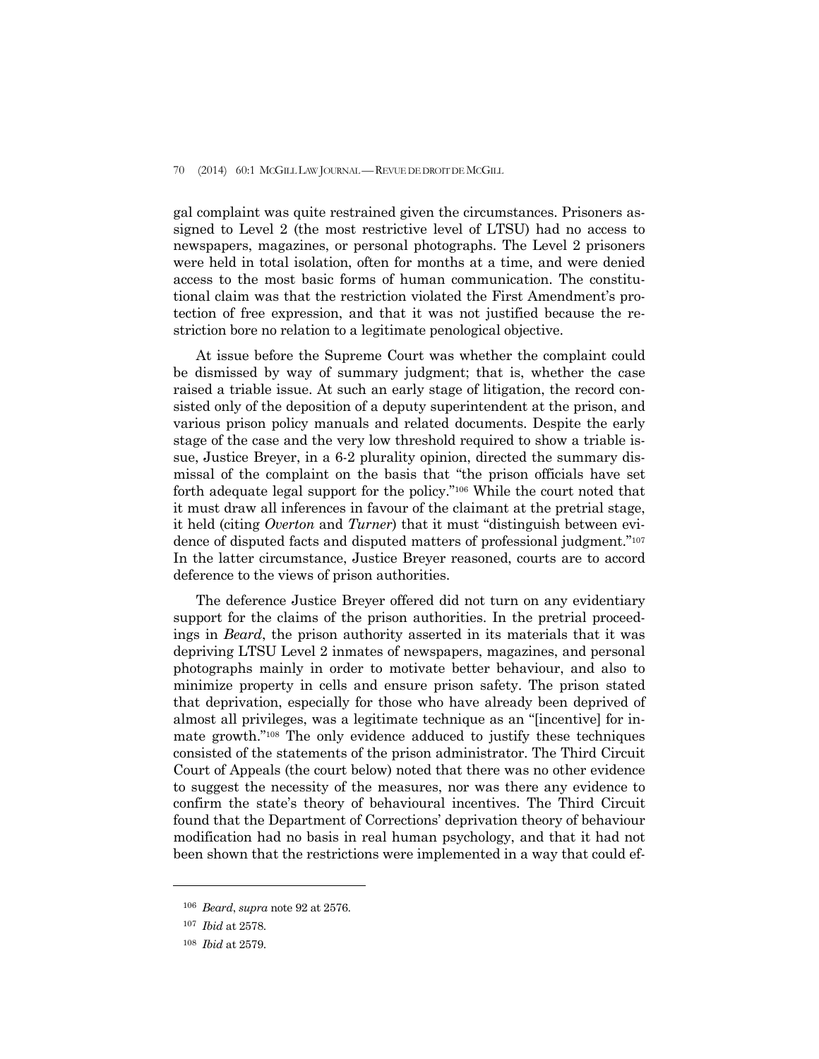gal complaint was quite restrained given the circumstances. Prisoners assigned to Level 2 (the most restrictive level of LTSU) had no access to newspapers, magazines, or personal photographs. The Level 2 prisoners were held in total isolation, often for months at a time, and were denied access to the most basic forms of human communication. The constitutional claim was that the restriction violated the First Amendment's protection of free expression, and that it was not justified because the restriction bore no relation to a legitimate penological objective.

At issue before the Supreme Court was whether the complaint could be dismissed by way of summary judgment; that is, whether the case raised a triable issue. At such an early stage of litigation, the record consisted only of the deposition of a deputy superintendent at the prison, and various prison policy manuals and related documents. Despite the early stage of the case and the very low threshold required to show a triable issue, Justice Breyer, in a 6-2 plurality opinion, directed the summary dismissal of the complaint on the basis that "the prison officials have set forth adequate legal support for the policy."[106] While the court noted that it must draw all inferences in favour of the claimant at the pretrial stage, it held (citing *Overton* and *Turner*) that it must "distinguish between evidence of disputed facts and disputed matters of professional judgment."[107] In the latter circumstance, Justice Breyer reasoned, courts are to accord deference to the views of prison authorities.

The deference Justice Breyer offered did not turn on any evidentiary support for the claims of the prison authorities. In the pretrial proceedings in *Beard*, the prison authority asserted in its materials that it was depriving LTSU Level 2 inmates of newspapers, magazines, and personal photographs mainly in order to motivate better behaviour, and also to minimize property in cells and ensure prison safety. The prison stated that deprivation, especially for those who have already been deprived of almost all privileges, was a legitimate technique as an "[incentive] for inmate growth."[108] The only evidence adduced to justify these techniques consisted of the statements of the prison administrator. The Third Circuit Court of Appeals (the court below) noted that there was no other evidence to suggest the necessity of the measures, nor was there any evidence to confirm the state's theory of behavioural incentives. The Third Circuit found that the Department of Corrections' deprivation theory of behaviour modification had no basis in real human psychology, and that it had not been shown that the restrictions were implemented in a way that could ef-

---

[106] *Beard*, *supra* note 92 at 2576.

[107] *Ibid* at 2578.

[108] *Ibid* at 2579.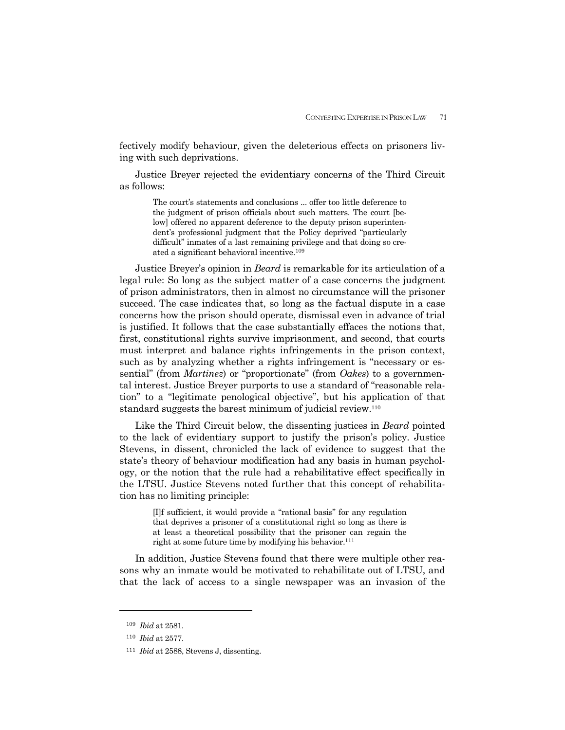fectively modify behaviour, given the deleterious effects on prisoners living with such deprivations.

Justice Breyer rejected the evidentiary concerns of the Third Circuit as follows:

> The court's statements and conclusions ... offer too little deference to the judgment of prison officials about such matters. The court [below] offered no apparent deference to the deputy prison superintendent's professional judgment that the Policy deprived "particularly difficult" inmates of a last remaining privilege and that doing so created a significant behavioral incentive.[109]

Justice Breyer's opinion in *Beard* is remarkable for its articulation of a legal rule: So long as the subject matter of a case concerns the judgment of prison administrators, then in almost no circumstance will the prisoner succeed. The case indicates that, so long as the factual dispute in a case concerns how the prison should operate, dismissal even in advance of trial is justified. It follows that the case substantially effaces the notions that, first, constitutional rights survive imprisonment, and second, that courts must interpret and balance rights infringements in the prison context, such as by analyzing whether a rights infringement is "necessary or essential" (from *Martinez*) or "proportionate" (from *Oakes*) to a governmental interest. Justice Breyer purports to use a standard of "reasonable relation" to a "legitimate penological objective", but his application of that standard suggests the barest minimum of judicial review.[110]

Like the Third Circuit below, the dissenting justices in *Beard* pointed to the lack of evidentiary support to justify the prison's policy. Justice Stevens, in dissent, chronicled the lack of evidence to suggest that the state's theory of behaviour modification had any basis in human psychology, or the notion that the rule had a rehabilitative effect specifically in the LTSU. Justice Stevens noted further that this concept of rehabilitation has no limiting principle:

> [I]f sufficient, it would provide a "rational basis" for any regulation that deprives a prisoner of a constitutional right so long as there is at least a theoretical possibility that the prisoner can regain the right at some future time by modifying his behavior.[111]

In addition, Justice Stevens found that there were multiple other reasons why an inmate would be motivated to rehabilitate out of LTSU, and that the lack of access to a single newspaper was an invasion of the

---

[109] *Ibid* at 2581.

[110] *Ibid* at 2577.

[111] *Ibid* at 2588, Stevens J, dissenting.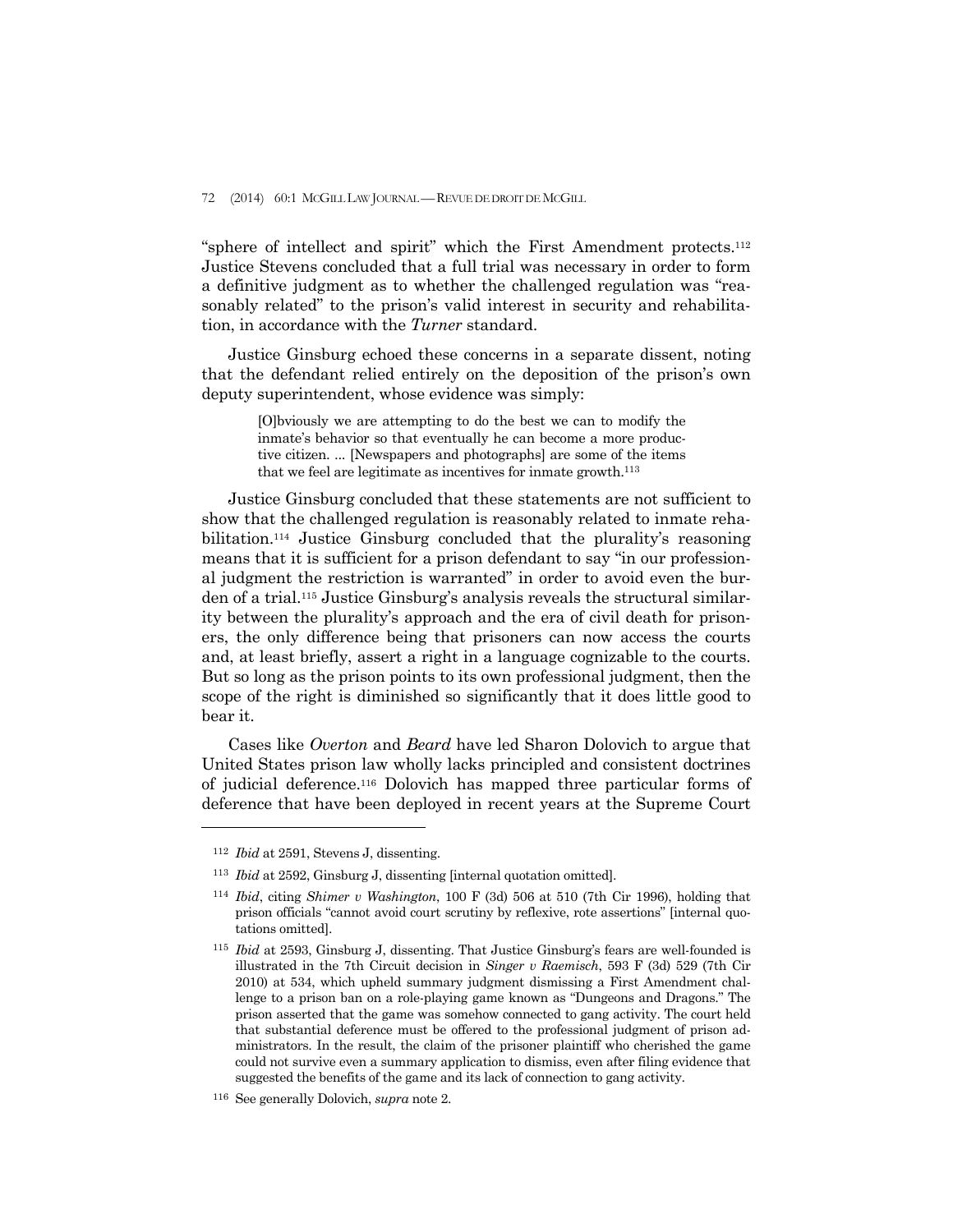"sphere of intellect and spirit" which the First Amendment protects.[112] Justice Stevens concluded that a full trial was necessary in order to form a definitive judgment as to whether the challenged regulation was "reasonably related" to the prison's valid interest in security and rehabilitation, in accordance with the *Turner* standard.

Justice Ginsburg echoed these concerns in a separate dissent, noting that the defendant relied entirely on the deposition of the prison's own deputy superintendent, whose evidence was simply:

> [O]bviously we are attempting to do the best we can to modify the inmate's behavior so that eventually he can become a more productive citizen. ... [Newspapers and photographs] are some of the items that we feel are legitimate as incentives for inmate growth.[113]

Justice Ginsburg concluded that these statements are not sufficient to show that the challenged regulation is reasonably related to inmate rehabilitation.[114] Justice Ginsburg concluded that the plurality's reasoning means that it is sufficient for a prison defendant to say "in our professional judgment the restriction is warranted" in order to avoid even the burden of a trial.[115] Justice Ginsburg's analysis reveals the structural similarity between the plurality's approach and the era of civil death for prisoners, the only difference being that prisoners can now access the courts and, at least briefly, assert a right in a language cognizable to the courts. But so long as the prison points to its own professional judgment, then the scope of the right is diminished so significantly that it does little good to bear it.

Cases like *Overton* and *Beard* have led Sharon Dolovich to argue that United States prison law wholly lacks principled and consistent doctrines of judicial deference.[116] Dolovich has mapped three particular forms of deference that have been deployed in recent years at the Supreme Court

---

[112] *Ibid* at 2591, Stevens J, dissenting.

[113] *Ibid* at 2592, Ginsburg J, dissenting [internal quotation omitted].

[114] *Ibid*, citing *Shimer v Washington*, 100 F (3d) 506 at 510 (7th Cir 1996), holding that prison officials "cannot avoid court scrutiny by reflexive, rote assertions" [internal quotations omitted].

[115] *Ibid* at 2593, Ginsburg J, dissenting. That Justice Ginsburg's fears are well-founded is illustrated in the 7th Circuit decision in *Singer v Raemisch*, 593 F (3d) 529 (7th Cir 2010) at 534, which upheld summary judgment dismissing a First Amendment challenge to a prison ban on a role-playing game known as "Dungeons and Dragons." The prison asserted that the game was somehow connected to gang activity. The court held that substantial deference must be offered to the professional judgment of prison administrators. In the result, the claim of the prisoner plaintiff who cherished the game could not survive even a summary application to dismiss, even after filing evidence that suggested the benefits of the game and its lack of connection to gang activity.

[116] See generally Dolovich, *supra* note 2.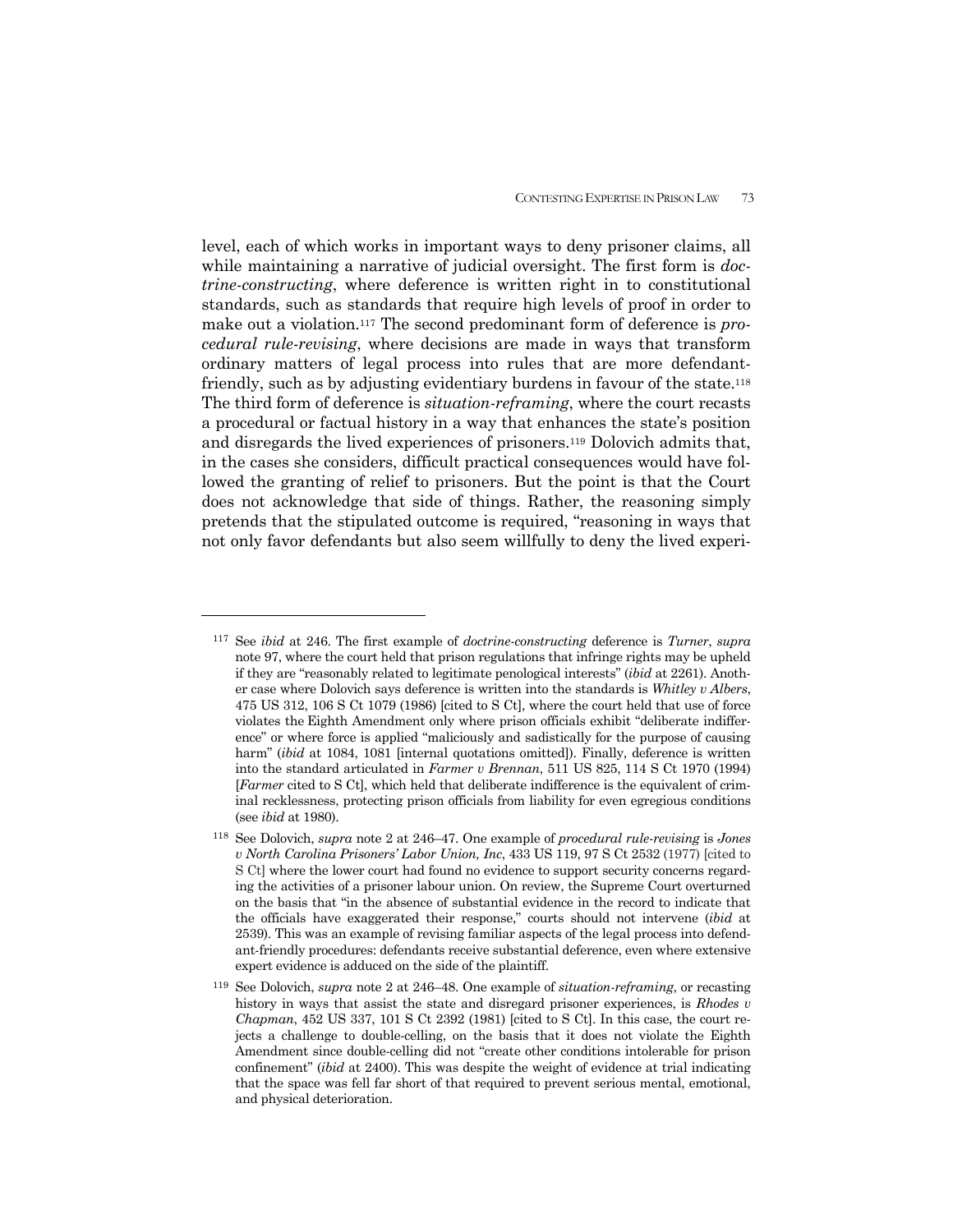level, each of which works in important ways to deny prisoner claims, all while maintaining a narrative of judicial oversight. The first form is *doctrine-constructing*, where deference is written right in to constitutional standards, such as standards that require high levels of proof in order to make out a violation.[117] The second predominant form of deference is *procedural rule-revising*, where decisions are made in ways that transform ordinary matters of legal process into rules that are more defendant-friendly, such as by adjusting evidentiary burdens in favour of the state.[118] The third form of deference is *situation-reframing*, where the court recasts a procedural or factual history in a way that enhances the state's position and disregards the lived experiences of prisoners.[119] Dolovich admits that, in the cases she considers, difficult practical consequences would have followed the granting of relief to prisoners. But the point is that the Court does not acknowledge that side of things. Rather, the reasoning simply pretends that the stipulated outcome is required, "reasoning in ways that not only favor defendants but also seem willfully to deny the lived experi-

---

117 See *ibid* at 246. The first example of *doctrine-constructing* deference is *Turner*, *supra* note 97, where the court held that prison regulations that infringe rights may be upheld if they are "reasonably related to legitimate penological interests" (*ibid* at 2261). Another case where Dolovich says deference is written into the standards is *Whitley v Albers*, 475 US 312, 106 S Ct 1079 (1986) [cited to S Ct], where the court held that use of force violates the Eighth Amendment only where prison officials exhibit "deliberate indifference" or where force is applied "maliciously and sadistically for the purpose of causing harm" (*ibid* at 1084, 1081 [internal quotations omitted]). Finally, deference is written into the standard articulated in *Farmer v Brennan*, 511 US 825, 114 S Ct 1970 (1994) [*Farmer* cited to S Ct], which held that deliberate indifference is the equivalent of criminal recklessness, protecting prison officials from liability for even egregious conditions (see *ibid* at 1980).

118 See Dolovich, *supra* note 2 at 246–47. One example of *procedural rule-revising* is *Jones v North Carolina Prisoners' Labor Union, Inc*, 433 US 119, 97 S Ct 2532 (1977) [cited to S Ct] where the lower court had found no evidence to support security concerns regarding the activities of a prisoner labour union. On review, the Supreme Court overturned on the basis that "in the absence of substantial evidence in the record to indicate that the officials have exaggerated their response," courts should not intervene (*ibid* at 2539). This was an example of revising familiar aspects of the legal process into defendant-friendly procedures: defendants receive substantial deference, even where extensive expert evidence is adduced on the side of the plaintiff.

119 See Dolovich, *supra* note 2 at 246–48. One example of *situation-reframing*, or recasting history in ways that assist the state and disregard prisoner experiences, is *Rhodes v Chapman*, 452 US 337, 101 S Ct 2392 (1981) [cited to S Ct]. In this case, the court rejects a challenge to double-celling, on the basis that it does not violate the Eighth Amendment since double-celling did not "create other conditions intolerable for prison confinement" (*ibid* at 2400). This was despite the weight of evidence at trial indicating that the space was fell far short of that required to prevent serious mental, emotional, and physical deterioration.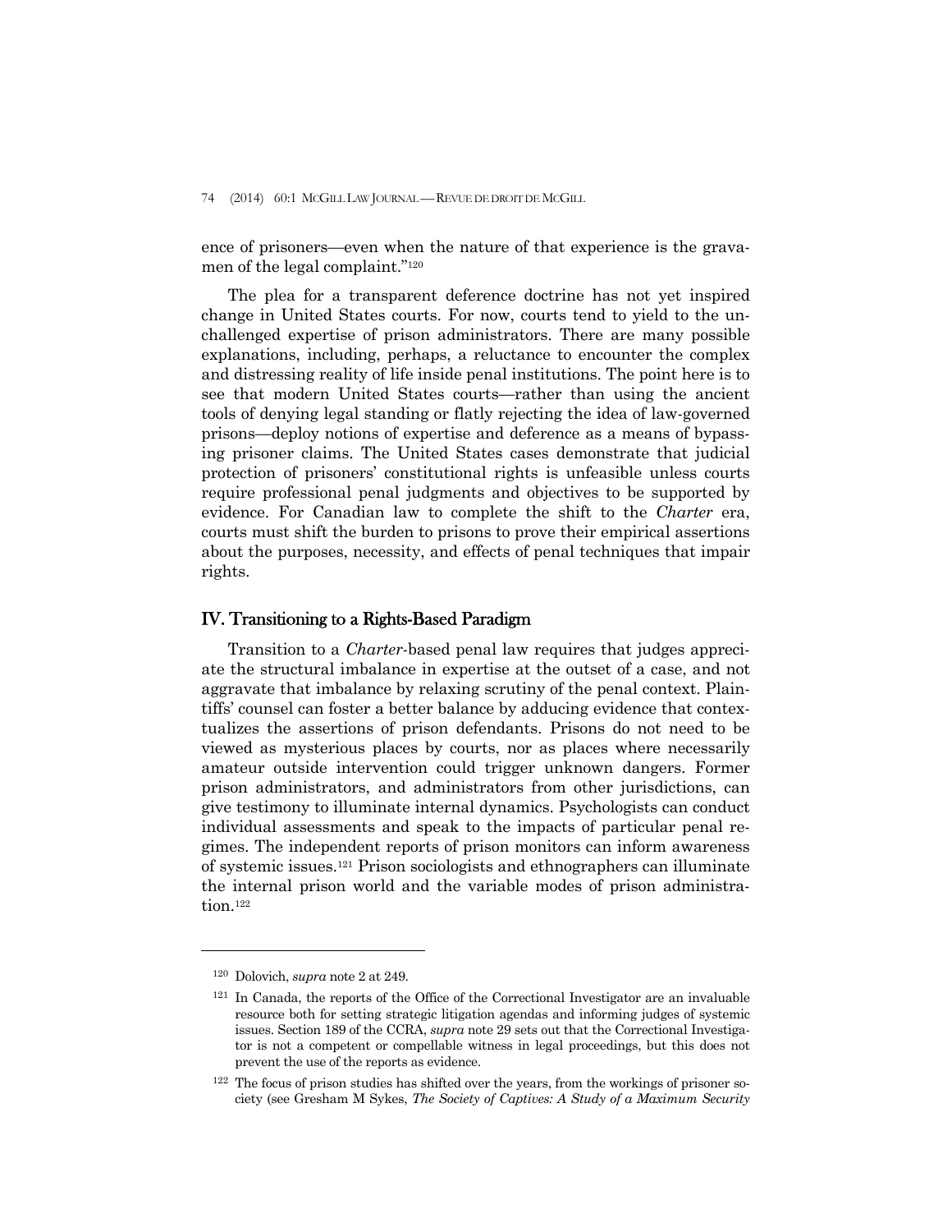ence of prisoners—even when the nature of that experience is the gravamen of the legal complaint."[120]

The plea for a transparent deference doctrine has not yet inspired change in United States courts. For now, courts tend to yield to the unchallenged expertise of prison administrators. There are many possible explanations, including, perhaps, a reluctance to encounter the complex and distressing reality of life inside penal institutions. The point here is to see that modern United States courts—rather than using the ancient tools of denying legal standing or flatly rejecting the idea of law-governed prisons—deploy notions of expertise and deference as a means of bypassing prisoner claims. The United States cases demonstrate that judicial protection of prisoners' constitutional rights is unfeasible unless courts require professional penal judgments and objectives to be supported by evidence. For Canadian law to complete the shift to the *Charter* era, courts must shift the burden to prisons to prove their empirical assertions about the purposes, necessity, and effects of penal techniques that impair rights.

## IV. Transitioning to a Rights-Based Paradigm

Transition to a *Charter*-based penal law requires that judges appreciate the structural imbalance in expertise at the outset of a case, and not aggravate that imbalance by relaxing scrutiny of the penal context. Plaintiffs' counsel can foster a better balance by adducing evidence that contextualizes the assertions of prison defendants. Prisons do not need to be viewed as mysterious places by courts, nor as places where necessarily amateur outside intervention could trigger unknown dangers. Former prison administrators, and administrators from other jurisdictions, can give testimony to illuminate internal dynamics. Psychologists can conduct individual assessments and speak to the impacts of particular penal regimes. The independent reports of prison monitors can inform awareness of systemic issues.[121] Prison sociologists and ethnographers can illuminate the internal prison world and the variable modes of prison administration.[122]

---

[120] Dolovich, *supra* note 2 at 249.

[121] In Canada, the reports of the Office of the Correctional Investigator are an invaluable resource both for setting strategic litigation agendas and informing judges of systemic issues. Section 189 of the CCRA, *supra* note 29 sets out that the Correctional Investigator is not a competent or compellable witness in legal proceedings, but this does not prevent the use of the reports as evidence.

[122] The focus of prison studies has shifted over the years, from the workings of prisoner society (see Gresham M Sykes, *The Society of Captives: A Study of a Maximum Security*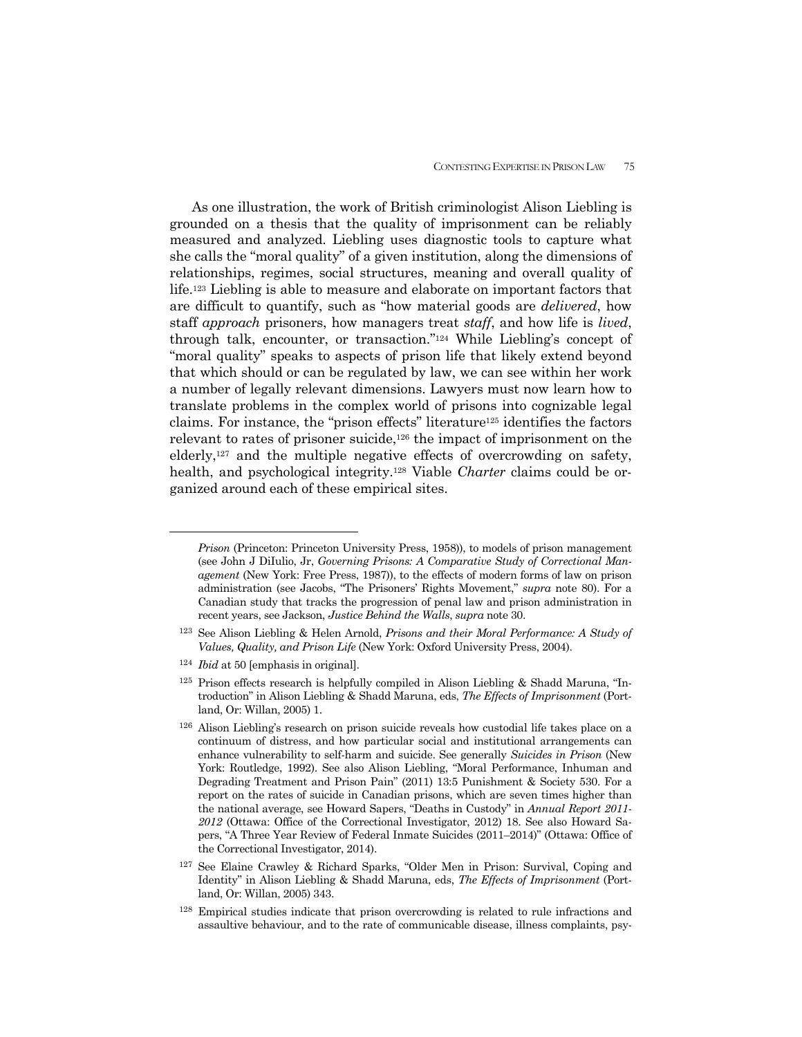As one illustration, the work of British criminologist Alison Liebling is grounded on a thesis that the quality of imprisonment can be reliably measured and analyzed. Liebling uses diagnostic tools to capture what she calls the "moral quality" of a given institution, along the dimensions of relationships, regimes, social structures, meaning and overall quality of life.[123] Liebling is able to measure and elaborate on important factors that are difficult to quantify, such as "how material goods are *delivered*, how staff *approach* prisoners, how managers treat *staff*, and how life is *lived*, through talk, encounter, or transaction."[124] While Liebling's concept of "moral quality" speaks to aspects of prison life that likely extend beyond that which should or can be regulated by law, we can see within her work a number of legally relevant dimensions. Lawyers must now learn how to translate problems in the complex world of prisons into cognizable legal claims. For instance, the "prison effects" literature[125] identifies the factors relevant to rates of prisoner suicide,[126] the impact of imprisonment on the elderly,[127] and the multiple negative effects of overcrowding on safety, health, and psychological integrity.[128] Viable *Charter* claims could be organized around each of these empirical sites.

---

*Prison* (Princeton: Princeton University Press, 1958)), to models of prison management (see John J DiIulio, Jr, *Governing Prisons: A Comparative Study of Correctional Management* (New York: Free Press, 1987)), to the effects of modern forms of law on prison administration (see Jacobs, "The Prisoners' Rights Movement," *supra* note 80). For a Canadian study that tracks the progression of penal law and prison administration in recent years, see Jackson, *Justice Behind the Walls*, *supra* note 30.

[123] See Alison Liebling & Helen Arnold, *Prisons and their Moral Performance: A Study of Values, Quality, and Prison Life* (New York: Oxford University Press, 2004).

[124] *Ibid* at 50 [emphasis in original].

[125] Prison effects research is helpfully compiled in Alison Liebling & Shadd Maruna, "Introduction" in Alison Liebling & Shadd Maruna, eds, *The Effects of Imprisonment* (Portland, Or: Willan, 2005) 1.

[126] Alison Liebling's research on prison suicide reveals how custodial life takes place on a continuum of distress, and how particular social and institutional arrangements can enhance vulnerability to self-harm and suicide. See generally *Suicides in Prison* (New York: Routledge, 1992). See also Alison Liebling, "Moral Performance, Inhuman and Degrading Treatment and Prison Pain" (2011) 13:5 Punishment & Society 530. For a report on the rates of suicide in Canadian prisons, which are seven times higher than the national average, see Howard Sapers, "Deaths in Custody" in *Annual Report 2011-2012* (Ottawa: Office of the Correctional Investigator, 2012) 18. See also Howard Sapers, "A Three Year Review of Federal Inmate Suicides (2011–2014)" (Ottawa: Office of the Correctional Investigator, 2014).

[127] See Elaine Crawley & Richard Sparks, "Older Men in Prison: Survival, Coping and Identity" in Alison Liebling & Shadd Maruna, eds, *The Effects of Imprisonment* (Portland, Or: Willan, 2005) 343.

[128] Empirical studies indicate that prison overcrowding is related to rule infractions and assaultive behaviour, and to the rate of communicable disease, illness complaints, psy-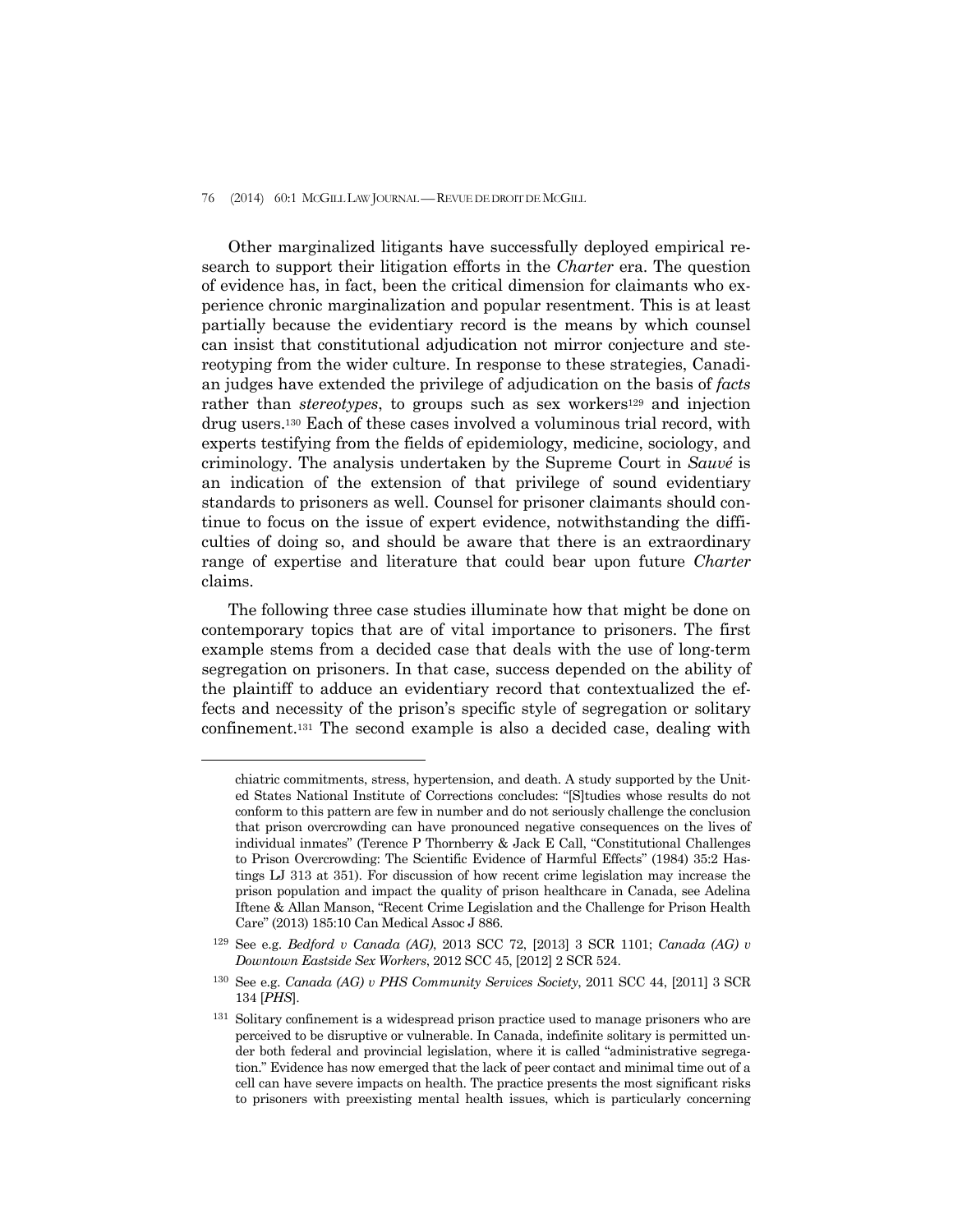Other marginalized litigants have successfully deployed empirical research to support their litigation efforts in the *Charter* era. The question of evidence has, in fact, been the critical dimension for claimants who experience chronic marginalization and popular resentment. This is at least partially because the evidentiary record is the means by which counsel can insist that constitutional adjudication not mirror conjecture and stereotyping from the wider culture. In response to these strategies, Canadian judges have extended the privilege of adjudication on the basis of *facts* rather than *stereotypes*, to groups such as sex workers[129] and injection drug users.[130] Each of these cases involved a voluminous trial record, with experts testifying from the fields of epidemiology, medicine, sociology, and criminology. The analysis undertaken by the Supreme Court in *Sauvé* is an indication of the extension of that privilege of sound evidentiary standards to prisoners as well. Counsel for prisoner claimants should continue to focus on the issue of expert evidence, notwithstanding the difficulties of doing so, and should be aware that there is an extraordinary range of expertise and literature that could bear upon future *Charter* claims.

The following three case studies illuminate how that might be done on contemporary topics that are of vital importance to prisoners. The first example stems from a decided case that deals with the use of long-term segregation on prisoners. In that case, success depended on the ability of the plaintiff to adduce an evidentiary record that contextualized the effects and necessity of the prison's specific style of segregation or solitary confinement.[131] The second example is also a decided case, dealing with

---

chiatric commitments, stress, hypertension, and death. A study supported by the United States National Institute of Corrections concludes: "[S]tudies whose results do not conform to this pattern are few in number and do not seriously challenge the conclusion that prison overcrowding can have pronounced negative consequences on the lives of individual inmates" (Terence P Thornberry & Jack E Call, "Constitutional Challenges to Prison Overcrowding: The Scientific Evidence of Harmful Effects" (1984) 35:2 Hastings LJ 313 at 351). For discussion of how recent crime legislation may increase the prison population and impact the quality of prison healthcare in Canada, see Adelina Iftene & Allan Manson, "Recent Crime Legislation and the Challenge for Prison Health Care" (2013) 185:10 Can Medical Assoc J 886.

[129] See e.g. *Bedford v Canada (AG)*, 2013 SCC 72, [2013] 3 SCR 1101; *Canada (AG) v Downtown Eastside Sex Workers*, 2012 SCC 45, [2012] 2 SCR 524.

[130] See e.g. *Canada (AG) v PHS Community Services Society*, 2011 SCC 44, [2011] 3 SCR 134 [*PHS*].

[131] Solitary confinement is a widespread prison practice used to manage prisoners who are perceived to be disruptive or vulnerable. In Canada, indefinite solitary is permitted under both federal and provincial legislation, where it is called "administrative segregation." Evidence has now emerged that the lack of peer contact and minimal time out of a cell can have severe impacts on health. The practice presents the most significant risks to prisoners with preexisting mental health issues, which is particularly concerning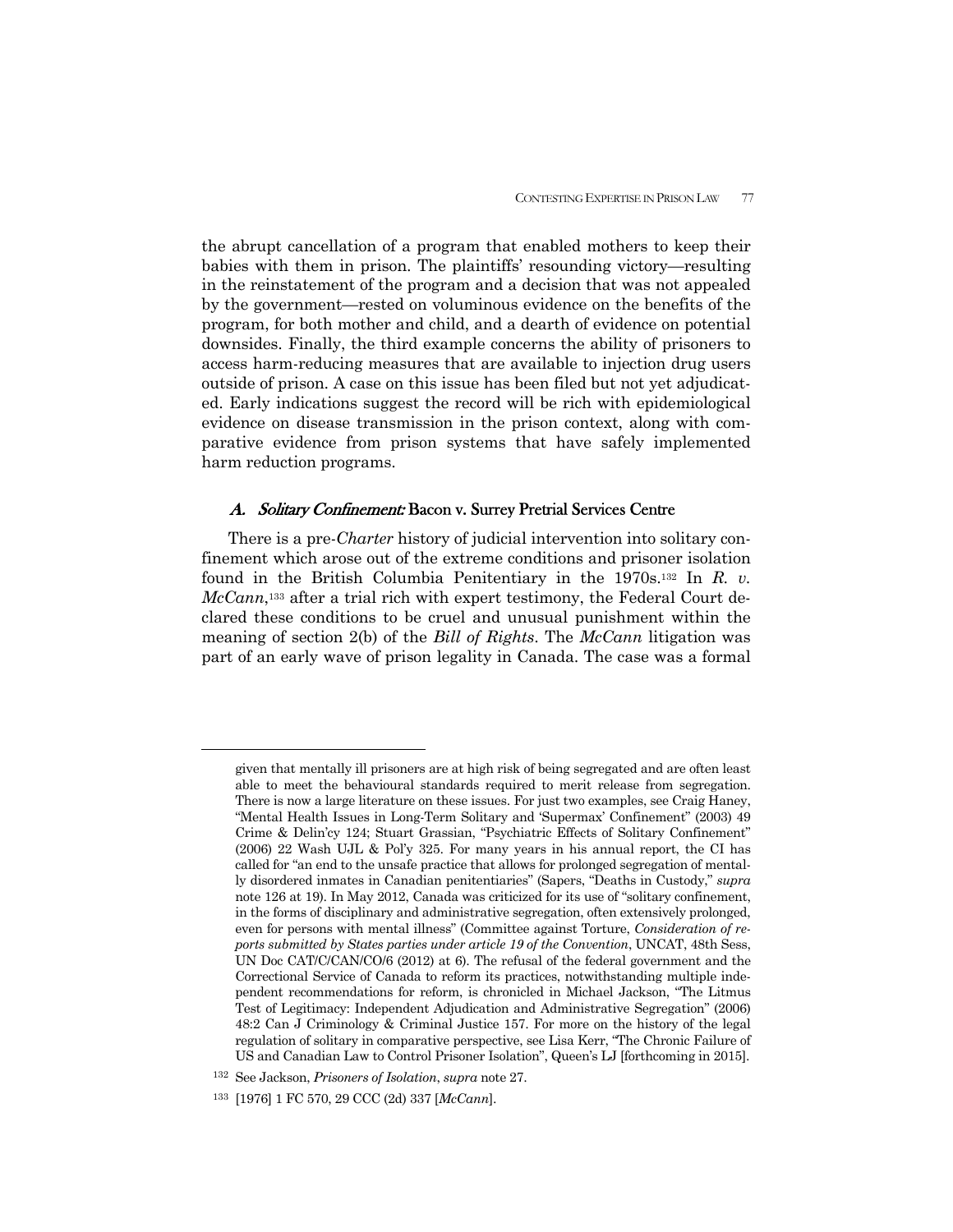the abrupt cancellation of a program that enabled mothers to keep their babies with them in prison. The plaintiffs' resounding victory—resulting in the reinstatement of the program and a decision that was not appealed by the government—rested on voluminous evidence on the benefits of the program, for both mother and child, and a dearth of evidence on potential downsides. Finally, the third example concerns the ability of prisoners to access harm-reducing measures that are available to injection drug users outside of prison. A case on this issue has been filed but not yet adjudicated. Early indications suggest the record will be rich with epidemiological evidence on disease transmission in the prison context, along with comparative evidence from prison systems that have safely implemented harm reduction programs.

### A. *Solitary Confinement:* Bacon v. Surrey Pretrial Services Centre

There is a pre-*Charter* history of judicial intervention into solitary confinement which arose out of the extreme conditions and prisoner isolation found in the British Columbia Penitentiary in the 1970s.[132] In *R. v. McCann*,[133] after a trial rich with expert testimony, the Federal Court declared these conditions to be cruel and unusual punishment within the meaning of section 2(b) of the *Bill of Rights*. The *McCann* litigation was part of an early wave of prison legality in Canada. The case was a formal

---

given that mentally ill prisoners are at high risk of being segregated and are often least able to meet the behavioural standards required to merit release from segregation. There is now a large literature on these issues. For just two examples, see Craig Haney, "Mental Health Issues in Long-Term Solitary and 'Supermax' Confinement" (2003) 49 Crime & Delin'cy 124; Stuart Grassian, "Psychiatric Effects of Solitary Confinement" (2006) 22 Wash UJL & Pol'y 325. For many years in his annual report, the CI has called for "an end to the unsafe practice that allows for prolonged segregation of mentally disordered inmates in Canadian penitentiaries" (Sapers, "Deaths in Custody," *supra* note 126 at 19). In May 2012, Canada was criticized for its use of "solitary confinement, in the forms of disciplinary and administrative segregation, often extensively prolonged, even for persons with mental illness" (Committee against Torture, *Consideration of reports submitted by States parties under article 19 of the Convention*, UNCAT, 48th Sess, UN Doc CAT/C/CAN/CO/6 (2012) at 6). The refusal of the federal government and the Correctional Service of Canada to reform its practices, notwithstanding multiple independent recommendations for reform, is chronicled in Michael Jackson, "The Litmus Test of Legitimacy: Independent Adjudication and Administrative Segregation" (2006) 48:2 Can J Criminology & Criminal Justice 157. For more on the history of the legal regulation of solitary in comparative perspective, see Lisa Kerr, "The Chronic Failure of US and Canadian Law to Control Prisoner Isolation", Queen's LJ [forthcoming in 2015].

[132] See Jackson, *Prisoners of Isolation*, *supra* note 27.

[133] [1976] 1 FC 570, 29 CCC (2d) 337 [*McCann*].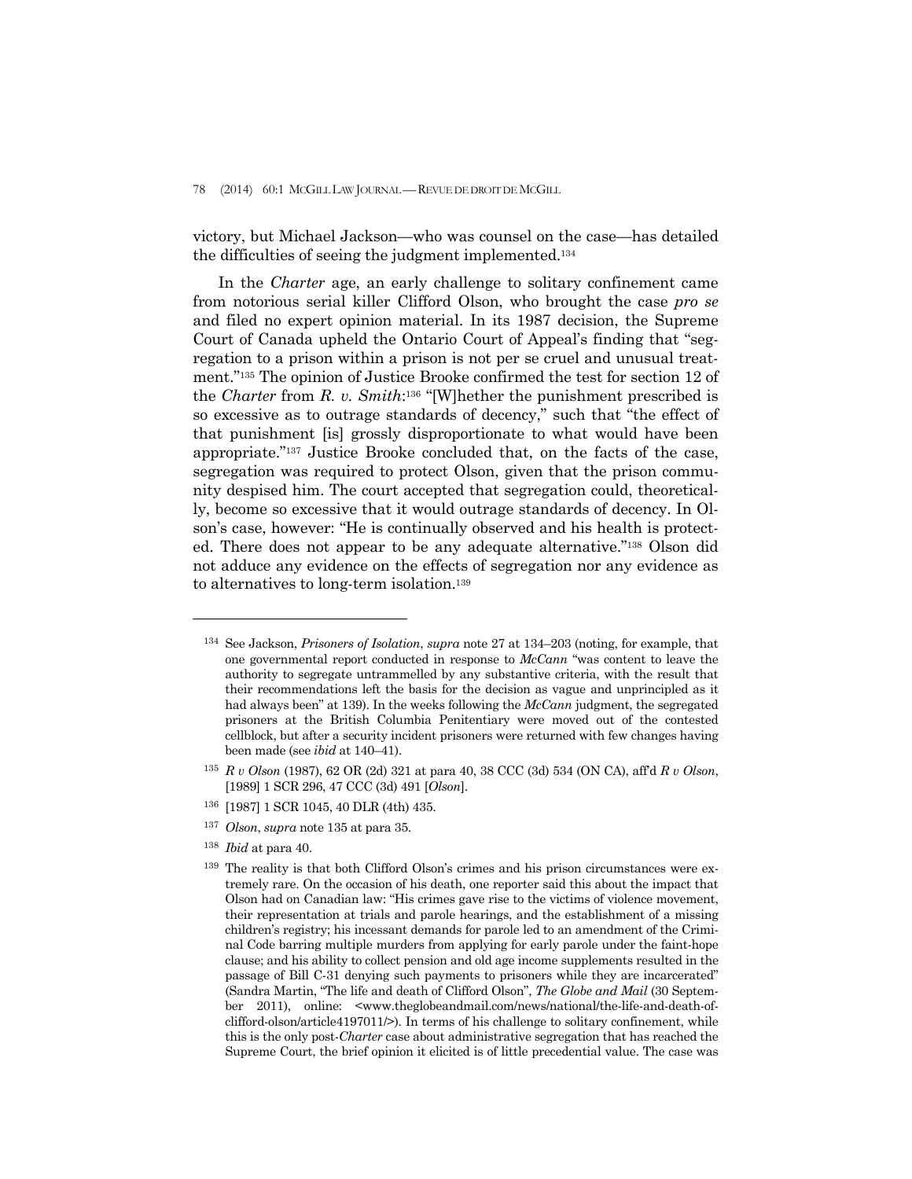victory, but Michael Jackson—who was counsel on the case—has detailed the difficulties of seeing the judgment implemented.[134]

In the *Charter* age, an early challenge to solitary confinement came from notorious serial killer Clifford Olson, who brought the case *pro se* and filed no expert opinion material. In its 1987 decision, the Supreme Court of Canada upheld the Ontario Court of Appeal's finding that "segregation to a prison within a prison is not per se cruel and unusual treatment."[135] The opinion of Justice Brooke confirmed the test for section 12 of the *Charter* from *R. v. Smith*:[136] "[W]hether the punishment prescribed is so excessive as to outrage standards of decency," such that "the effect of that punishment [is] grossly disproportionate to what would have been appropriate."[137] Justice Brooke concluded that, on the facts of the case, segregation was required to protect Olson, given that the prison community despised him. The court accepted that segregation could, theoretically, become so excessive that it would outrage standards of decency. In Olson's case, however: "He is continually observed and his health is protected. There does not appear to be any adequate alternative."[138] Olson did not adduce any evidence on the effects of segregation nor any evidence as to alternatives to long-term isolation.[139]

---

[134] See Jackson, *Prisoners of Isolation*, *supra* note 27 at 134–203 (noting, for example, that one governmental report conducted in response to *McCann* "was content to leave the authority to segregate untrammelled by any substantive criteria, with the result that their recommendations left the basis for the decision as vague and unprincipled as it had always been" at 139). In the weeks following the *McCann* judgment, the segregated prisoners at the British Columbia Penitentiary were moved out of the contested cellblock, but after a security incident prisoners were returned with few changes having been made (see *ibid* at 140–41).

[135] *R v Olson* (1987), 62 OR (2d) 321 at para 40, 38 CCC (3d) 534 (ON CA), aff'd *R v Olson*, [1989] 1 SCR 296, 47 CCC (3d) 491 [*Olson*].

[136] [1987] 1 SCR 1045, 40 DLR (4th) 435.

[137] *Olson*, *supra* note 135 at para 35.

[138] *Ibid* at para 40.

[139] The reality is that both Clifford Olson's crimes and his prison circumstances were extremely rare. On the occasion of his death, one reporter said this about the impact that Olson had on Canadian law: "His crimes gave rise to the victims of violence movement, their representation at trials and parole hearings, and the establishment of a missing children's registry; his incessant demands for parole led to an amendment of the Criminal Code barring multiple murders from applying for early parole under the faint-hope clause; and his ability to collect pension and old age income supplements resulted in the passage of Bill C-31 denying such payments to prisoners while they are incarcerated" (Sandra Martin, "The life and death of Clifford Olson", *The Globe and Mail* (30 September 2011), online: <www.theglobeandmail.com/news/national/the-life-and-death-of-clifford-olson/article4197011/>). In terms of his challenge to solitary confinement, while this is the only post-*Charter* case about administrative segregation that has reached the Supreme Court, the brief opinion it elicited is of little precedential value. The case was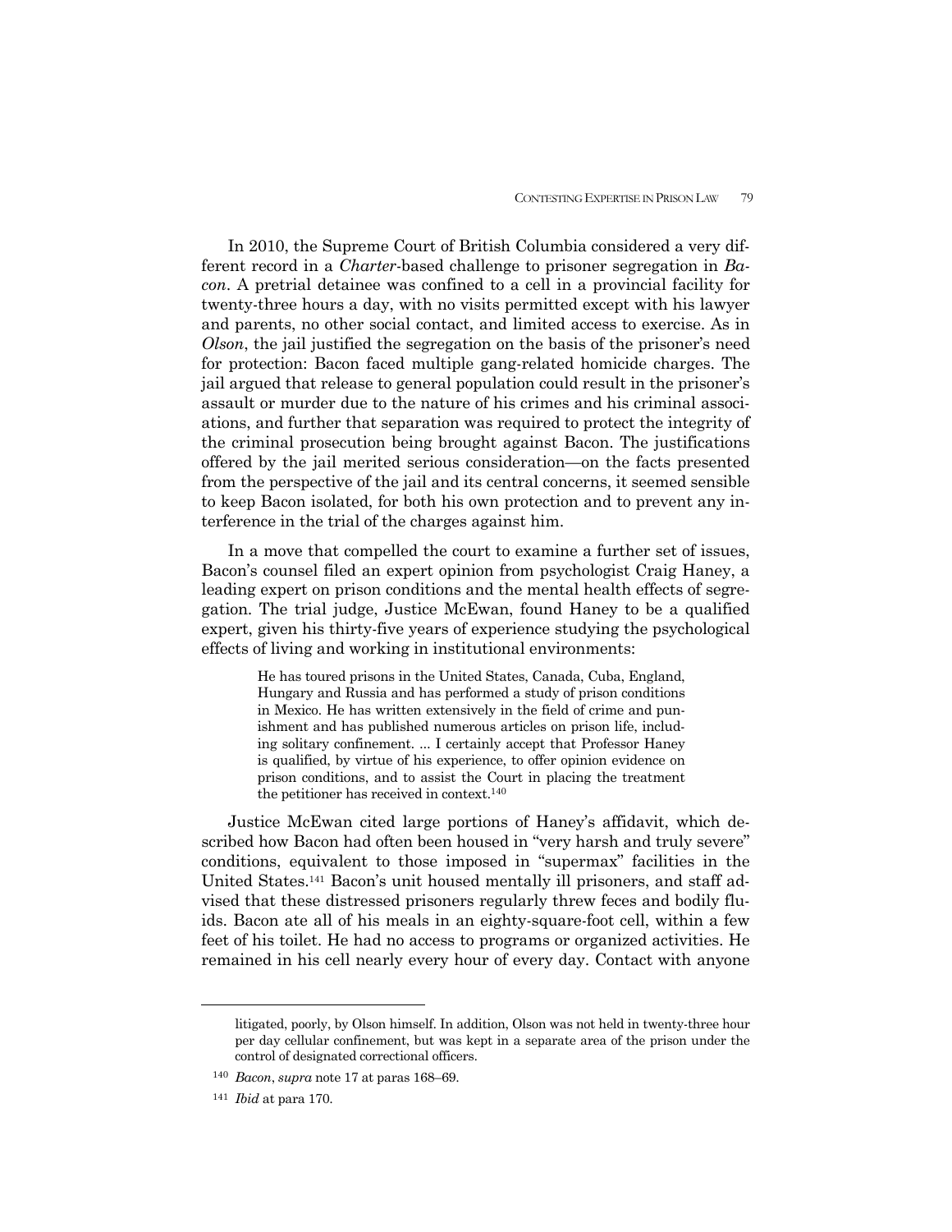In 2010, the Supreme Court of British Columbia considered a very different record in a *Charter*-based challenge to prisoner segregation in *Bacon*. A pretrial detainee was confined to a cell in a provincial facility for twenty-three hours a day, with no visits permitted except with his lawyer and parents, no other social contact, and limited access to exercise. As in *Olson*, the jail justified the segregation on the basis of the prisoner's need for protection: Bacon faced multiple gang-related homicide charges. The jail argued that release to general population could result in the prisoner's assault or murder due to the nature of his crimes and his criminal associations, and further that separation was required to protect the integrity of the criminal prosecution being brought against Bacon. The justifications offered by the jail merited serious consideration—on the facts presented from the perspective of the jail and its central concerns, it seemed sensible to keep Bacon isolated, for both his own protection and to prevent any interference in the trial of the charges against him.

In a move that compelled the court to examine a further set of issues, Bacon's counsel filed an expert opinion from psychologist Craig Haney, a leading expert on prison conditions and the mental health effects of segregation. The trial judge, Justice McEwan, found Haney to be a qualified expert, given his thirty-five years of experience studying the psychological effects of living and working in institutional environments:

> He has toured prisons in the United States, Canada, Cuba, England, Hungary and Russia and has performed a study of prison conditions in Mexico. He has written extensively in the field of crime and punishment and has published numerous articles on prison life, including solitary confinement. ... I certainly accept that Professor Haney is qualified, by virtue of his experience, to offer opinion evidence on prison conditions, and to assist the Court in placing the treatment the petitioner has received in context.[140]

Justice McEwan cited large portions of Haney's affidavit, which described how Bacon had often been housed in "very harsh and truly severe" conditions, equivalent to those imposed in "supermax" facilities in the United States.[141] Bacon's unit housed mentally ill prisoners, and staff advised that these distressed prisoners regularly threw feces and bodily fluids. Bacon ate all of his meals in an eighty-square-foot cell, within a few feet of his toilet. He had no access to programs or organized activities. He remained in his cell nearly every hour of every day. Contact with anyone

---

litigated, poorly, by Olson himself. In addition, Olson was not held in twenty-three hour per day cellular confinement, but was kept in a separate area of the prison under the control of designated correctional officers.

[140] *Bacon*, *supra* note 17 at paras 168–69.

[141] *Ibid* at para 170.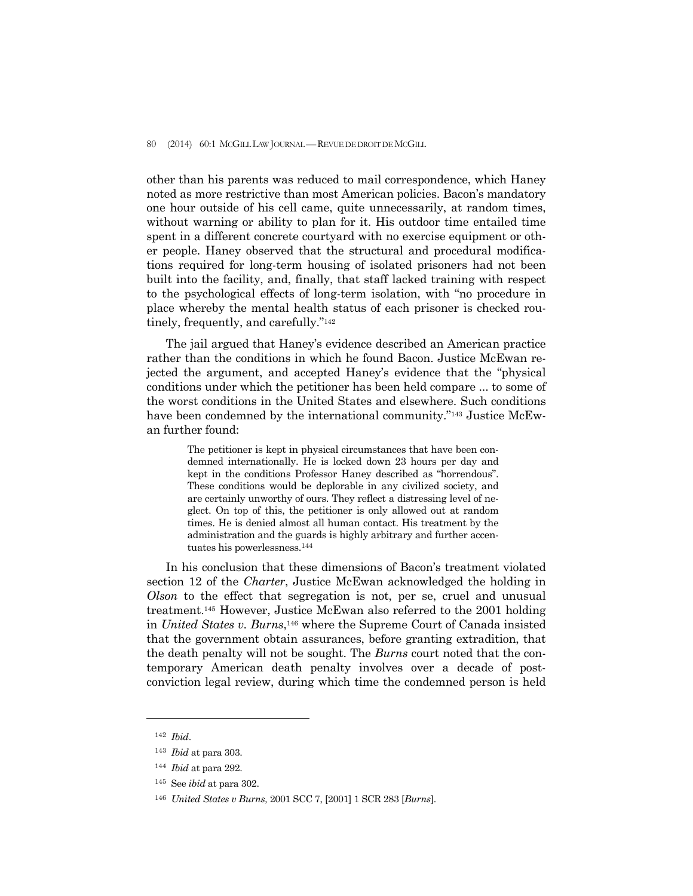other than his parents was reduced to mail correspondence, which Haney noted as more restrictive than most American policies. Bacon's mandatory one hour outside of his cell came, quite unnecessarily, at random times, without warning or ability to plan for it. His outdoor time entailed time spent in a different concrete courtyard with no exercise equipment or other people. Haney observed that the structural and procedural modifications required for long-term housing of isolated prisoners had not been built into the facility, and, finally, that staff lacked training with respect to the psychological effects of long-term isolation, with "no procedure in place whereby the mental health status of each prisoner is checked routinely, frequently, and carefully."[142]

The jail argued that Haney's evidence described an American practice rather than the conditions in which he found Bacon. Justice McEwan rejected the argument, and accepted Haney's evidence that the "physical conditions under which the petitioner has been held compare ... to some of the worst conditions in the United States and elsewhere. Such conditions have been condemned by the international community."[143] Justice McEwan further found:

> The petitioner is kept in physical circumstances that have been condemned internationally. He is locked down 23 hours per day and kept in the conditions Professor Haney described as "horrendous". These conditions would be deplorable in any civilized society, and are certainly unworthy of ours. They reflect a distressing level of neglect. On top of this, the petitioner is only allowed out at random times. He is denied almost all human contact. His treatment by the administration and the guards is highly arbitrary and further accentuates his powerlessness.[144]

In his conclusion that these dimensions of Bacon's treatment violated section 12 of the *Charter*, Justice McEwan acknowledged the holding in *Olson* to the effect that segregation is not, per se, cruel and unusual treatment.[145] However, Justice McEwan also referred to the 2001 holding in *United States v. Burns*,[146] where the Supreme Court of Canada insisted that the government obtain assurances, before granting extradition, that the death penalty will not be sought. The *Burns* court noted that the contemporary American death penalty involves over a decade of post-conviction legal review, during which time the condemned person is held

---

[142] *Ibid*.

[143] *Ibid* at para 303.

[144] *Ibid* at para 292.

[145] See *ibid* at para 302.

[146] *United States v Burns,* 2001 SCC 7, [2001] 1 SCR 283 [*Burns*].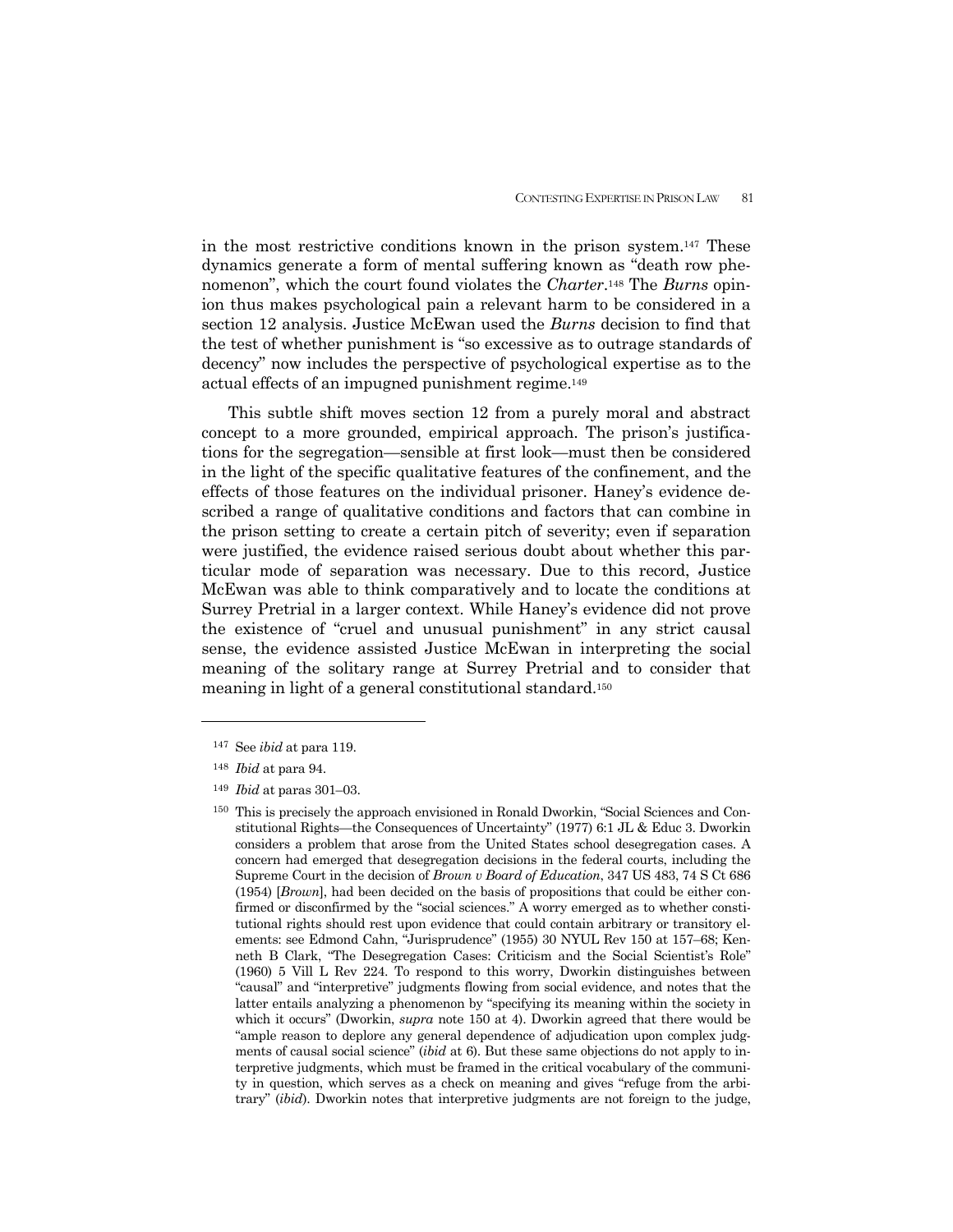in the most restrictive conditions known in the prison system.[147] These dynamics generate a form of mental suffering known as "death row phenomenon", which the court found violates the *Charter*.[148] The *Burns* opinion thus makes psychological pain a relevant harm to be considered in a section 12 analysis. Justice McEwan used the *Burns* decision to find that the test of whether punishment is "so excessive as to outrage standards of decency" now includes the perspective of psychological expertise as to the actual effects of an impugned punishment regime.[149]

This subtle shift moves section 12 from a purely moral and abstract concept to a more grounded, empirical approach. The prison's justifications for the segregation—sensible at first look—must then be considered in the light of the specific qualitative features of the confinement, and the effects of those features on the individual prisoner. Haney's evidence described a range of qualitative conditions and factors that can combine in the prison setting to create a certain pitch of severity; even if separation were justified, the evidence raised serious doubt about whether this particular mode of separation was necessary. Due to this record, Justice McEwan was able to think comparatively and to locate the conditions at Surrey Pretrial in a larger context. While Haney's evidence did not prove the existence of "cruel and unusual punishment" in any strict causal sense, the evidence assisted Justice McEwan in interpreting the social meaning of the solitary range at Surrey Pretrial and to consider that meaning in light of a general constitutional standard.[150]

---

[147] See *ibid* at para 119.

[148] *Ibid* at para 94.

[149] *Ibid* at paras 301–03.

[150] This is precisely the approach envisioned in Ronald Dworkin, "Social Sciences and Constitutional Rights—the Consequences of Uncertainty" (1977) 6:1 JL & Educ 3. Dworkin considers a problem that arose from the United States school desegregation cases. A concern had emerged that desegregation decisions in the federal courts, including the Supreme Court in the decision of *Brown v Board of Education*, 347 US 483, 74 S Ct 686 (1954) [*Brown*], had been decided on the basis of propositions that could be either confirmed or disconfirmed by the "social sciences." A worry emerged as to whether constitutional rights should rest upon evidence that could contain arbitrary or transitory elements: see Edmond Cahn, "Jurisprudence" (1955) 30 NYUL Rev 150 at 157–68; Kenneth B Clark, "The Desegregation Cases: Criticism and the Social Scientist's Role" (1960) 5 Vill L Rev 224. To respond to this worry, Dworkin distinguishes between "causal" and "interpretive" judgments flowing from social evidence, and notes that the latter entails analyzing a phenomenon by "specifying its meaning within the society in which it occurs" (Dworkin, *supra* note 150 at 4). Dworkin agreed that there would be "ample reason to deplore any general dependence of adjudication upon complex judgments of causal social science" (*ibid* at 6). But these same objections do not apply to interpretive judgments, which must be framed in the critical vocabulary of the community in question, which serves as a check on meaning and gives "refuge from the arbitrary" (*ibid*). Dworkin notes that interpretive judgments are not foreign to the judge,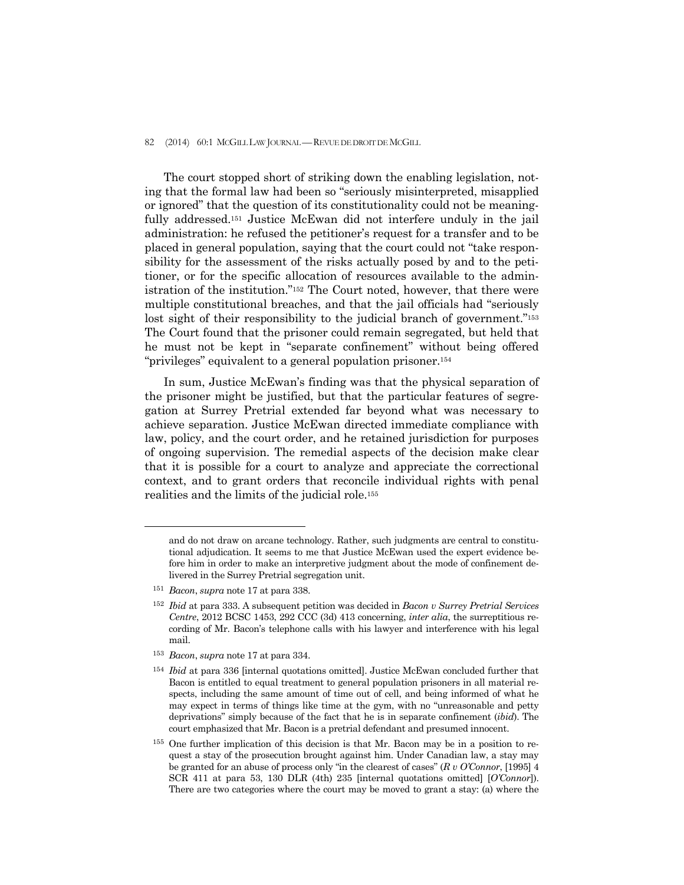The court stopped short of striking down the enabling legislation, noting that the formal law had been so "seriously misinterpreted, misapplied or ignored" that the question of its constitutionality could not be meaningfully addressed.[151] Justice McEwan did not interfere unduly in the jail administration: he refused the petitioner's request for a transfer and to be placed in general population, saying that the court could not "take responsibility for the assessment of the risks actually posed by and to the petitioner, or for the specific allocation of resources available to the administration of the institution."[152] The Court noted, however, that there were multiple constitutional breaches, and that the jail officials had "seriously lost sight of their responsibility to the judicial branch of government."[153] The Court found that the prisoner could remain segregated, but held that he must not be kept in "separate confinement" without being offered "privileges" equivalent to a general population prisoner.[154]

In sum, Justice McEwan's finding was that the physical separation of the prisoner might be justified, but that the particular features of segregation at Surrey Pretrial extended far beyond what was necessary to achieve separation. Justice McEwan directed immediate compliance with law, policy, and the court order, and he retained jurisdiction for purposes of ongoing supervision. The remedial aspects of the decision make clear that it is possible for a court to analyze and appreciate the correctional context, and to grant orders that reconcile individual rights with penal realities and the limits of the judicial role.[155]

---

and do not draw on arcane technology. Rather, such judgments are central to constitutional adjudication. It seems to me that Justice McEwan used the expert evidence before him in order to make an interpretive judgment about the mode of confinement delivered in the Surrey Pretrial segregation unit.

[151] *Bacon*, *supra* note 17 at para 338.

[152] *Ibid* at para 333. A subsequent petition was decided in *Bacon v Surrey Pretrial Services Centre*, 2012 BCSC 1453, 292 CCC (3d) 413 concerning, *inter alia*, the surreptitious recording of Mr. Bacon's telephone calls with his lawyer and interference with his legal mail.

[153] *Bacon*, *supra* note 17 at para 334.

[154] *Ibid* at para 336 [internal quotations omitted]. Justice McEwan concluded further that Bacon is entitled to equal treatment to general population prisoners in all material respects, including the same amount of time out of cell, and being informed of what he may expect in terms of things like time at the gym, with no "unreasonable and petty deprivations" simply because of the fact that he is in separate confinement (*ibid*). The court emphasized that Mr. Bacon is a pretrial defendant and presumed innocent.

[155] One further implication of this decision is that Mr. Bacon may be in a position to request a stay of the prosecution brought against him. Under Canadian law, a stay may be granted for an abuse of process only "in the clearest of cases" (*R v O'Connor*, [1995] 4 SCR 411 at para 53, 130 DLR (4th) 235 [internal quotations omitted] [*O'Connor*]). There are two categories where the court may be moved to grant a stay: (a) where the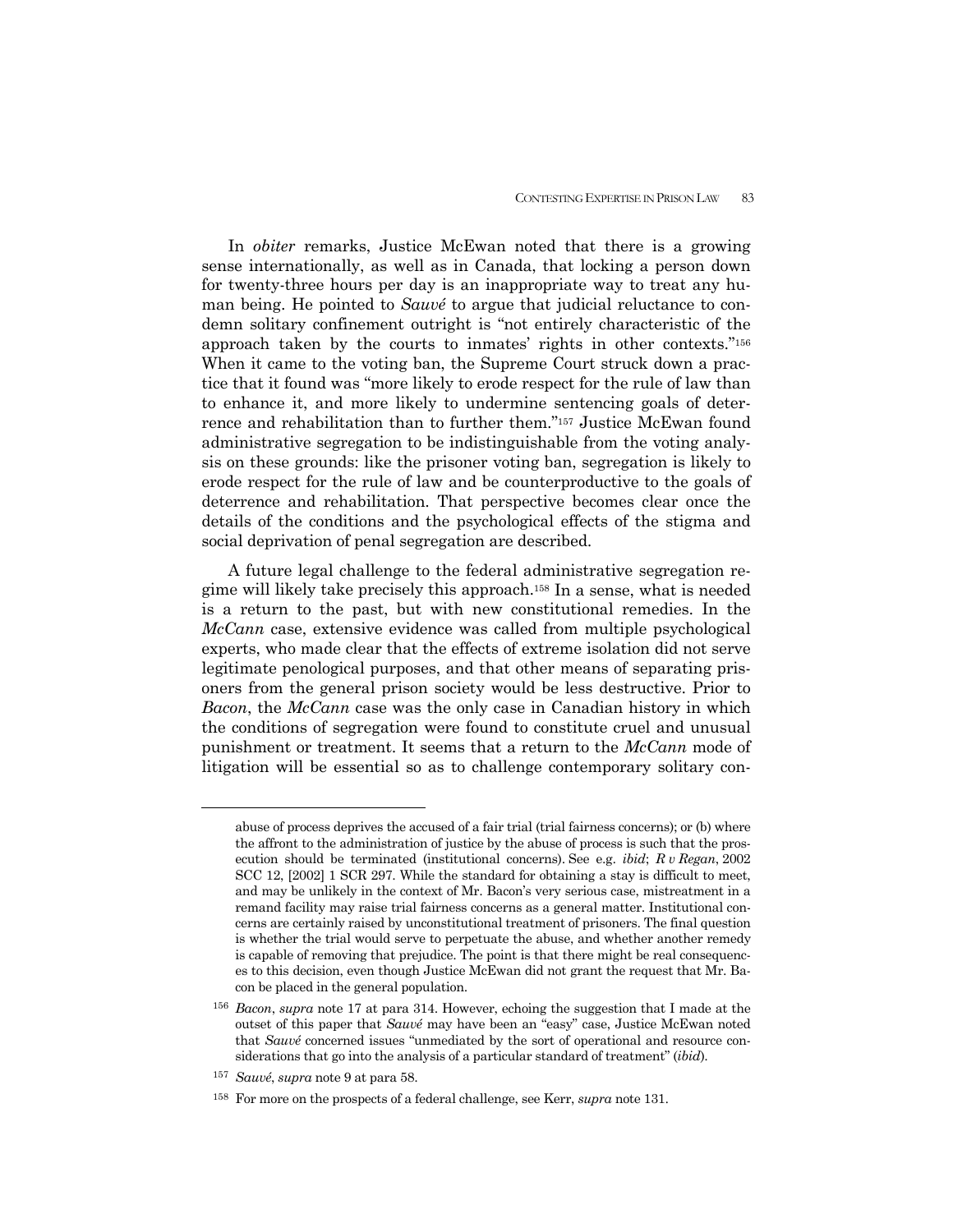In *obiter* remarks, Justice McEwan noted that there is a growing sense internationally, as well as in Canada, that locking a person down for twenty-three hours per day is an inappropriate way to treat any human being. He pointed to *Sauvé* to argue that judicial reluctance to condemn solitary confinement outright is "not entirely characteristic of the approach taken by the courts to inmates' rights in other contexts."[156] When it came to the voting ban, the Supreme Court struck down a practice that it found was "more likely to erode respect for the rule of law than to enhance it, and more likely to undermine sentencing goals of deterrence and rehabilitation than to further them."[157] Justice McEwan found administrative segregation to be indistinguishable from the voting analysis on these grounds: like the prisoner voting ban, segregation is likely to erode respect for the rule of law and be counterproductive to the goals of deterrence and rehabilitation. That perspective becomes clear once the details of the conditions and the psychological effects of the stigma and social deprivation of penal segregation are described.

A future legal challenge to the federal administrative segregation regime will likely take precisely this approach.[158] In a sense, what is needed is a return to the past, but with new constitutional remedies. In the *McCann* case, extensive evidence was called from multiple psychological experts, who made clear that the effects of extreme isolation did not serve legitimate penological purposes, and that other means of separating prisoners from the general prison society would be less destructive. Prior to *Bacon*, the *McCann* case was the only case in Canadian history in which the conditions of segregation were found to constitute cruel and unusual punishment or treatment. It seems that a return to the *McCann* mode of litigation will be essential so as to challenge contemporary solitary con-

---

abuse of process deprives the accused of a fair trial (trial fairness concerns); or (b) where the affront to the administration of justice by the abuse of process is such that the prosecution should be terminated (institutional concerns). See e.g. *ibid*; *R v Regan*, 2002 SCC 12, [2002] 1 SCR 297. While the standard for obtaining a stay is difficult to meet, and may be unlikely in the context of Mr. Bacon's very serious case, mistreatment in a remand facility may raise trial fairness concerns as a general matter. Institutional concerns are certainly raised by unconstitutional treatment of prisoners. The final question is whether the trial would serve to perpetuate the abuse, and whether another remedy is capable of removing that prejudice. The point is that there might be real consequences to this decision, even though Justice McEwan did not grant the request that Mr. Bacon be placed in the general population.

[156] *Bacon*, *supra* note 17 at para 314. However, echoing the suggestion that I made at the outset of this paper that *Sauvé* may have been an "easy" case, Justice McEwan noted that *Sauvé* concerned issues "unmediated by the sort of operational and resource considerations that go into the analysis of a particular standard of treatment" (*ibid*).

[157] *Sauvé*, *supra* note 9 at para 58.

[158] For more on the prospects of a federal challenge, see Kerr, *supra* note 131.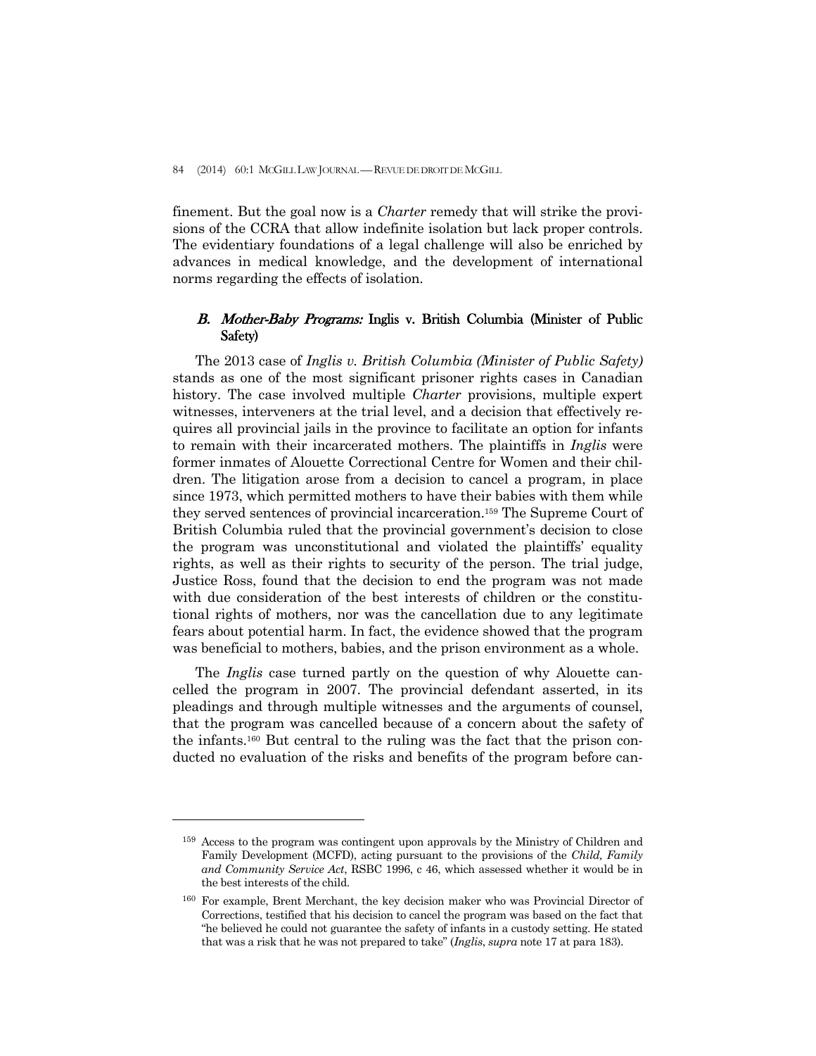finement. But the goal now is a *Charter* remedy that will strike the provisions of the CCRA that allow indefinite isolation but lack proper controls. The evidentiary foundations of a legal challenge will also be enriched by advances in medical knowledge, and the development of international norms regarding the effects of isolation.

### B. *Mother-Baby Programs:* Inglis v. British Columbia (Minister of Public Safety)

The 2013 case of *Inglis v. British Columbia (Minister of Public Safety)* stands as one of the most significant prisoner rights cases in Canadian history. The case involved multiple *Charter* provisions, multiple expert witnesses, interveners at the trial level, and a decision that effectively requires all provincial jails in the province to facilitate an option for infants to remain with their incarcerated mothers. The plaintiffs in *Inglis* were former inmates of Alouette Correctional Centre for Women and their children. The litigation arose from a decision to cancel a program, in place since 1973, which permitted mothers to have their babies with them while they served sentences of provincial incarceration.[159] The Supreme Court of British Columbia ruled that the provincial government's decision to close the program was unconstitutional and violated the plaintiffs' equality rights, as well as their rights to security of the person. The trial judge, Justice Ross, found that the decision to end the program was not made with due consideration of the best interests of children or the constitutional rights of mothers, nor was the cancellation due to any legitimate fears about potential harm. In fact, the evidence showed that the program was beneficial to mothers, babies, and the prison environment as a whole.

The *Inglis* case turned partly on the question of why Alouette cancelled the program in 2007. The provincial defendant asserted, in its pleadings and through multiple witnesses and the arguments of counsel, that the program was cancelled because of a concern about the safety of the infants.[160] But central to the ruling was the fact that the prison conducted no evaluation of the risks and benefits of the program before can-

---

[159] Access to the program was contingent upon approvals by the Ministry of Children and Family Development (MCFD), acting pursuant to the provisions of the *Child, Family and Community Service Act*, RSBC 1996, c 46, which assessed whether it would be in the best interests of the child.

[160] For example, Brent Merchant, the key decision maker who was Provincial Director of Corrections, testified that his decision to cancel the program was based on the fact that "he believed he could not guarantee the safety of infants in a custody setting. He stated that was a risk that he was not prepared to take" (*Inglis*, *supra* note 17 at para 183).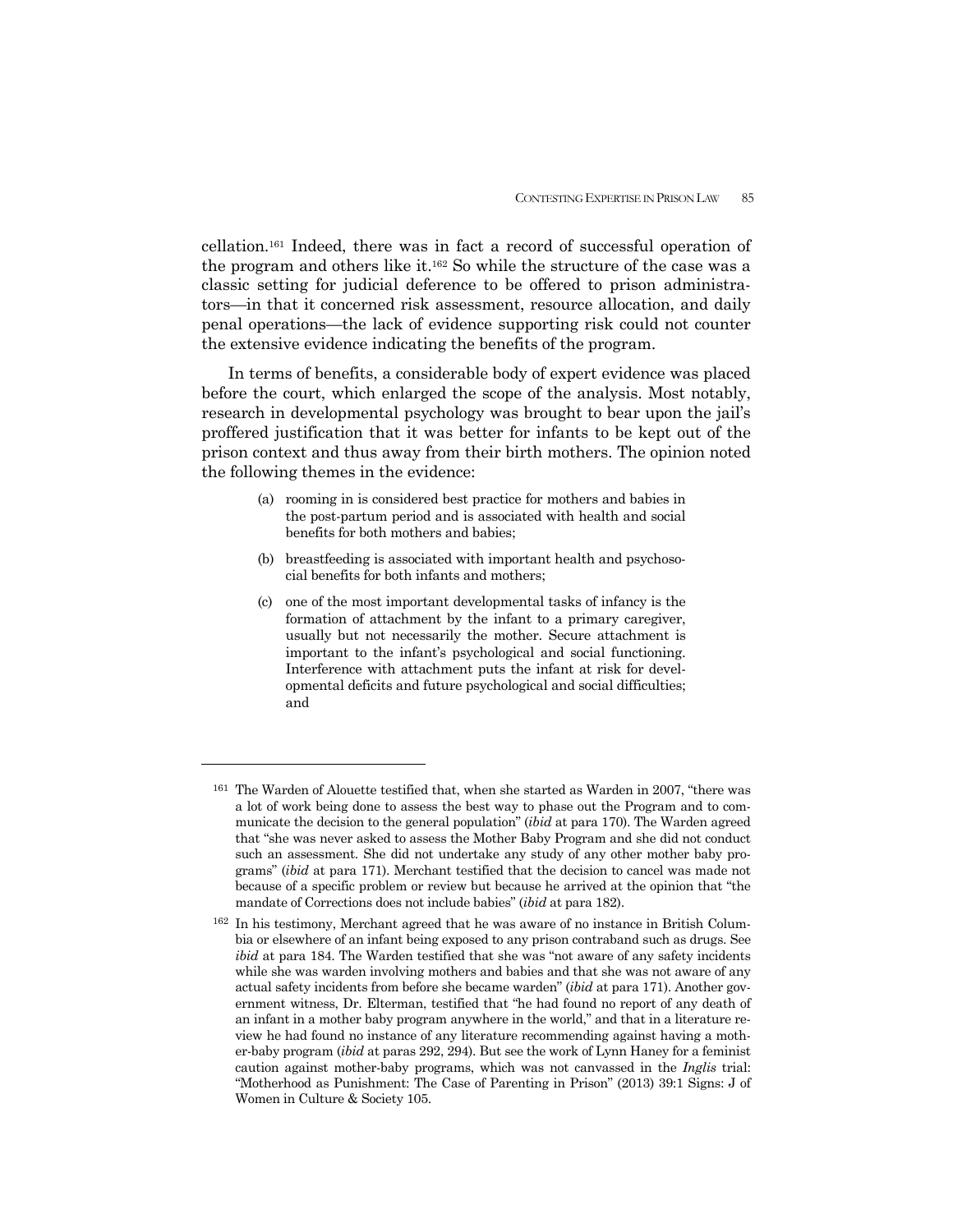cellation.[161] Indeed, there was in fact a record of successful operation of the program and others like it.[162] So while the structure of the case was a classic setting for judicial deference to be offered to prison administrators—in that it concerned risk assessment, resource allocation, and daily penal operations—the lack of evidence supporting risk could not counter the extensive evidence indicating the benefits of the program.

In terms of benefits, a considerable body of expert evidence was placed before the court, which enlarged the scope of the analysis. Most notably, research in developmental psychology was brought to bear upon the jail's proffered justification that it was better for infants to be kept out of the prison context and thus away from their birth mothers. The opinion noted the following themes in the evidence:

> (a) rooming in is considered best practice for mothers and babies in the post-partum period and is associated with health and social benefits for both mothers and babies;
>
> (b) breastfeeding is associated with important health and psychosocial benefits for both infants and mothers;
>
> (c) one of the most important developmental tasks of infancy is the formation of attachment by the infant to a primary caregiver, usually but not necessarily the mother. Secure attachment is important to the infant's psychological and social functioning. Interference with attachment puts the infant at risk for developmental deficits and future psychological and social difficulties; and

---

[161] The Warden of Alouette testified that, when she started as Warden in 2007, "there was a lot of work being done to assess the best way to phase out the Program and to communicate the decision to the general population" (*ibid* at para 170). The Warden agreed that "she was never asked to assess the Mother Baby Program and she did not conduct such an assessment. She did not undertake any study of any other mother baby programs" (*ibid* at para 171). Merchant testified that the decision to cancel was made not because of a specific problem or review but because he arrived at the opinion that "the mandate of Corrections does not include babies" (*ibid* at para 182).

[162] In his testimony, Merchant agreed that he was aware of no instance in British Columbia or elsewhere of an infant being exposed to any prison contraband such as drugs. See *ibid* at para 184. The Warden testified that she was "not aware of any safety incidents while she was warden involving mothers and babies and that she was not aware of any actual safety incidents from before she became warden" (*ibid* at para 171). Another government witness, Dr. Elterman, testified that "he had found no report of any death of an infant in a mother baby program anywhere in the world," and that in a literature review he had found no instance of any literature recommending against having a mother-baby program (*ibid* at paras 292, 294). But see the work of Lynn Haney for a feminist caution against mother-baby programs, which was not canvassed in the *Inglis* trial: "Motherhood as Punishment: The Case of Parenting in Prison" (2013) 39:1 Signs: J of Women in Culture & Society 105.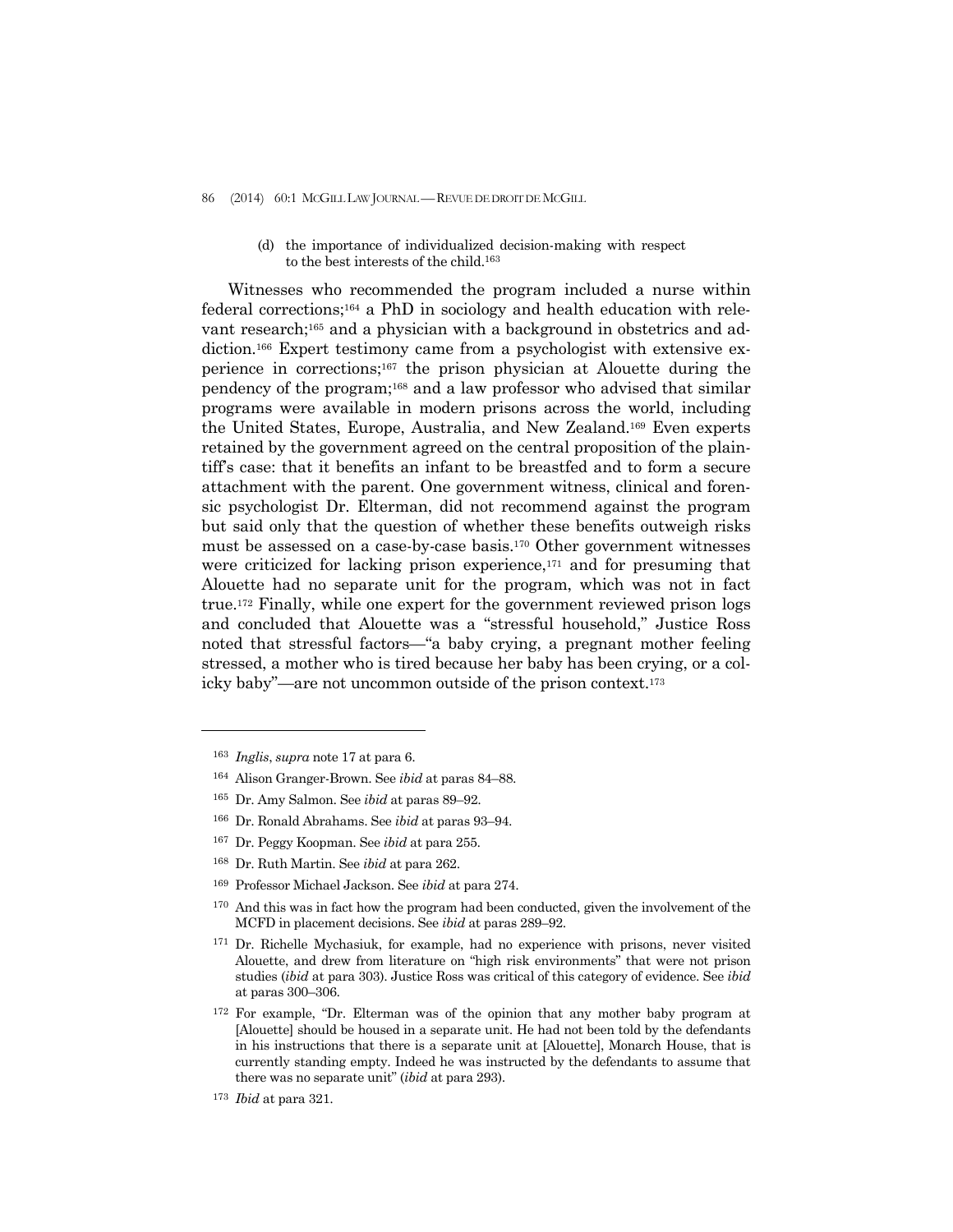(d) the importance of individualized decision-making with respect to the best interests of the child.[163]

Witnesses who recommended the program included a nurse within federal corrections;[164] a PhD in sociology and health education with relevant research;[165] and a physician with a background in obstetrics and addiction.[166] Expert testimony came from a psychologist with extensive experience in corrections;[167] the prison physician at Alouette during the pendency of the program;[168] and a law professor who advised that similar programs were available in modern prisons across the world, including the United States, Europe, Australia, and New Zealand.[169] Even experts retained by the government agreed on the central proposition of the plaintiff's case: that it benefits an infant to be breastfed and to form a secure attachment with the parent. One government witness, clinical and forensic psychologist Dr. Elterman, did not recommend against the program but said only that the question of whether these benefits outweigh risks must be assessed on a case-by-case basis.[170] Other government witnesses were criticized for lacking prison experience,[171] and for presuming that Alouette had no separate unit for the program, which was not in fact true.[172] Finally, while one expert for the government reviewed prison logs and concluded that Alouette was a "stressful household," Justice Ross noted that stressful factors—"a baby crying, a pregnant mother feeling stressed, a mother who is tired because her baby has been crying, or a colicky baby"—are not uncommon outside of the prison context.[173]

---

[163] *Inglis*, *supra* note 17 at para 6.

[164] Alison Granger-Brown. See *ibid* at paras 84–88.

[165] Dr. Amy Salmon. See *ibid* at paras 89–92.

[166] Dr. Ronald Abrahams. See *ibid* at paras 93–94.

[167] Dr. Peggy Koopman. See *ibid* at para 255.

[168] Dr. Ruth Martin. See *ibid* at para 262.

[169] Professor Michael Jackson. See *ibid* at para 274.

[170] And this was in fact how the program had been conducted, given the involvement of the MCFD in placement decisions. See *ibid* at paras 289–92.

[171] Dr. Richelle Mychasiuk, for example, had no experience with prisons, never visited Alouette, and drew from literature on "high risk environments" that were not prison studies (*ibid* at para 303). Justice Ross was critical of this category of evidence. See *ibid* at paras 300–306.

[172] For example, "Dr. Elterman was of the opinion that any mother baby program at [Alouette] should be housed in a separate unit. He had not been told by the defendants in his instructions that there is a separate unit at [Alouette], Monarch House, that is currently standing empty. Indeed he was instructed by the defendants to assume that there was no separate unit" (*ibid* at para 293).

[173] *Ibid* at para 321.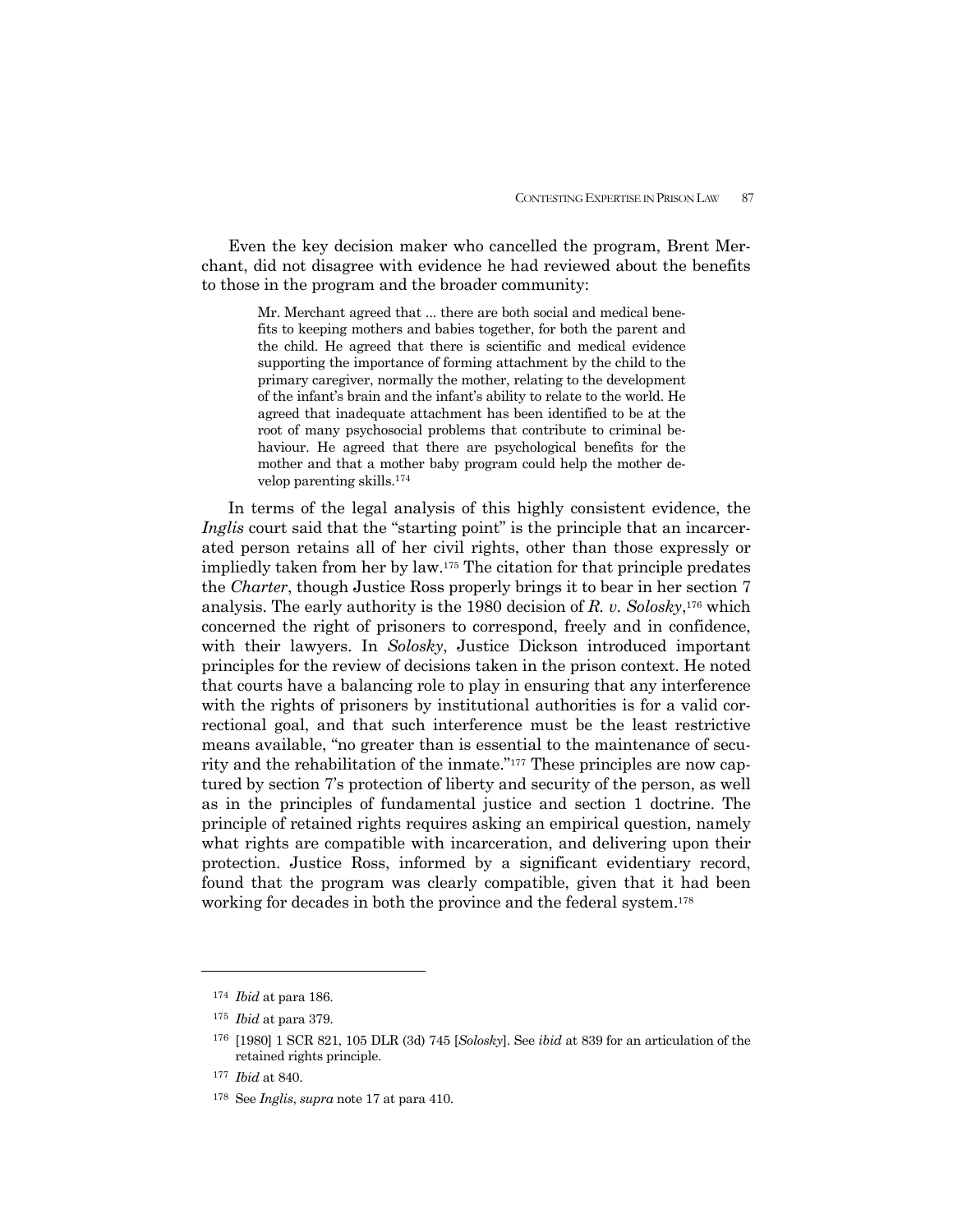Even the key decision maker who cancelled the program, Brent Merchant, did not disagree with evidence he had reviewed about the benefits to those in the program and the broader community:

> Mr. Merchant agreed that ... there are both social and medical benefits to keeping mothers and babies together, for both the parent and the child. He agreed that there is scientific and medical evidence supporting the importance of forming attachment by the child to the primary caregiver, normally the mother, relating to the development of the infant's brain and the infant's ability to relate to the world. He agreed that inadequate attachment has been identified to be at the root of many psychosocial problems that contribute to criminal behaviour. He agreed that there are psychological benefits for the mother and that a mother baby program could help the mother develop parenting skills.[174]

In terms of the legal analysis of this highly consistent evidence, the *Inglis* court said that the "starting point" is the principle that an incarcerated person retains all of her civil rights, other than those expressly or impliedly taken from her by law.[175] The citation for that principle predates the *Charter*, though Justice Ross properly brings it to bear in her section 7 analysis. The early authority is the 1980 decision of *R. v. Solosky*,[176] which concerned the right of prisoners to correspond, freely and in confidence, with their lawyers. In *Solosky*, Justice Dickson introduced important principles for the review of decisions taken in the prison context. He noted that courts have a balancing role to play in ensuring that any interference with the rights of prisoners by institutional authorities is for a valid correctional goal, and that such interference must be the least restrictive means available, "no greater than is essential to the maintenance of security and the rehabilitation of the inmate."[177] These principles are now captured by section 7's protection of liberty and security of the person, as well as in the principles of fundamental justice and section 1 doctrine. The principle of retained rights requires asking an empirical question, namely what rights are compatible with incarceration, and delivering upon their protection. Justice Ross, informed by a significant evidentiary record, found that the program was clearly compatible, given that it had been working for decades in both the province and the federal system.[178]

---

[174] *Ibid* at para 186.

[175] *Ibid* at para 379.

[176] [1980] 1 SCR 821, 105 DLR (3d) 745 [*Solosky*]. See *ibid* at 839 for an articulation of the retained rights principle.

[177] *Ibid* at 840.

[178] See *Inglis*, *supra* note 17 at para 410.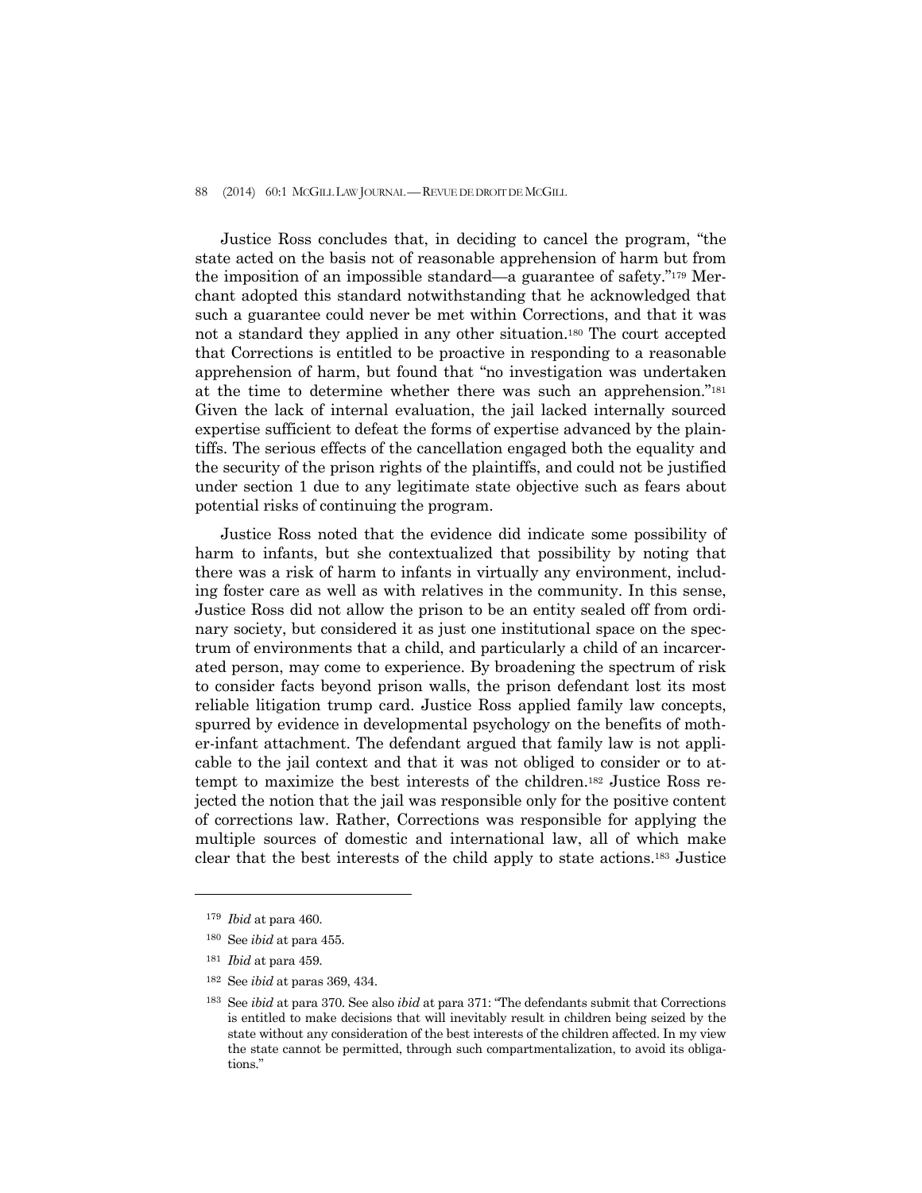Justice Ross concludes that, in deciding to cancel the program, "the state acted on the basis not of reasonable apprehension of harm but from the imposition of an impossible standard—a guarantee of safety."[179] Merchant adopted this standard notwithstanding that he acknowledged that such a guarantee could never be met within Corrections, and that it was not a standard they applied in any other situation.[180] The court accepted that Corrections is entitled to be proactive in responding to a reasonable apprehension of harm, but found that "no investigation was undertaken at the time to determine whether there was such an apprehension."[181] Given the lack of internal evaluation, the jail lacked internally sourced expertise sufficient to defeat the forms of expertise advanced by the plaintiffs. The serious effects of the cancellation engaged both the equality and the security of the prison rights of the plaintiffs, and could not be justified under section 1 due to any legitimate state objective such as fears about potential risks of continuing the program.

Justice Ross noted that the evidence did indicate some possibility of harm to infants, but she contextualized that possibility by noting that there was a risk of harm to infants in virtually any environment, including foster care as well as with relatives in the community. In this sense, Justice Ross did not allow the prison to be an entity sealed off from ordinary society, but considered it as just one institutional space on the spectrum of environments that a child, and particularly a child of an incarcerated person, may come to experience. By broadening the spectrum of risk to consider facts beyond prison walls, the prison defendant lost its most reliable litigation trump card. Justice Ross applied family law concepts, spurred by evidence in developmental psychology on the benefits of mother-infant attachment. The defendant argued that family law is not applicable to the jail context and that it was not obliged to consider or to attempt to maximize the best interests of the children.[182] Justice Ross rejected the notion that the jail was responsible only for the positive content of corrections law. Rather, Corrections was responsible for applying the multiple sources of domestic and international law, all of which make clear that the best interests of the child apply to state actions.[183] Justice

---

[179] *Ibid* at para 460.

[180] See *ibid* at para 455.

[181] *Ibid* at para 459.

[182] See *ibid* at paras 369, 434.

[183] See *ibid* at para 370. See also *ibid* at para 371: "The defendants submit that Corrections is entitled to make decisions that will inevitably result in children being seized by the state without any consideration of the best interests of the children affected. In my view the state cannot be permitted, through such compartmentalization, to avoid its obligations."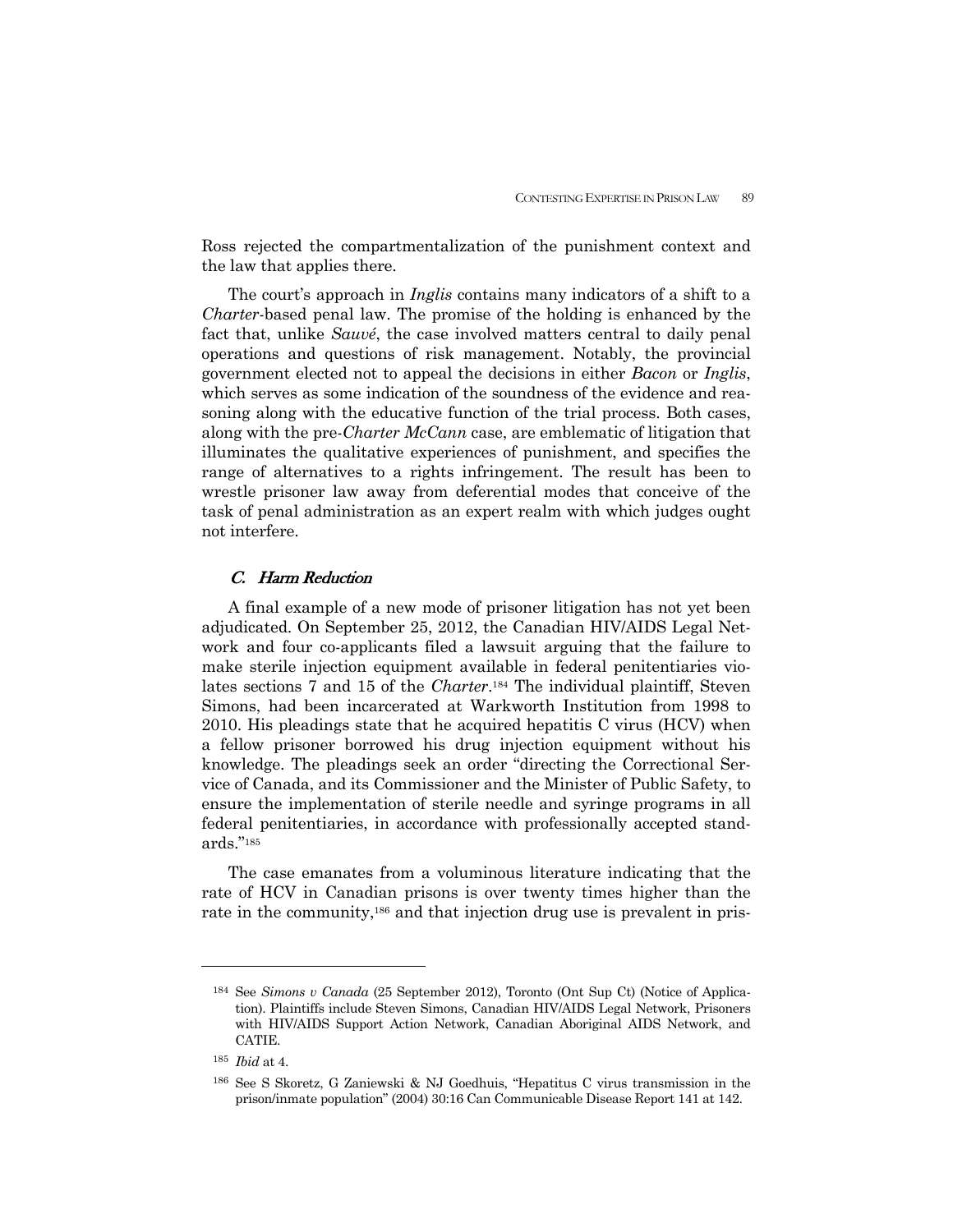Ross rejected the compartmentalization of the punishment context and the law that applies there.

The court's approach in *Inglis* contains many indicators of a shift to a *Charter*-based penal law. The promise of the holding is enhanced by the fact that, unlike *Sauvé*, the case involved matters central to daily penal operations and questions of risk management. Notably, the provincial government elected not to appeal the decisions in either *Bacon* or *Inglis*, which serves as some indication of the soundness of the evidence and reasoning along with the educative function of the trial process. Both cases, along with the pre-*Charter McCann* case, are emblematic of litigation that illuminates the qualitative experiences of punishment, and specifies the range of alternatives to a rights infringement. The result has been to wrestle prisoner law away from deferential modes that conceive of the task of penal administration as an expert realm with which judges ought not interfere.

### *C. Harm Reduction*

A final example of a new mode of prisoner litigation has not yet been adjudicated. On September 25, 2012, the Canadian HIV/AIDS Legal Network and four co-applicants filed a lawsuit arguing that the failure to make sterile injection equipment available in federal penitentiaries violates sections 7 and 15 of the *Charter*.[184] The individual plaintiff, Steven Simons, had been incarcerated at Warkworth Institution from 1998 to 2010. His pleadings state that he acquired hepatitis C virus (HCV) when a fellow prisoner borrowed his drug injection equipment without his knowledge. The pleadings seek an order "directing the Correctional Service of Canada, and its Commissioner and the Minister of Public Safety, to ensure the implementation of sterile needle and syringe programs in all federal penitentiaries, in accordance with professionally accepted standards."[185]

The case emanates from a voluminous literature indicating that the rate of HCV in Canadian prisons is over twenty times higher than the rate in the community,[186] and that injection drug use is prevalent in pris-

---

[184] See *Simons v Canada* (25 September 2012), Toronto (Ont Sup Ct) (Notice of Application). Plaintiffs include Steven Simons, Canadian HIV/AIDS Legal Network, Prisoners with HIV/AIDS Support Action Network, Canadian Aboriginal AIDS Network, and CATIE.

[185] *Ibid* at 4.

[186] See S Skoretz, G Zaniewski & NJ Goedhuis, "Hepatitus C virus transmission in the prison/inmate population" (2004) 30:16 Can Communicable Disease Report 141 at 142.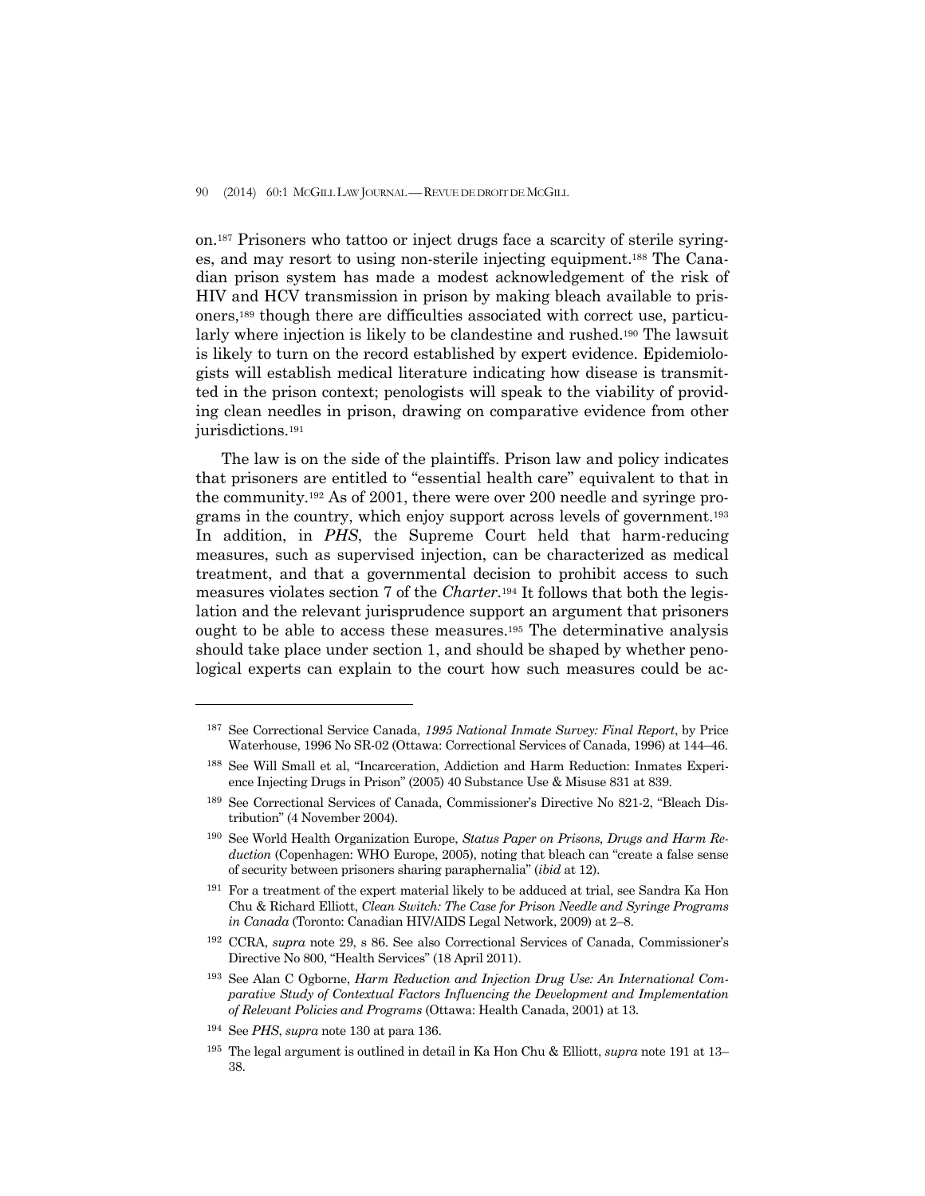on.[187] Prisoners who tattoo or inject drugs face a scarcity of sterile syringes, and may resort to using non-sterile injecting equipment.[188] The Canadian prison system has made a modest acknowledgement of the risk of HIV and HCV transmission in prison by making bleach available to prisoners,[189] though there are difficulties associated with correct use, particularly where injection is likely to be clandestine and rushed.[190] The lawsuit is likely to turn on the record established by expert evidence. Epidemiologists will establish medical literature indicating how disease is transmitted in the prison context; penologists will speak to the viability of providing clean needles in prison, drawing on comparative evidence from other jurisdictions.[191]

The law is on the side of the plaintiffs. Prison law and policy indicates that prisoners are entitled to "essential health care" equivalent to that in the community.[192] As of 2001, there were over 200 needle and syringe programs in the country, which enjoy support across levels of government.[193] In addition, in *PHS*, the Supreme Court held that harm-reducing measures, such as supervised injection, can be characterized as medical treatment, and that a governmental decision to prohibit access to such measures violates section 7 of the *Charter*.[194] It follows that both the legislation and the relevant jurisprudence support an argument that prisoners ought to be able to access these measures.[195] The determinative analysis should take place under section 1, and should be shaped by whether penological experts can explain to the court how such measures could be ac-

---

[187] See Correctional Service Canada, *1995 National Inmate Survey: Final Report*, by Price Waterhouse, 1996 No SR-02 (Ottawa: Correctional Services of Canada, 1996) at 144–46.

[188] See Will Small et al, "Incarceration, Addiction and Harm Reduction: Inmates Experience Injecting Drugs in Prison" (2005) 40 Substance Use & Misuse 831 at 839.

[189] See Correctional Services of Canada, Commissioner's Directive No 821-2, "Bleach Distribution" (4 November 2004).

[190] See World Health Organization Europe, *Status Paper on Prisons, Drugs and Harm Reduction* (Copenhagen: WHO Europe, 2005), noting that bleach can "create a false sense of security between prisoners sharing paraphernalia" (*ibid* at 12).

[191] For a treatment of the expert material likely to be adduced at trial, see Sandra Ka Hon Chu & Richard Elliott, *Clean Switch: The Case for Prison Needle and Syringe Programs in Canada* (Toronto: Canadian HIV/AIDS Legal Network, 2009) at 2–8.

[192] CCRA, *supra* note 29, s 86. See also Correctional Services of Canada, Commissioner's Directive No 800, "Health Services" (18 April 2011).

[193] See Alan C Ogborne, *Harm Reduction and Injection Drug Use: An International Comparative Study of Contextual Factors Influencing the Development and Implementation of Relevant Policies and Programs* (Ottawa: Health Canada, 2001) at 13.

[194] See *PHS*, *supra* note 130 at para 136.

[195] The legal argument is outlined in detail in Ka Hon Chu & Elliott, *supra* note 191 at 13–38.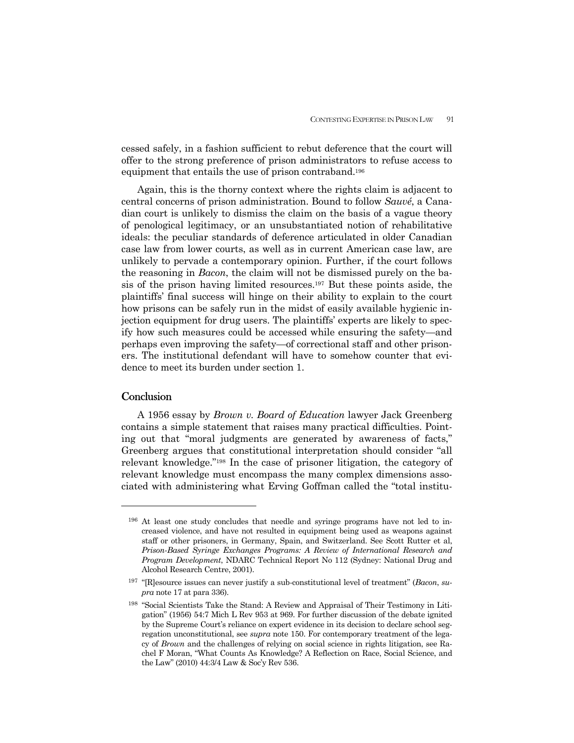cessed safely, in a fashion sufficient to rebut deference that the court will offer to the strong preference of prison administrators to refuse access to equipment that entails the use of prison contraband.[196]

Again, this is the thorny context where the rights claim is adjacent to central concerns of prison administration. Bound to follow *Sauvé*, a Canadian court is unlikely to dismiss the claim on the basis of a vague theory of penological legitimacy, or an unsubstantiated notion of rehabilitative ideals: the peculiar standards of deference articulated in older Canadian case law from lower courts, as well as in current American case law, are unlikely to pervade a contemporary opinion. Further, if the court follows the reasoning in *Bacon*, the claim will not be dismissed purely on the basis of the prison having limited resources.[197] But these points aside, the plaintiffs' final success will hinge on their ability to explain to the court how prisons can be safely run in the midst of easily available hygienic injection equipment for drug users. The plaintiffs' experts are likely to specify how such measures could be accessed while ensuring the safety—and perhaps even improving the safety—of correctional staff and other prisoners. The institutional defendant will have to somehow counter that evidence to meet its burden under section 1.

## Conclusion

A 1956 essay by *Brown v. Board of Education* lawyer Jack Greenberg contains a simple statement that raises many practical difficulties. Pointing out that "moral judgments are generated by awareness of facts," Greenberg argues that constitutional interpretation should consider "all relevant knowledge."[198] In the case of prisoner litigation, the category of relevant knowledge must encompass the many complex dimensions associated with administering what Erving Goffman called the "total institu-

---

[196] At least one study concludes that needle and syringe programs have not led to increased violence, and have not resulted in equipment being used as weapons against staff or other prisoners, in Germany, Spain, and Switzerland. See Scott Rutter et al, *Prison-Based Syringe Exchanges Programs: A Review of International Research and Program Development*, NDARC Technical Report No 112 (Sydney: National Drug and Alcohol Research Centre, 2001).

[197] "[R]esource issues can never justify a sub-constitutional level of treatment" (*Bacon*, *supra* note 17 at para 336).

[198] "Social Scientists Take the Stand: A Review and Appraisal of Their Testimony in Litigation" (1956) 54:7 Mich L Rev 953 at 969. For further discussion of the debate ignited by the Supreme Court's reliance on expert evidence in its decision to declare school segregation unconstitutional, see *supra* note 150. For contemporary treatment of the legacy of *Brown* and the challenges of relying on social science in rights litigation, see Rachel F Moran, "What Counts As Knowledge? A Reflection on Race, Social Science, and the Law" (2010) 44:3/4 Law & Soc'y Rev 536.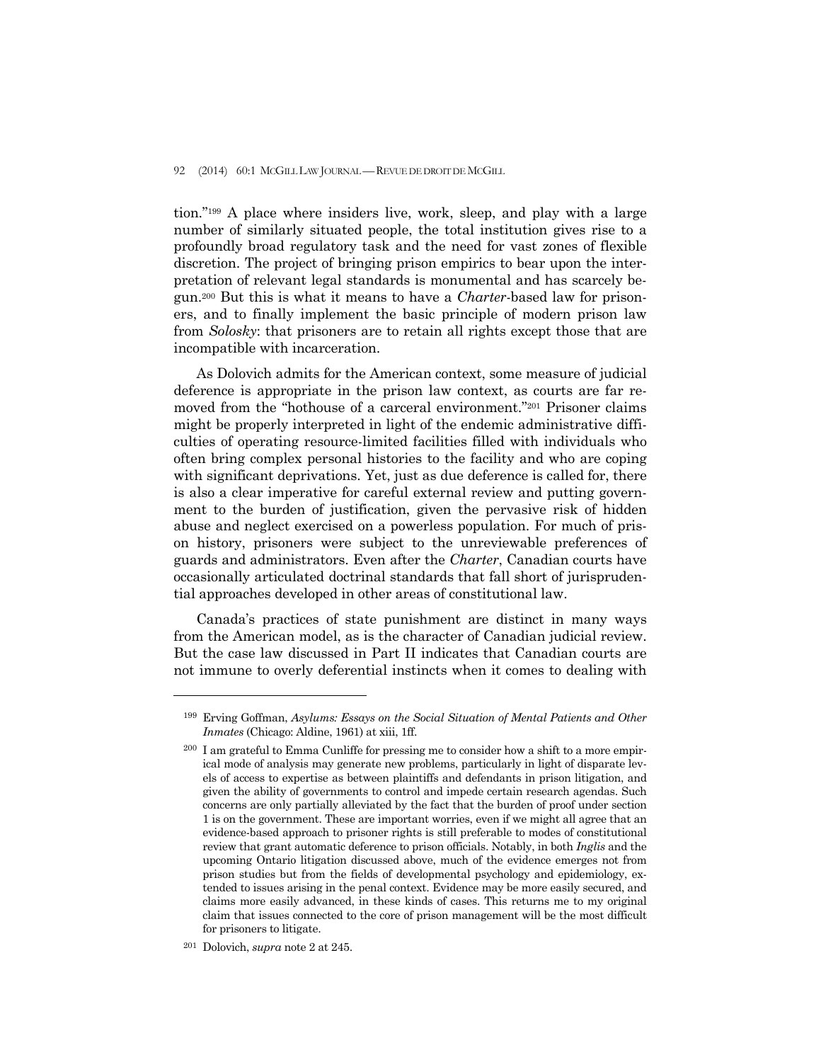tion."[199] A place where insiders live, work, sleep, and play with a large number of similarly situated people, the total institution gives rise to a profoundly broad regulatory task and the need for vast zones of flexible discretion. The project of bringing prison empirics to bear upon the interpretation of relevant legal standards is monumental and has scarcely begun.[200] But this is what it means to have a *Charter*-based law for prisoners, and to finally implement the basic principle of modern prison law from *Solosky*: that prisoners are to retain all rights except those that are incompatible with incarceration.

As Dolovich admits for the American context, some measure of judicial deference is appropriate in the prison law context, as courts are far removed from the "hothouse of a carceral environment."[201] Prisoner claims might be properly interpreted in light of the endemic administrative difficulties of operating resource-limited facilities filled with individuals who often bring complex personal histories to the facility and who are coping with significant deprivations. Yet, just as due deference is called for, there is also a clear imperative for careful external review and putting government to the burden of justification, given the pervasive risk of hidden abuse and neglect exercised on a powerless population. For much of prison history, prisoners were subject to the unreviewable preferences of guards and administrators. Even after the *Charter*, Canadian courts have occasionally articulated doctrinal standards that fall short of jurisprudential approaches developed in other areas of constitutional law.

Canada's practices of state punishment are distinct in many ways from the American model, as is the character of Canadian judicial review. But the case law discussed in Part II indicates that Canadian courts are not immune to overly deferential instincts when it comes to dealing with

---

[199] Erving Goffman, *Asylums: Essays on the Social Situation of Mental Patients and Other Inmates* (Chicago: Aldine, 1961) at xiii, 1ff.

[200] I am grateful to Emma Cunliffe for pressing me to consider how a shift to a more empirical mode of analysis may generate new problems, particularly in light of disparate levels of access to expertise as between plaintiffs and defendants in prison litigation, and given the ability of governments to control and impede certain research agendas. Such concerns are only partially alleviated by the fact that the burden of proof under section 1 is on the government. These are important worries, even if we might all agree that an evidence-based approach to prisoner rights is still preferable to modes of constitutional review that grant automatic deference to prison officials. Notably, in both *Inglis* and the upcoming Ontario litigation discussed above, much of the evidence emerges not from prison studies but from the fields of developmental psychology and epidemiology, extended to issues arising in the penal context. Evidence may be more easily secured, and claims more easily advanced, in these kinds of cases. This returns me to my original claim that issues connected to the core of prison management will be the most difficult for prisoners to litigate.

[201] Dolovich, *supra* note 2 at 245.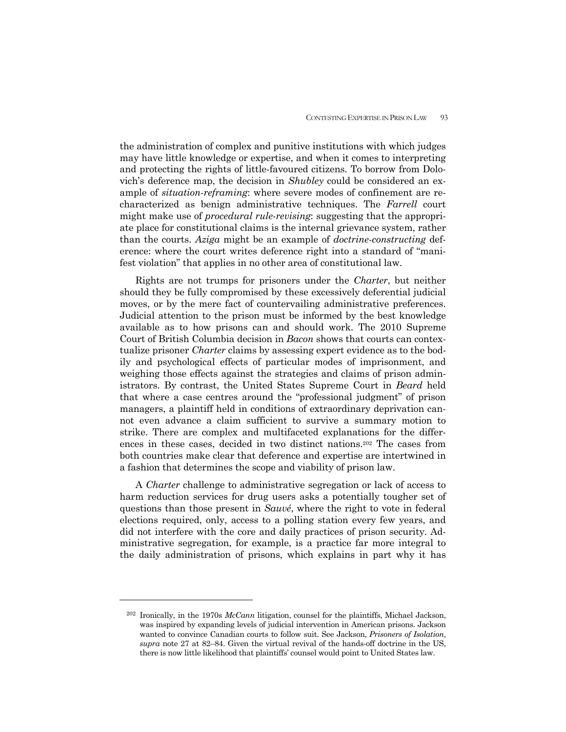the administration of complex and punitive institutions with which judges may have little knowledge or expertise, and when it comes to interpreting and protecting the rights of little-favoured citizens. To borrow from Dolovich's deference map, the decision in *Shubley* could be considered an example of *situation-reframing*: where severe modes of confinement are recharacterized as benign administrative techniques. The *Farrell* court might make use of *procedural rule-revising*: suggesting that the appropriate place for constitutional claims is the internal grievance system, rather than the courts. *Aziga* might be an example of *doctrine-constructing* deference: where the court writes deference right into a standard of "manifest violation" that applies in no other area of constitutional law.

Rights are not trumps for prisoners under the *Charter*, but neither should they be fully compromised by these excessively deferential judicial moves, or by the mere fact of countervailing administrative preferences. Judicial attention to the prison must be informed by the best knowledge available as to how prisons can and should work. The 2010 Supreme Court of British Columbia decision in *Bacon* shows that courts can contextualize prisoner *Charter* claims by assessing expert evidence as to the bodily and psychological effects of particular modes of imprisonment, and weighing those effects against the strategies and claims of prison administrators. By contrast, the United States Supreme Court in *Beard* held that where a case centres around the "professional judgment" of prison managers, a plaintiff held in conditions of extraordinary deprivation cannot even advance a claim sufficient to survive a summary motion to strike. There are complex and multifaceted explanations for the differences in these cases, decided in two distinct nations.[202] The cases from both countries make clear that deference and expertise are intertwined in a fashion that determines the scope and viability of prison law.

A *Charter* challenge to administrative segregation or lack of access to harm reduction services for drug users asks a potentially tougher set of questions than those present in *Sauvé*, where the right to vote in federal elections required, only, access to a polling station every few years, and did not interfere with the core and daily practices of prison security. Administrative segregation, for example, is a practice far more integral to the daily administration of prisons, which explains in part why it has

---

[202] Ironically, in the 1970s *McCann* litigation, counsel for the plaintiffs, Michael Jackson, was inspired by expanding levels of judicial intervention in American prisons. Jackson wanted to convince Canadian courts to follow suit. See Jackson, *Prisoners of Isolation*, *supra* note 27 at 82–84. Given the virtual revival of the hands-off doctrine in the US, there is now little likelihood that plaintiffs' counsel would point to United States law.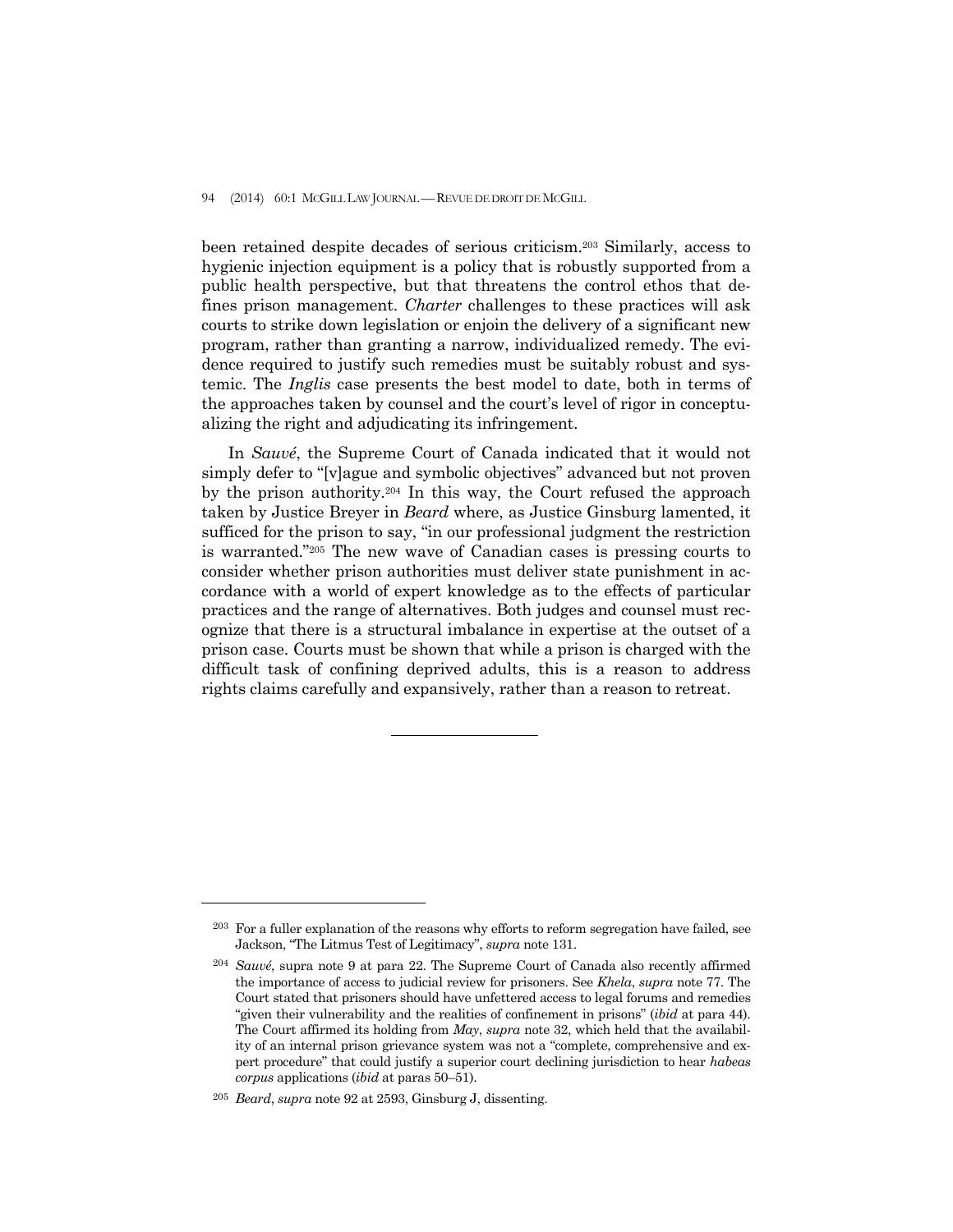been retained despite decades of serious criticism.[203] Similarly, access to hygienic injection equipment is a policy that is robustly supported from a public health perspective, but that threatens the control ethos that defines prison management. *Charter* challenges to these practices will ask courts to strike down legislation or enjoin the delivery of a significant new program, rather than granting a narrow, individualized remedy. The evidence required to justify such remedies must be suitably robust and systemic. The *Inglis* case presents the best model to date, both in terms of the approaches taken by counsel and the court's level of rigor in conceptualizing the right and adjudicating its infringement.

In *Sauvé*, the Supreme Court of Canada indicated that it would not simply defer to "[v]ague and symbolic objectives" advanced but not proven by the prison authority.[204] In this way, the Court refused the approach taken by Justice Breyer in *Beard* where, as Justice Ginsburg lamented, it sufficed for the prison to say, "in our professional judgment the restriction is warranted."[205] The new wave of Canadian cases is pressing courts to consider whether prison authorities must deliver state punishment in accordance with a world of expert knowledge as to the effects of particular practices and the range of alternatives. Both judges and counsel must recognize that there is a structural imbalance in expertise at the outset of a prison case. Courts must be shown that while a prison is charged with the difficult task of confining deprived adults, this is a reason to address rights claims carefully and expansively, rather than a reason to retreat.

---

[203] For a fuller explanation of the reasons why efforts to reform segregation have failed, see Jackson, "The Litmus Test of Legitimacy", *supra* note 131.

[204] *Sauvé*, supra note 9 at para 22. The Supreme Court of Canada also recently affirmed the importance of access to judicial review for prisoners. See *Khela*, *supra* note 77. The Court stated that prisoners should have unfettered access to legal forums and remedies "given their vulnerability and the realities of confinement in prisons" (*ibid* at para 44). The Court affirmed its holding from *May*, *supra* note 32, which held that the availability of an internal prison grievance system was not a "complete, comprehensive and expert procedure" that could justify a superior court declining jurisdiction to hear *habeas corpus* applications (*ibid* at paras 50–51).

[205] *Beard*, *supra* note 92 at 2593, Ginsburg J, dissenting.